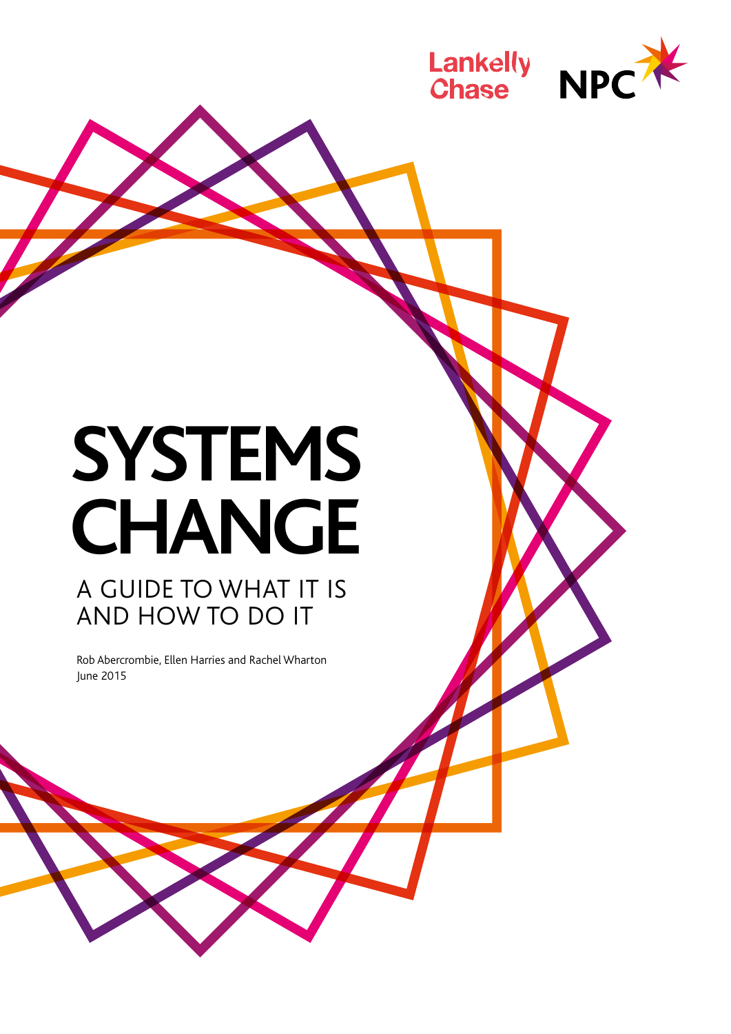Lankelly Chase

NPC

# SYSTEMS CHANGE

## A GUIDE TO WHAT IT IS AND HOW TO DO IT

Rob Abercrombie, Ellen Harries and Rachel Wharton
June 2015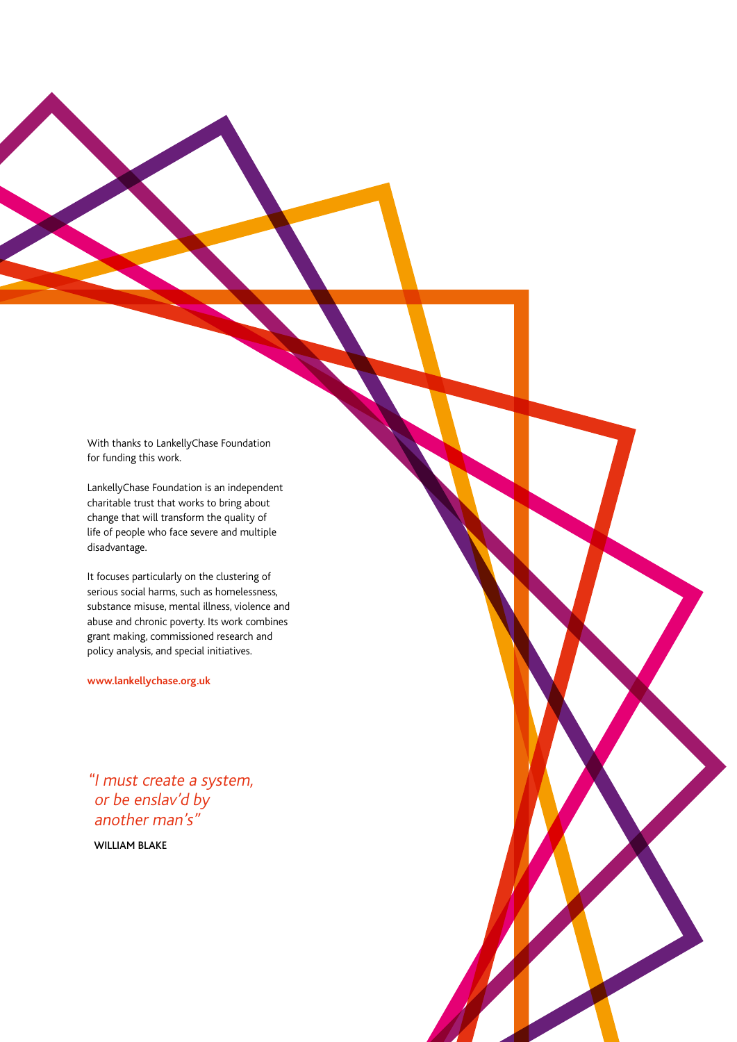With thanks to LankellyChase Foundation for funding this work.

LankellyChase Foundation is an independent charitable trust that works to bring about change that will transform the quality of life of people who face severe and multiple disadvantage.

It focuses particularly on the clustering of serious social harms, such as homelessness, substance misuse, mental illness, violence and abuse and chronic poverty. Its work combines grant making, commissioned research and policy analysis, and special initiatives.

**www.lankellychase.org.uk**

*"I must create a system, or be enslav'd by another man's"*

WILLIAM BLAKE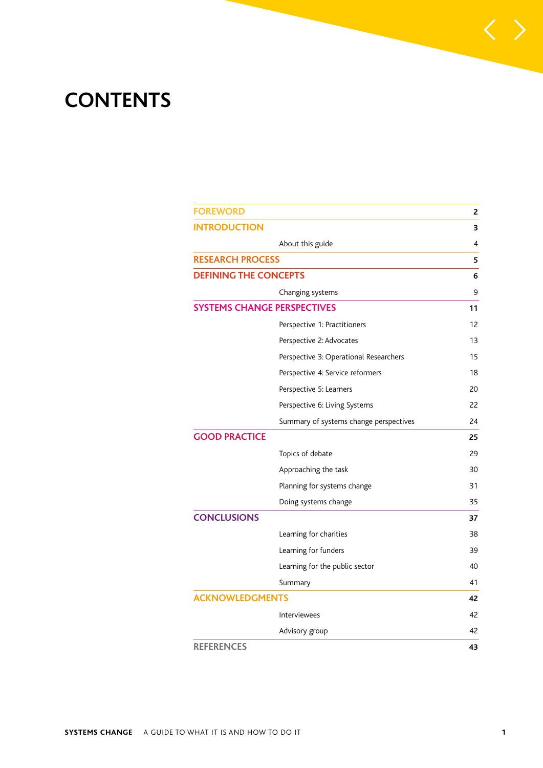# CONTENTS

| | | |
|---|---|---|
| **FOREWORD** | | **2** |
| **INTRODUCTION** | | **3** |
| | About this guide | 4 |
| **RESEARCH PROCESS** | | **5** |
| **DEFINING THE CONCEPTS** | | **6** |
| | Changing systems | 9 |
| **SYSTEMS CHANGE PERSPECTIVES** | | **11** |
| | Perspective 1: Practitioners | 12 |
| | Perspective 2: Advocates | 13 |
| | Perspective 3: Operational Researchers | 15 |
| | Perspective 4: Service reformers | 18 |
| | Perspective 5: Learners | 20 |
| | Perspective 6: Living Systems | 22 |
| | Summary of systems change perspectives | 24 |
| **GOOD PRACTICE** | | **25** |
| | Topics of debate | 29 |
| | Approaching the task | 30 |
| | Planning for systems change | 31 |
| | Doing systems change | 35 |
| **CONCLUSIONS** | | **37** |
| | Learning for charities | 38 |
| | Learning for funders | 39 |
| | Learning for the public sector | 40 |
| | Summary | 41 |
| **ACKNOWLEDGMENTS** | | **42** |
| | Interviewees | 42 |
| | Advisory group | 42 |
| **REFERENCES** | | **43** |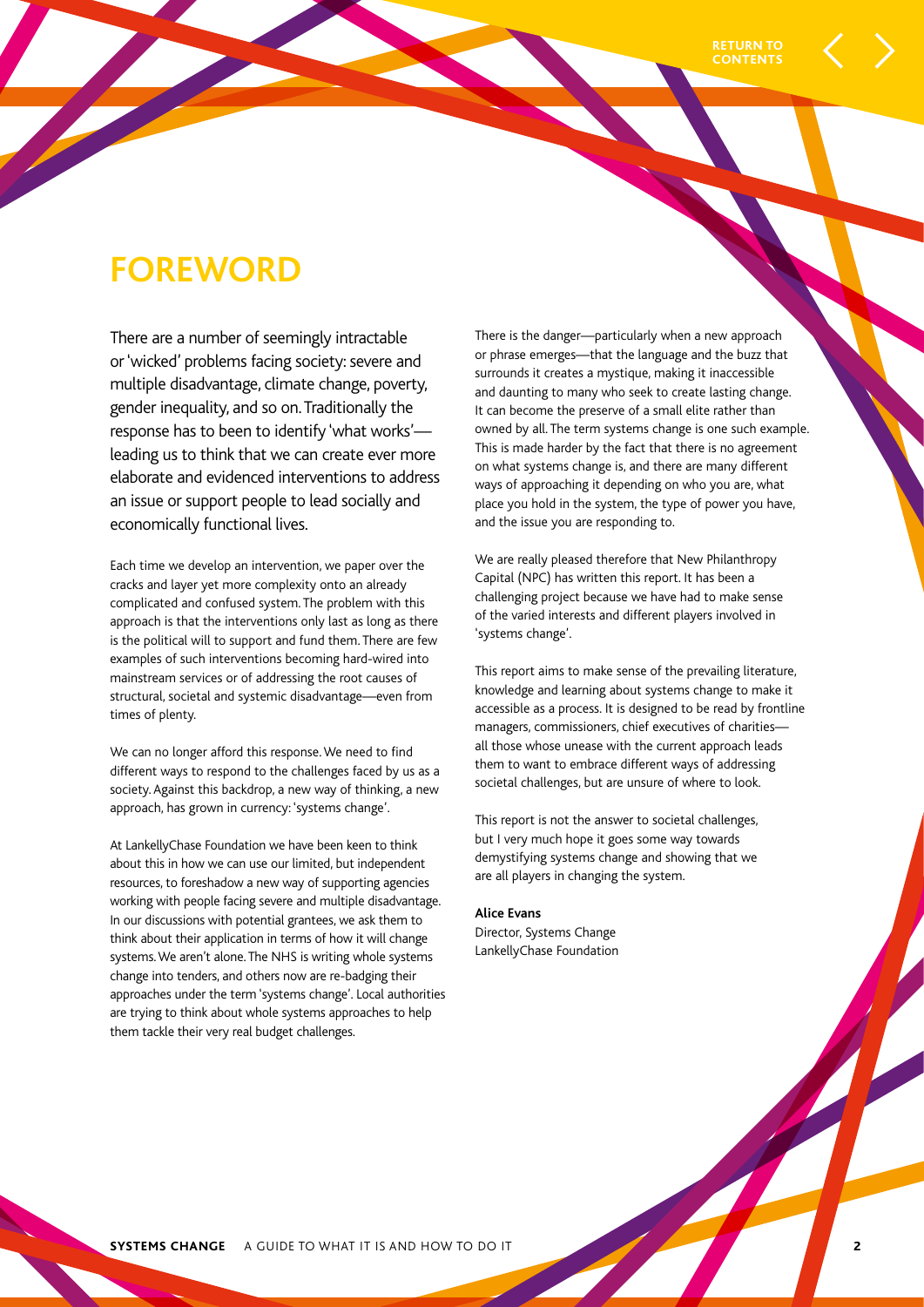# FOREWORD

There are a number of seemingly intractable or 'wicked' problems facing society: severe and multiple disadvantage, climate change, poverty, gender inequality, and so on. Traditionally the response has to been to identify 'what works'—leading us to think that we can create ever more elaborate and evidenced interventions to address an issue or support people to lead socially and economically functional lives.

Each time we develop an intervention, we paper over the cracks and layer yet more complexity onto an already complicated and confused system. The problem with this approach is that the interventions only last as long as there is the political will to support and fund them. There are few examples of such interventions becoming hard-wired into mainstream services or of addressing the root causes of structural, societal and systemic disadvantage—even from times of plenty.

We can no longer afford this response. We need to find different ways to respond to the challenges faced by us as a society. Against this backdrop, a new way of thinking, a new approach, has grown in currency: 'systems change'.

At LankellyChase Foundation we have been keen to think about this in how we can use our limited, but independent resources, to foreshadow a new way of supporting agencies working with people facing severe and multiple disadvantage. In our discussions with potential grantees, we ask them to think about their application in terms of how it will change systems. We aren't alone. The NHS is writing whole systems change into tenders, and others now are re-badging their approaches under the term 'systems change'. Local authorities are trying to think about whole systems approaches to help them tackle their very real budget challenges.

There is the danger—particularly when a new approach or phrase emerges—that the language and the buzz that surrounds it creates a mystique, making it inaccessible and daunting to many who seek to create lasting change. It can become the preserve of a small elite rather than owned by all. The term systems change is one such example. This is made harder by the fact that there is no agreement on what systems change is, and there are many different ways of approaching it depending on who you are, what place you hold in the system, the type of power you have, and the issue you are responding to.

We are really pleased therefore that New Philanthropy Capital (NPC) has written this report. It has been a challenging project because we have had to make sense of the varied interests and different players involved in 'systems change'.

This report aims to make sense of the prevailing literature, knowledge and learning about systems change to make it accessible as a process. It is designed to be read by frontline managers, commissioners, chief executives of charities—all those whose unease with the current approach leads them to want to embrace different ways of addressing societal challenges, but are unsure of where to look.

This report is not the answer to societal challenges, but I very much hope it goes some way towards demystifying systems change and showing that we are all players in changing the system.

**Alice Evans**
Director, Systems Change
LankellyChase Foundation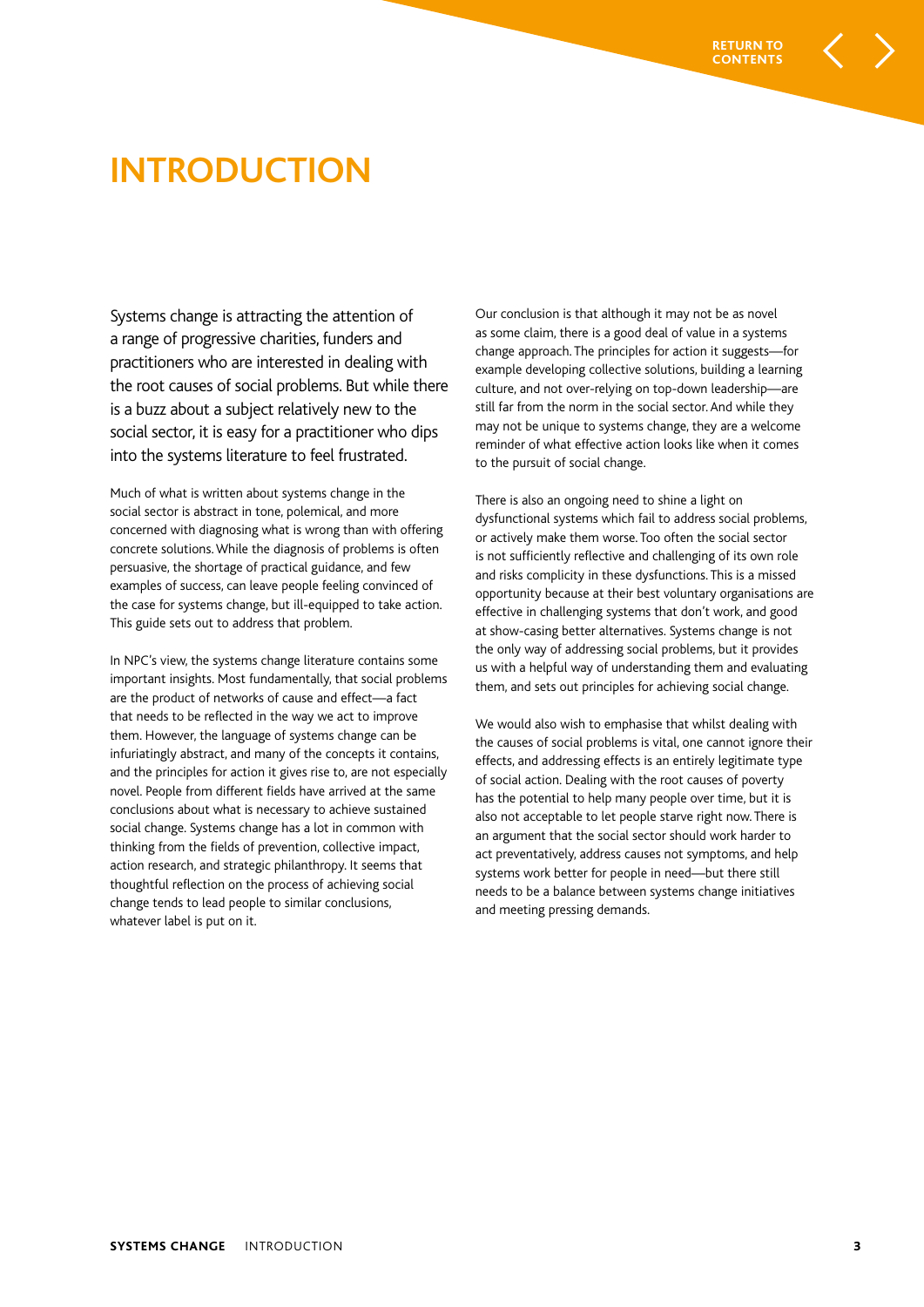# INTRODUCTION

Systems change is attracting the attention of a range of progressive charities, funders and practitioners who are interested in dealing with the root causes of social problems. But while there is a buzz about a subject relatively new to the social sector, it is easy for a practitioner who dips into the systems literature to feel frustrated.

Much of what is written about systems change in the social sector is abstract in tone, polemical, and more concerned with diagnosing what is wrong than with offering concrete solutions. While the diagnosis of problems is often persuasive, the shortage of practical guidance, and few examples of success, can leave people feeling convinced of the case for systems change, but ill-equipped to take action. This guide sets out to address that problem.

In NPC's view, the systems change literature contains some important insights. Most fundamentally, that social problems are the product of networks of cause and effect—a fact that needs to be reflected in the way we act to improve them. However, the language of systems change can be infuriatingly abstract, and many of the concepts it contains, and the principles for action it gives rise to, are not especially novel. People from different fields have arrived at the same conclusions about what is necessary to achieve sustained social change. Systems change has a lot in common with thinking from the fields of prevention, collective impact, action research, and strategic philanthropy. It seems that thoughtful reflection on the process of achieving social change tends to lead people to similar conclusions, whatever label is put on it.

Our conclusion is that although it may not be as novel as some claim, there is a good deal of value in a systems change approach. The principles for action it suggests—for example developing collective solutions, building a learning culture, and not over-relying on top-down leadership—are still far from the norm in the social sector. And while they may not be unique to systems change, they are a welcome reminder of what effective action looks like when it comes to the pursuit of social change.

There is also an ongoing need to shine a light on dysfunctional systems which fail to address social problems, or actively make them worse. Too often the social sector is not sufficiently reflective and challenging of its own role and risks complicity in these dysfunctions. This is a missed opportunity because at their best voluntary organisations are effective in challenging systems that don't work, and good at show-casing better alternatives. Systems change is not the only way of addressing social problems, but it provides us with a helpful way of understanding them and evaluating them, and sets out principles for achieving social change.

We would also wish to emphasise that whilst dealing with the causes of social problems is vital, one cannot ignore their effects, and addressing effects is an entirely legitimate type of social action. Dealing with the root causes of poverty has the potential to help many people over time, but it is also not acceptable to let people starve right now. There is an argument that the social sector should work harder to act preventatively, address causes not symptoms, and help systems work better for people in need—but there still needs to be a balance between systems change initiatives and meeting pressing demands.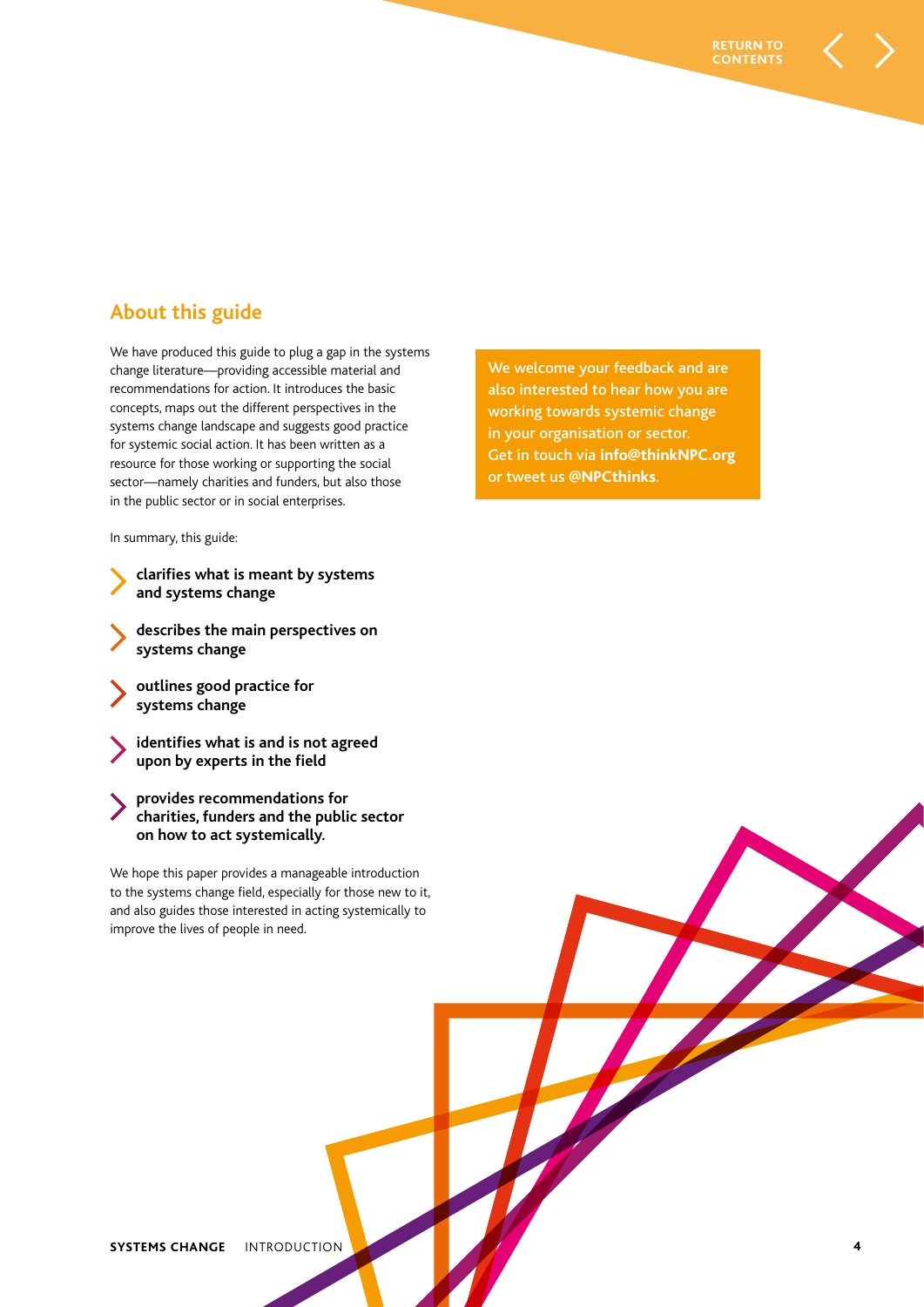## About this guide

We have produced this guide to plug a gap in the systems change literature—providing accessible material and recommendations for action. It introduces the basic concepts, maps out the different perspectives in the systems change landscape and suggests good practice for systemic social action. It has been written as a resource for those working or supporting the social sector—namely charities and funders, but also those in the public sector or in social enterprises.

In summary, this guide:

- **clarifies what is meant by systems and systems change**
- **describes the main perspectives on systems change**
- **outlines good practice for systems change**
- **identifies what is and is not agreed upon by experts in the field**
- **provides recommendations for charities, funders and the public sector on how to act systemically.**

We hope this paper provides a manageable introduction to the systems change field, especially for those new to it, and also guides those interested in acting systemically to improve the lives of people in need.

We welcome your feedback and are also interested to hear how you are working towards systemic change in your organisation or sector. Get in touch via **info@thinkNPC.org** or tweet us **@NPCthinks**.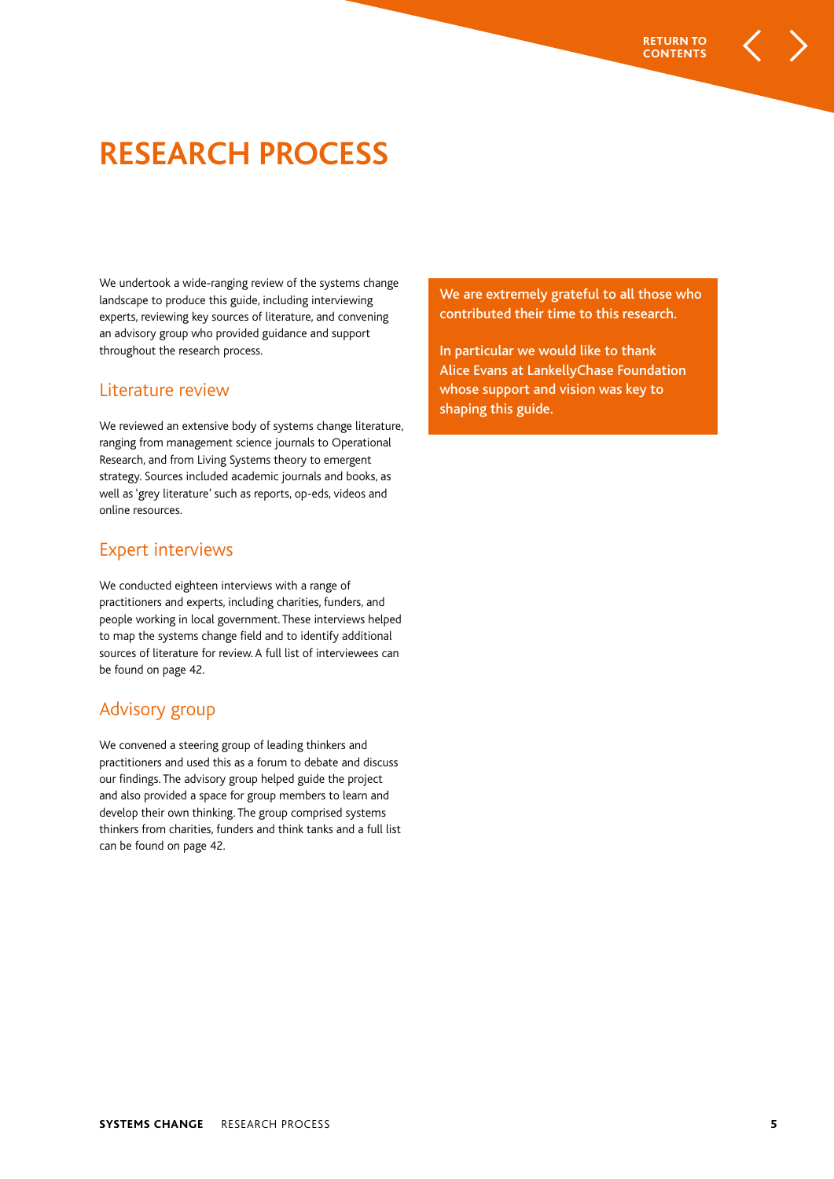# RESEARCH PROCESS

We undertook a wide-ranging review of the systems change landscape to produce this guide, including interviewing experts, reviewing key sources of literature, and convening an advisory group who provided guidance and support throughout the research process.

## Literature review

We reviewed an extensive body of systems change literature, ranging from management science journals to Operational Research, and from Living Systems theory to emergent strategy. Sources included academic journals and books, as well as 'grey literature' such as reports, op-eds, videos and online resources.

## Expert interviews

We conducted eighteen interviews with a range of practitioners and experts, including charities, funders, and people working in local government. These interviews helped to map the systems change field and to identify additional sources of literature for review. A full list of interviewees can be found on page 42.

## Advisory group

We convened a steering group of leading thinkers and practitioners and used this as a forum to debate and discuss our findings. The advisory group helped guide the project and also provided a space for group members to learn and develop their own thinking. The group comprised systems thinkers from charities, funders and think tanks and a full list can be found on page 42.

**We are extremely grateful to all those who contributed their time to this research.**

**In particular we would like to thank Alice Evans at LankellyChase Foundation whose support and vision was key to shaping this guide.**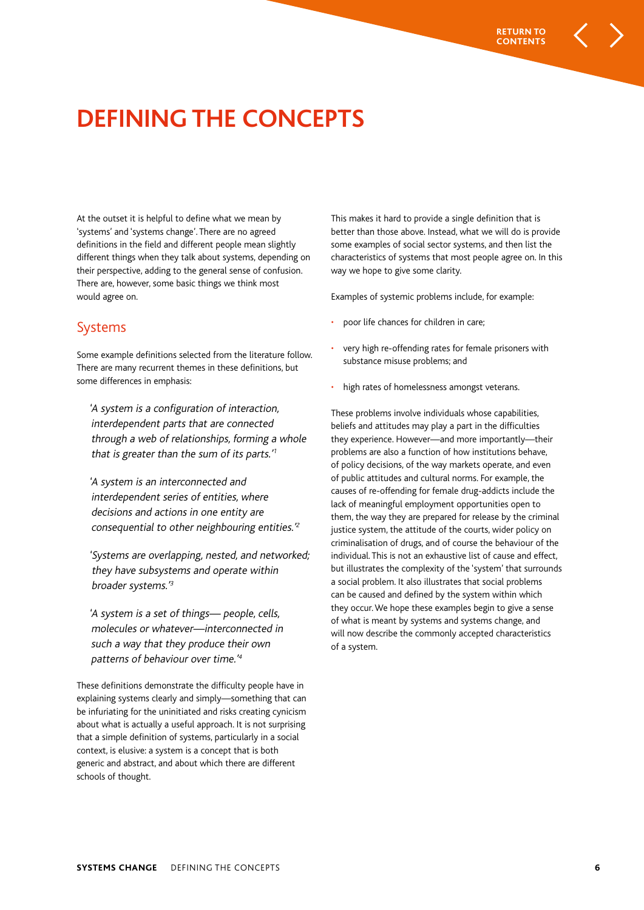# DEFINING THE CONCEPTS

At the outset it is helpful to define what we mean by 'systems' and 'systems change'. There are no agreed definitions in the field and different people mean slightly different things when they talk about systems, depending on their perspective, adding to the general sense of confusion. There are, however, some basic things we think most would agree on.

## Systems

Some example definitions selected from the literature follow. There are many recurrent themes in these definitions, but some differences in emphasis:

> *'A system is a configuration of interaction, interdependent parts that are connected through a web of relationships, forming a whole that is greater than the sum of its parts.'*[1]

> *'A system is an interconnected and interdependent series of entities, where decisions and actions in one entity are consequential to other neighbouring entities.'*[2]

> *'Systems are overlapping, nested, and networked; they have subsystems and operate within broader systems.'*[3]

> *'A system is a set of things— people, cells, molecules or whatever—interconnected in such a way that they produce their own patterns of behaviour over time.'*[4]

These definitions demonstrate the difficulty people have in explaining systems clearly and simply—something that can be infuriating for the uninitiated and risks creating cynicism about what is actually a useful approach. It is not surprising that a simple definition of systems, particularly in a social context, is elusive: a system is a concept that is both generic and abstract, and about which there are different schools of thought.

This makes it hard to provide a single definition that is better than those above. Instead, what we will do is provide some examples of social sector systems, and then list the characteristics of systems that most people agree on. In this way we hope to give some clarity.

Examples of systemic problems include, for example:

- poor life chances for children in care;
- very high re-offending rates for female prisoners with substance misuse problems; and
- high rates of homelessness amongst veterans.

These problems involve individuals whose capabilities, beliefs and attitudes may play a part in the difficulties they experience. However—and more importantly—their problems are also a function of how institutions behave, of policy decisions, of the way markets operate, and even of public attitudes and cultural norms. For example, the causes of re-offending for female drug-addicts include the lack of meaningful employment opportunities open to them, the way they are prepared for release by the criminal justice system, the attitude of the courts, wider policy on criminalisation of drugs, and of course the behaviour of the individual. This is not an exhaustive list of cause and effect, but illustrates the complexity of the 'system' that surrounds a social problem. It also illustrates that social problems can be caused and defined by the system within which they occur. We hope these examples begin to give a sense of what is meant by systems and systems change, and will now describe the commonly accepted characteristics of a system.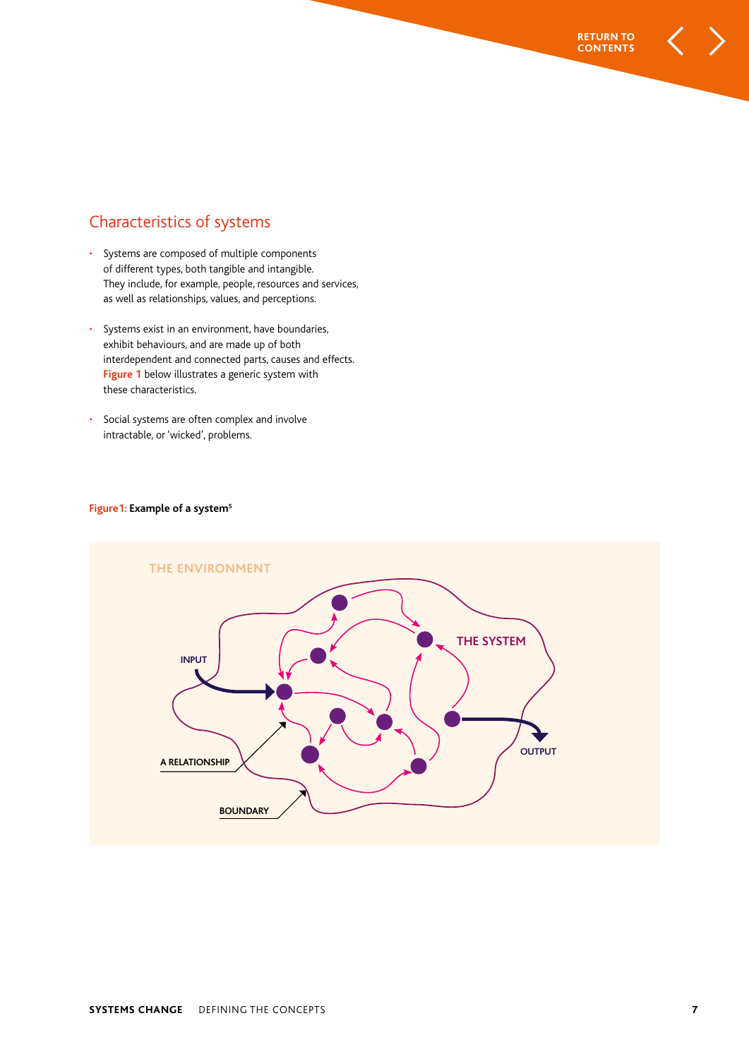## Characteristics of systems

- Systems are composed of multiple components of different types, both tangible and intangible. They include, for example, people, resources and services, as well as relationships, values, and perceptions.
- Systems exist in an environment, have boundaries, exhibit behaviours, and are made up of both interdependent and connected parts, causes and effects. **Figure 1** below illustrates a generic system with these characteristics.
- Social systems are often complex and involve intractable, or 'wicked', problems.

**Figure 1: Example of a system**[5]

THE ENVIRONMENT

THE SYSTEM

INPUT

OUTPUT

A RELATIONSHIP

BOUNDARY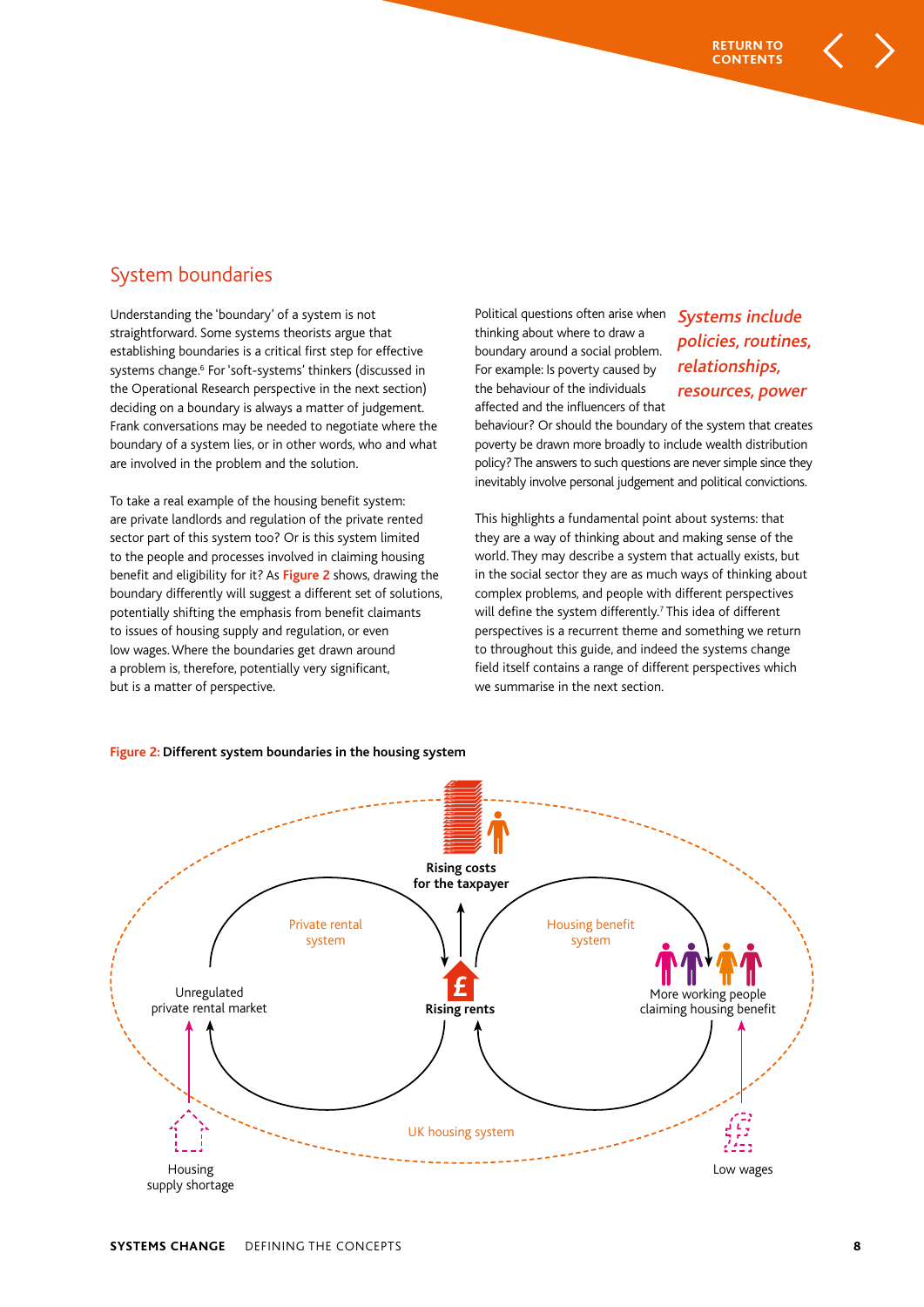## System boundaries

Understanding the 'boundary' of a system is not straightforward. Some systems theorists argue that establishing boundaries is a critical first step for effective systems change.[6] For 'soft-systems' thinkers (discussed in the Operational Research perspective in the next section) deciding on a boundary is always a matter of judgement. Frank conversations may be needed to negotiate where the boundary of a system lies, or in other words, who and what are involved in the problem and the solution.

To take a real example of the housing benefit system: are private landlords and regulation of the private rented sector part of this system too? Or is this system limited to the people and processes involved in claiming housing benefit and eligibility for it? As **Figure 2** shows, drawing the boundary differently will suggest a different set of solutions, potentially shifting the emphasis from benefit claimants to issues of housing supply and regulation, or even low wages. Where the boundaries get drawn around a problem is, therefore, potentially very significant, but is a matter of perspective.

*Systems include policies, routines, relationships, resources, power*

Political questions often arise when thinking about where to draw a boundary around a social problem. For example: Is poverty caused by the behaviour of the individuals affected and the influencers of that behaviour? Or should the boundary of the system that creates poverty be drawn more broadly to include wealth distribution policy? The answers to such questions are never simple since they inevitably involve personal judgement and political convictions.

This highlights a fundamental point about systems: that they are a way of thinking about and making sense of the world. They may describe a system that actually exists, but in the social sector they are as much ways of thinking about complex problems, and people with different perspectives will define the system differently.[7] This idea of different perspectives is a recurrent theme and something we return to throughout this guide, and indeed the systems change field itself contains a range of different perspectives which we summarise in the next section.

**Figure 2: Different system boundaries in the housing system**

Rising costs for the taxpayer

Private rental system

Housing benefit system

Unregulated private rental market

Rising rents

More working people claiming housing benefit

UK housing system

Housing supply shortage

Low wages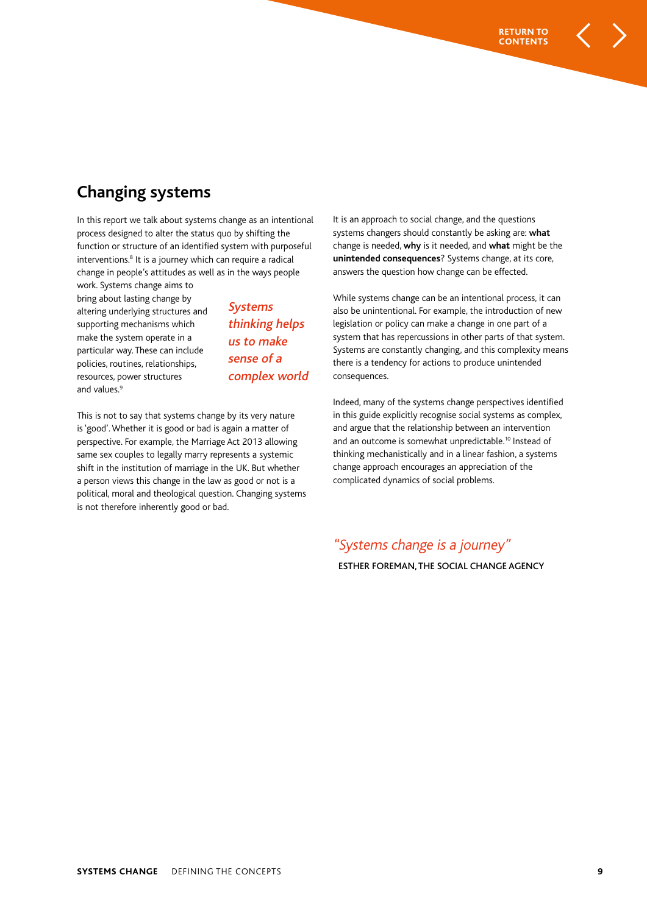## Changing systems

In this report we talk about systems change as an intentional process designed to alter the status quo by shifting the function or structure of an identified system with purposeful interventions.[8] It is a journey which can require a radical change in people's attitudes as well as in the ways people work. Systems change aims to bring about lasting change by altering underlying structures and supporting mechanisms which make the system operate in a particular way. These can include policies, routines, relationships, resources, power structures and values.[9]

*Systems thinking helps us to make sense of a complex world*

This is not to say that systems change by its very nature is 'good'. Whether it is good or bad is again a matter of perspective. For example, the Marriage Act 2013 allowing same sex couples to legally marry represents a systemic shift in the institution of marriage in the UK. But whether a person views this change in the law as good or not is a political, moral and theological question. Changing systems is not therefore inherently good or bad.

It is an approach to social change, and the questions systems changers should constantly be asking are: **what** change is needed, **why** is it needed, and **what** might be the **unintended consequences**? Systems change, at its core, answers the question how change can be effected.

While systems change can be an intentional process, it can also be unintentional. For example, the introduction of new legislation or policy can make a change in one part of a system that has repercussions in other parts of that system. Systems are constantly changing, and this complexity means there is a tendency for actions to produce unintended consequences.

Indeed, many of the systems change perspectives identified in this guide explicitly recognise social systems as complex, and argue that the relationship between an intervention and an outcome is somewhat unpredictable.[10] Instead of thinking mechanistically and in a linear fashion, a systems change approach encourages an appreciation of the complicated dynamics of social problems.

*"Systems change is a journey"*

ESTHER FOREMAN, THE SOCIAL CHANGE AGENCY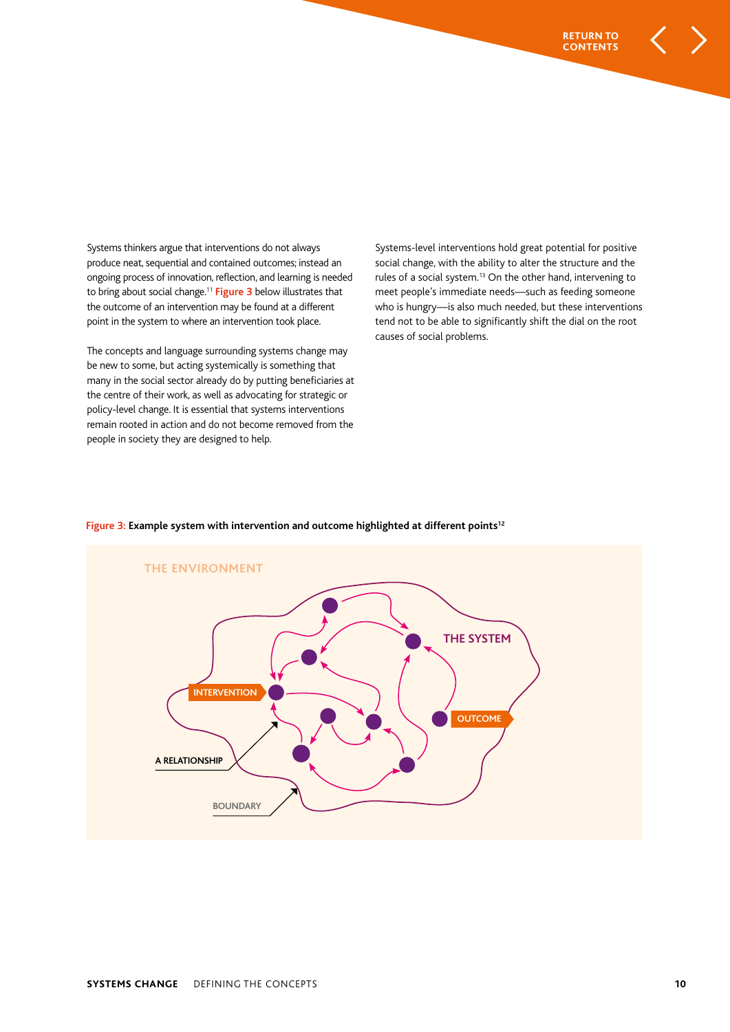Systems thinkers argue that interventions do not always produce neat, sequential and contained outcomes; instead an ongoing process of innovation, reflection, and learning is needed to bring about social change.[11] Figure 3 below illustrates that the outcome of an intervention may be found at a different point in the system to where an intervention took place.

The concepts and language surrounding systems change may be new to some, but acting systemically is something that many in the social sector already do by putting beneficiaries at the centre of their work, as well as advocating for strategic or policy-level change. It is essential that systems interventions remain rooted in action and do not become removed from the people in society they are designed to help.

Systems-level interventions hold great potential for positive social change, with the ability to alter the structure and the rules of a social system.[13] On the other hand, intervening to meet people's immediate needs—such as feeding someone who is hungry—is also much needed, but these interventions tend not to be able to significantly shift the dial on the root causes of social problems.

**Figure 3: Example system with intervention and outcome highlighted at different points**[12]

THE ENVIRONMENT

THE SYSTEM

INTERVENTION

OUTCOME

A RELATIONSHIP

BOUNDARY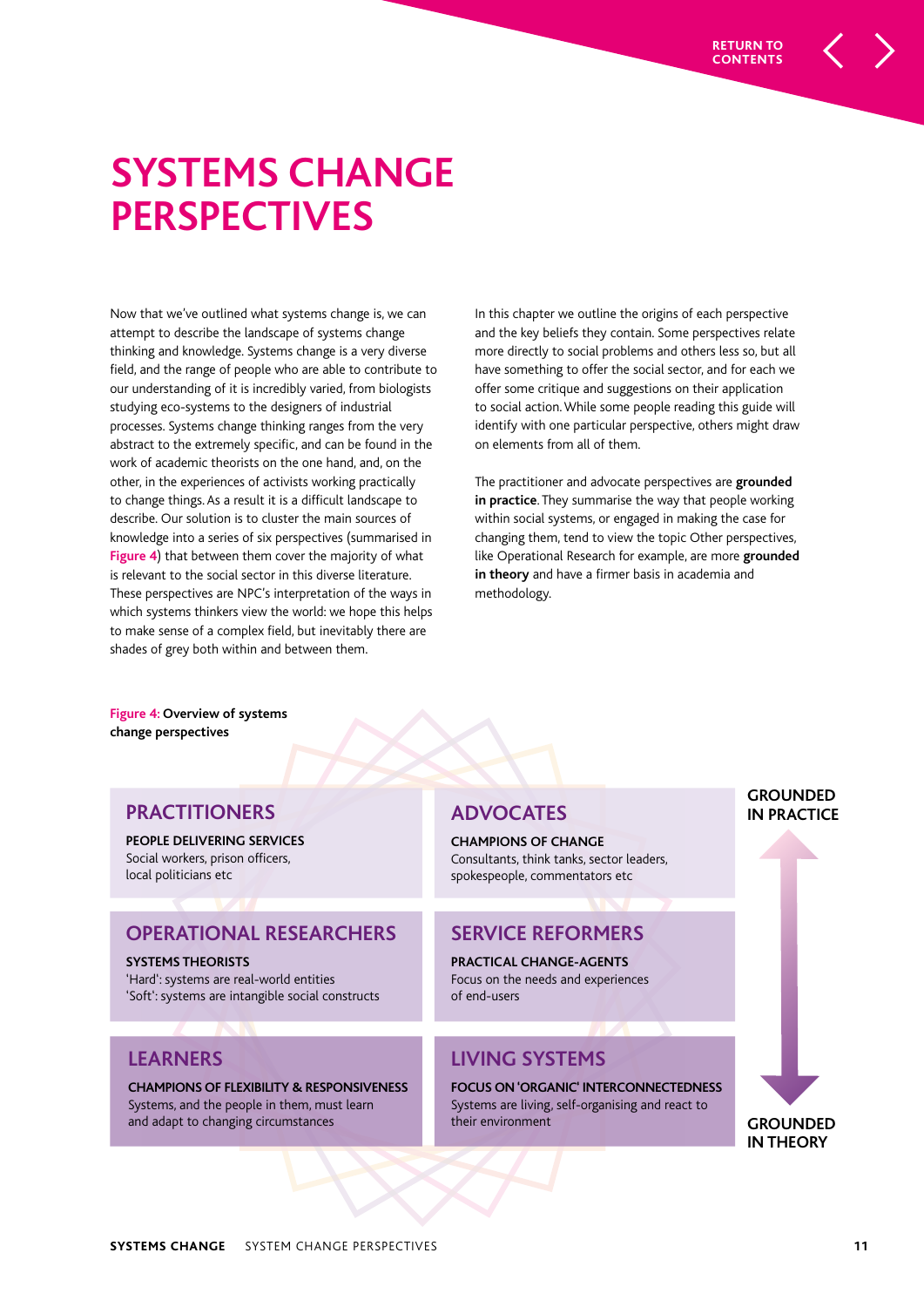# SYSTEMS CHANGE PERSPECTIVES

Now that we've outlined what systems change is, we can attempt to describe the landscape of systems change thinking and knowledge. Systems change is a very diverse field, and the range of people who are able to contribute to our understanding of it is incredibly varied, from biologists studying eco-systems to the designers of industrial processes. Systems change thinking ranges from the very abstract to the extremely specific, and can be found in the work of academic theorists on the one hand, and, on the other, in the experiences of activists working practically to change things. As a result it is a difficult landscape to describe. Our solution is to cluster the main sources of knowledge into a series of six perspectives (summarised in Figure 4) that between them cover the majority of what is relevant to the social sector in this diverse literature. These perspectives are NPC's interpretation of the ways in which systems thinkers view the world: we hope this helps to make sense of a complex field, but inevitably there are shades of grey both within and between them.

In this chapter we outline the origins of each perspective and the key beliefs they contain. Some perspectives relate more directly to social problems and others less so, but all have something to offer the social sector, and for each we offer some critique and suggestions on their application to social action. While some people reading this guide will identify with one particular perspective, others might draw on elements from all of them.

The practitioner and advocate perspectives are **grounded in practice**. They summarise the way that people working within social systems, or engaged in making the case for changing them, tend to view the topic Other perspectives, like Operational Research for example, are more **grounded in theory** and have a firmer basis in academia and methodology.

**Figure 4: Overview of systems change perspectives**

| | | |
|---|---|---|
| **PRACTITIONERS**<br>**PEOPLE DELIVERING SERVICES**<br>Social workers, prison officers, local politicians etc | **ADVOCATES**<br>**CHAMPIONS OF CHANGE**<br>Consultants, think tanks, sector leaders, spokespeople, commentators etc | **GROUNDED IN PRACTICE** |
| **OPERATIONAL RESEARCHERS**<br>**SYSTEMS THEORISTS**<br>'Hard': systems are real-world entities<br>'Soft': systems are intangible social constructs | **SERVICE REFORMERS**<br>**PRACTICAL CHANGE-AGENTS**<br>Focus on the needs and experiences of end-users | ↕ |
| **LEARNERS**<br>**CHAMPIONS OF FLEXIBILITY & RESPONSIVENESS**<br>Systems, and the people in them, must learn and adapt to changing circumstances | **LIVING SYSTEMS**<br>**FOCUS ON 'ORGANIC' INTERCONNECTEDNESS**<br>Systems are living, self-organising and react to their environment | **GROUNDED IN THEORY** |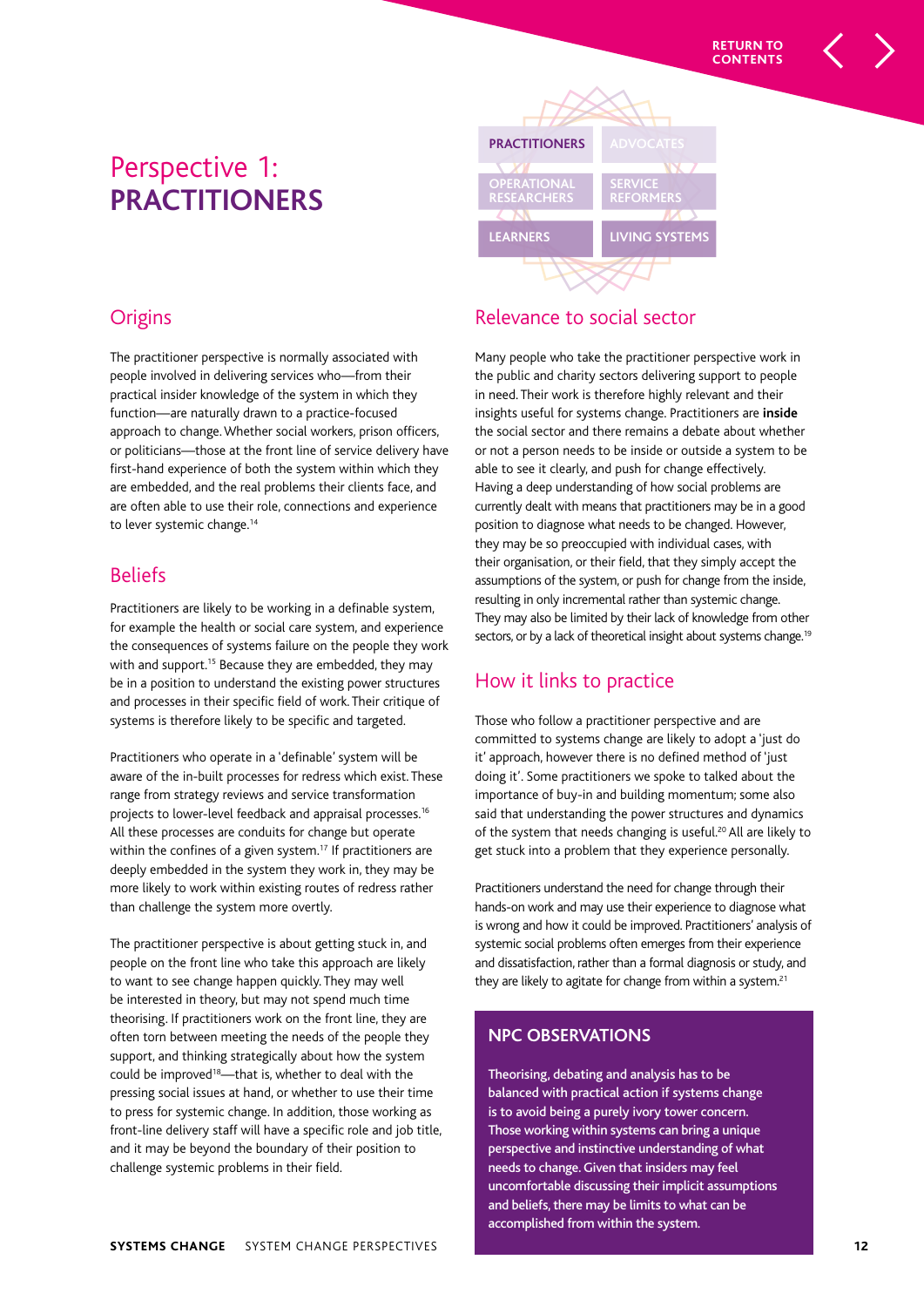# Perspective 1: PRACTITIONERS

## Origins

The practitioner perspective is normally associated with people involved in delivering services who—from their practical insider knowledge of the system in which they function—are naturally drawn to a practice-focused approach to change. Whether social workers, prison officers, or politicians—those at the front line of service delivery have first-hand experience of both the system within which they are embedded, and the real problems their clients face, and are often able to use their role, connections and experience to lever systemic change.[14]

## Beliefs

Practitioners are likely to be working in a definable system, for example the health or social care system, and experience the consequences of systems failure on the people they work with and support.[15] Because they are embedded, they may be in a position to understand the existing power structures and processes in their specific field of work. Their critique of systems is therefore likely to be specific and targeted.

Practitioners who operate in a 'definable' system will be aware of the in-built processes for redress which exist. These range from strategy reviews and service transformation projects to lower-level feedback and appraisal processes.[16] All these processes are conduits for change but operate within the confines of a given system.[17] If practitioners are deeply embedded in the system they work in, they may be more likely to work within existing routes of redress rather than challenge the system more overtly.

The practitioner perspective is about getting stuck in, and people on the front line who take this approach are likely to want to see change happen quickly. They may well be interested in theory, but may not spend much time theorising. If practitioners work on the front line, they are often torn between meeting the needs of the people they support, and thinking strategically about how the system could be improved[18]—that is, whether to deal with the pressing social issues at hand, or whether to use their time to press for systemic change. In addition, those working as front-line delivery staff will have a specific role and job title, and it may be beyond the boundary of their position to challenge systemic problems in their field.

## Relevance to social sector

Many people who take the practitioner perspective work in the public and charity sectors delivering support to people in need. Their work is therefore highly relevant and their insights useful for systems change. Practitioners are **inside** the social sector and there remains a debate about whether or not a person needs to be inside or outside a system to be able to see it clearly, and push for change effectively. Having a deep understanding of how social problems are currently dealt with means that practitioners may be in a good position to diagnose what needs to be changed. However, they may be so preoccupied with individual cases, with their organisation, or their field, that they simply accept the assumptions of the system, or push for change from the inside, resulting in only incremental rather than systemic change. They may also be limited by their lack of knowledge from other sectors, or by a lack of theoretical insight about systems change.[19]

## How it links to practice

Those who follow a practitioner perspective and are committed to systems change are likely to adopt a 'just do it' approach, however there is no defined method of 'just doing it'. Some practitioners we spoke to talked about the importance of buy-in and building momentum; some also said that understanding the power structures and dynamics of the system that needs changing is useful.[20] All are likely to get stuck into a problem that they experience personally.

Practitioners understand the need for change through their hands-on work and may use their experience to diagnose what is wrong and how it could be improved. Practitioners' analysis of systemic social problems often emerges from their experience and dissatisfaction, rather than a formal diagnosis or study, and they are likely to agitate for change from within a system.[21]

**NPC OBSERVATIONS**

**Theorising, debating and analysis has to be balanced with practical action if systems change is to avoid being a purely ivory tower concern. Those working within systems can bring a unique perspective and instinctive understanding of what needs to change. Given that insiders may feel uncomfortable discussing their implicit assumptions and beliefs, there may be limits to what can be accomplished from within the system.**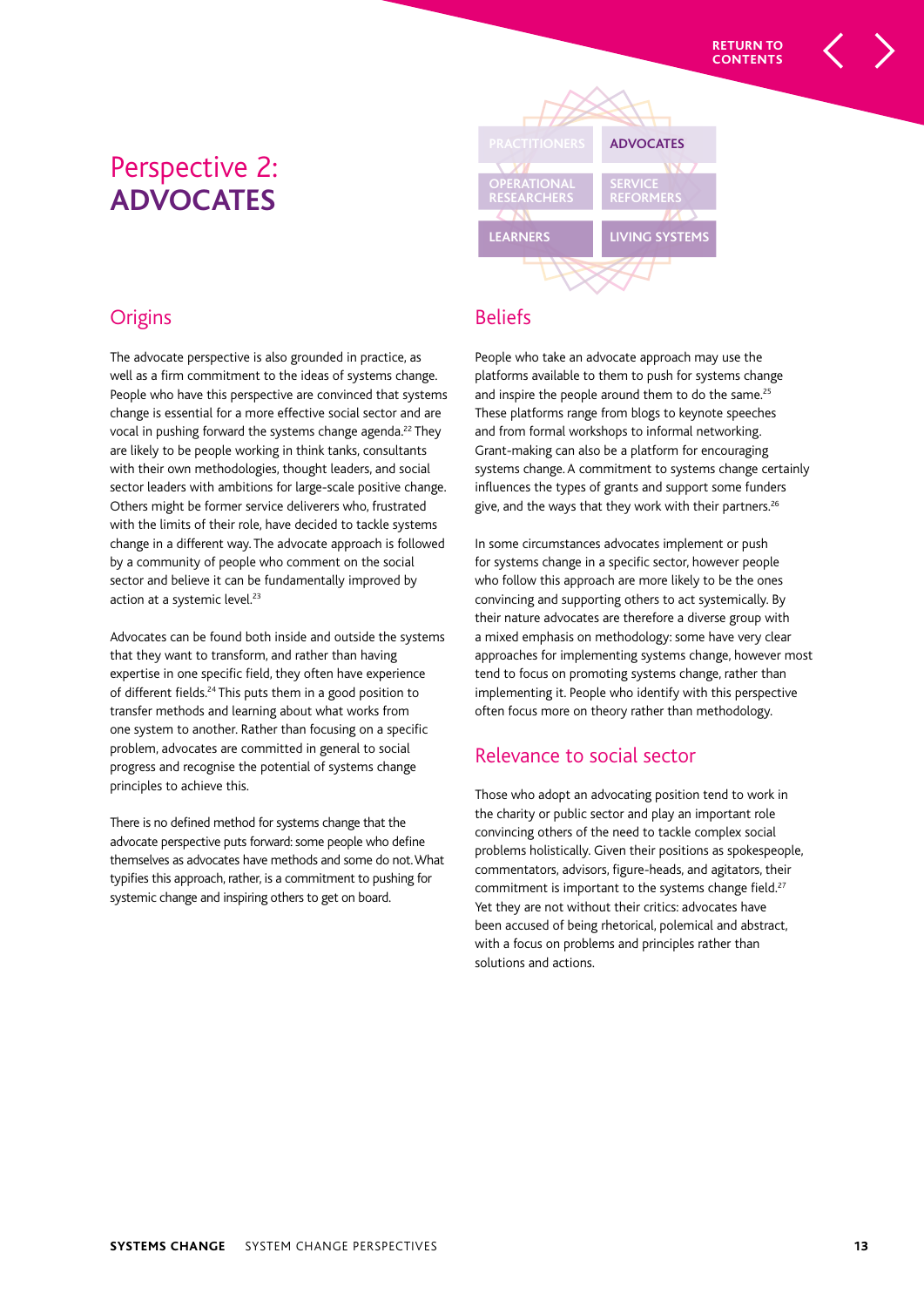# Perspective 2: ADVOCATES

PRACTITIONERS | ADVOCATES
OPERATIONAL RESEARCHERS | SERVICE REFORMERS
LEARNERS | LIVING SYSTEMS

## Origins

The advocate perspective is also grounded in practice, as well as a firm commitment to the ideas of systems change. People who have this perspective are convinced that systems change is essential for a more effective social sector and are vocal in pushing forward the systems change agenda.[22] They are likely to be people working in think tanks, consultants with their own methodologies, thought leaders, and social sector leaders with ambitions for large-scale positive change. Others might be former service deliverers who, frustrated with the limits of their role, have decided to tackle systems change in a different way. The advocate approach is followed by a community of people who comment on the social sector and believe it can be fundamentally improved by action at a systemic level.[23]

Advocates can be found both inside and outside the systems that they want to transform, and rather than having expertise in one specific field, they often have experience of different fields.[24] This puts them in a good position to transfer methods and learning about what works from one system to another. Rather than focusing on a specific problem, advocates are committed in general to social progress and recognise the potential of systems change principles to achieve this.

There is no defined method for systems change that the advocate perspective puts forward: some people who define themselves as advocates have methods and some do not. What typifies this approach, rather, is a commitment to pushing for systemic change and inspiring others to get on board.

## Beliefs

People who take an advocate approach may use the platforms available to them to push for systems change and inspire the people around them to do the same.[25] These platforms range from blogs to keynote speeches and from formal workshops to informal networking. Grant-making can also be a platform for encouraging systems change. A commitment to systems change certainly influences the types of grants and support some funders give, and the ways that they work with their partners.[26]

In some circumstances advocates implement or push for systems change in a specific sector, however people who follow this approach are more likely to be the ones convincing and supporting others to act systemically. By their nature advocates are therefore a diverse group with a mixed emphasis on methodology: some have very clear approaches for implementing systems change, however most tend to focus on promoting systems change, rather than implementing it. People who identify with this perspective often focus more on theory rather than methodology.

## Relevance to social sector

Those who adopt an advocating position tend to work in the charity or public sector and play an important role convincing others of the need to tackle complex social problems holistically. Given their positions as spokespeople, commentators, advisors, figure-heads, and agitators, their commitment is important to the systems change field.[27] Yet they are not without their critics: advocates have been accused of being rhetorical, polemical and abstract, with a focus on problems and principles rather than solutions and actions.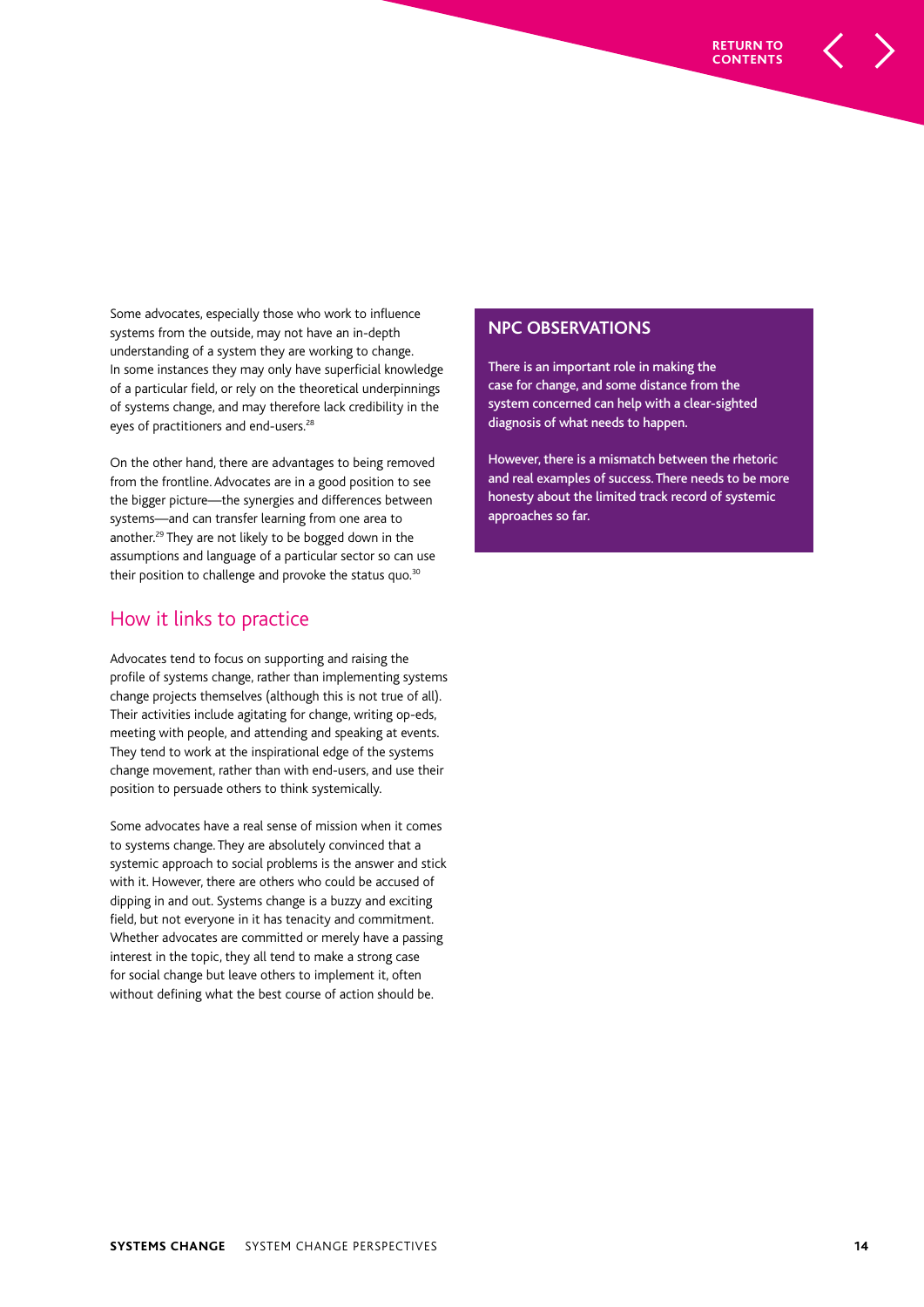Some advocates, especially those who work to influence systems from the outside, may not have an in-depth understanding of a system they are working to change. In some instances they may only have superficial knowledge of a particular field, or rely on the theoretical underpinnings of systems change, and may therefore lack credibility in the eyes of practitioners and end-users.[28]

On the other hand, there are advantages to being removed from the frontline. Advocates are in a good position to see the bigger picture—the synergies and differences between systems—and can transfer learning from one area to another.[29] They are not likely to be bogged down in the assumptions and language of a particular sector so can use their position to challenge and provoke the status quo.[30]

## How it links to practice

Advocates tend to focus on supporting and raising the profile of systems change, rather than implementing systems change projects themselves (although this is not true of all). Their activities include agitating for change, writing op-eds, meeting with people, and attending and speaking at events. They tend to work at the inspirational edge of the systems change movement, rather than with end-users, and use their position to persuade others to think systemically.

Some advocates have a real sense of mission when it comes to systems change. They are absolutely convinced that a systemic approach to social problems is the answer and stick with it. However, there are others who could be accused of dipping in and out. Systems change is a buzzy and exciting field, but not everyone in it has tenacity and commitment. Whether advocates are committed or merely have a passing interest in the topic, they all tend to make a strong case for social change but leave others to implement it, often without defining what the best course of action should be.

### NPC OBSERVATIONS

There is an important role in making the case for change, and some distance from the system concerned can help with a clear-sighted diagnosis of what needs to happen.

However, there is a mismatch between the rhetoric and real examples of success. There needs to be more honesty about the limited track record of systemic approaches so far.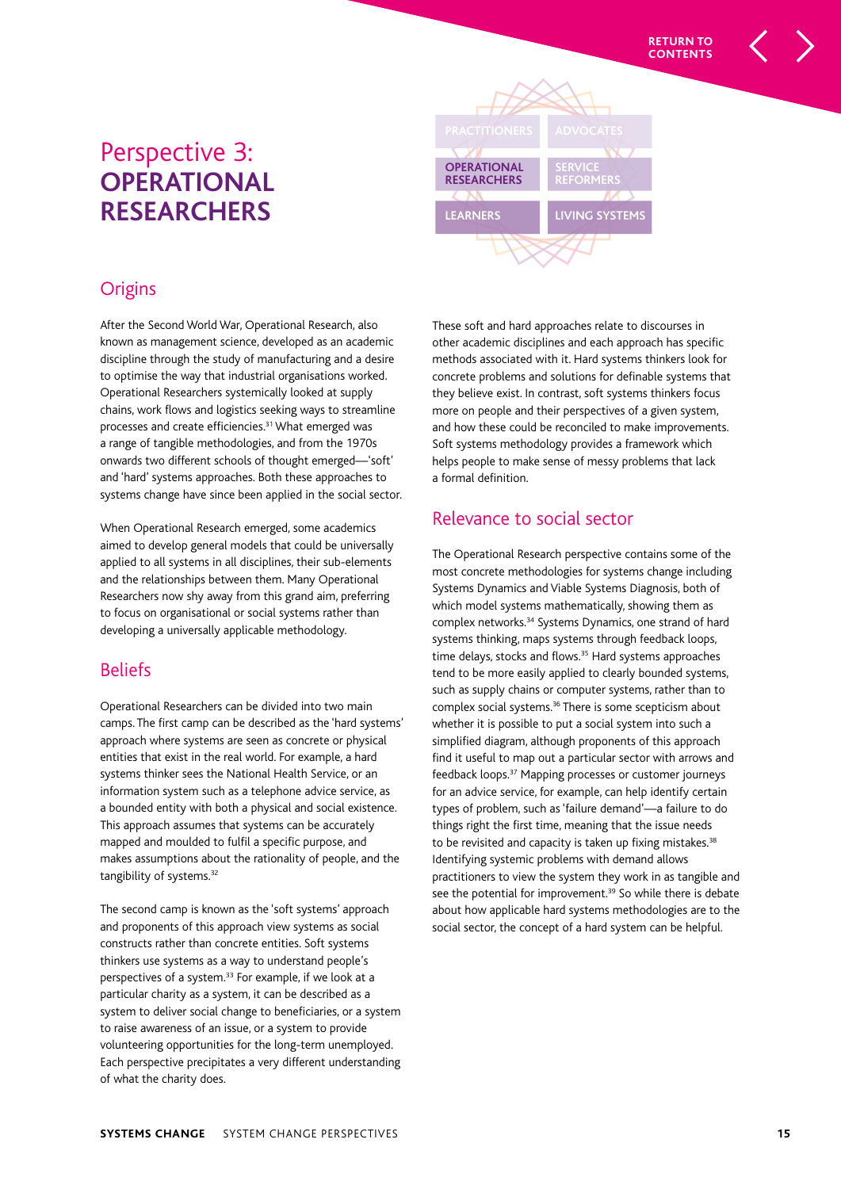# Perspective 3: OPERATIONAL RESEARCHERS

## Origins

After the Second World War, Operational Research, also known as management science, developed as an academic discipline through the study of manufacturing and a desire to optimise the way that industrial organisations worked. Operational Researchers systemically looked at supply chains, work flows and logistics seeking ways to streamline processes and create efficiencies.[31] What emerged was a range of tangible methodologies, and from the 1970s onwards two different schools of thought emerged—'soft' and 'hard' systems approaches. Both these approaches to systems change have since been applied in the social sector.

When Operational Research emerged, some academics aimed to develop general models that could be universally applied to all systems in all disciplines, their sub-elements and the relationships between them. Many Operational Researchers now shy away from this grand aim, preferring to focus on organisational or social systems rather than developing a universally applicable methodology.

## Beliefs

Operational Researchers can be divided into two main camps. The first camp can be described as the 'hard systems' approach where systems are seen as concrete or physical entities that exist in the real world. For example, a hard systems thinker sees the National Health Service, or an information system such as a telephone advice service, as a bounded entity with both a physical and social existence. This approach assumes that systems can be accurately mapped and moulded to fulfil a specific purpose, and makes assumptions about the rationality of people, and the tangibility of systems.[32]

The second camp is known as the 'soft systems' approach and proponents of this approach view systems as social constructs rather than concrete entities. Soft systems thinkers use systems as a way to understand people's perspectives of a system.[33] For example, if we look at a particular charity as a system, it can be described as a system to deliver social change to beneficiaries, or a system to raise awareness of an issue, or a system to provide volunteering opportunities for the long-term unemployed. Each perspective precipitates a very different understanding of what the charity does.

These soft and hard approaches relate to discourses in other academic disciplines and each approach has specific methods associated with it. Hard systems thinkers look for concrete problems and solutions for definable systems that they believe exist. In contrast, soft systems thinkers focus more on people and their perspectives of a given system, and how these could be reconciled to make improvements. Soft systems methodology provides a framework which helps people to make sense of messy problems that lack a formal definition.

## Relevance to social sector

The Operational Research perspective contains some of the most concrete methodologies for systems change including Systems Dynamics and Viable Systems Diagnosis, both of which model systems mathematically, showing them as complex networks.[34] Systems Dynamics, one strand of hard systems thinking, maps systems through feedback loops, time delays, stocks and flows.[35] Hard systems approaches tend to be more easily applied to clearly bounded systems, such as supply chains or computer systems, rather than to complex social systems.[36] There is some scepticism about whether it is possible to put a social system into such a simplified diagram, although proponents of this approach find it useful to map out a particular sector with arrows and feedback loops.[37] Mapping processes or customer journeys for an advice service, for example, can help identify certain types of problem, such as 'failure demand'—a failure to do things right the first time, meaning that the issue needs to be revisited and capacity is taken up fixing mistakes.[38] Identifying systemic problems with demand allows practitioners to view the system they work in as tangible and see the potential for improvement.[39] So while there is debate about how applicable hard systems methodologies are to the social sector, the concept of a hard system can be helpful.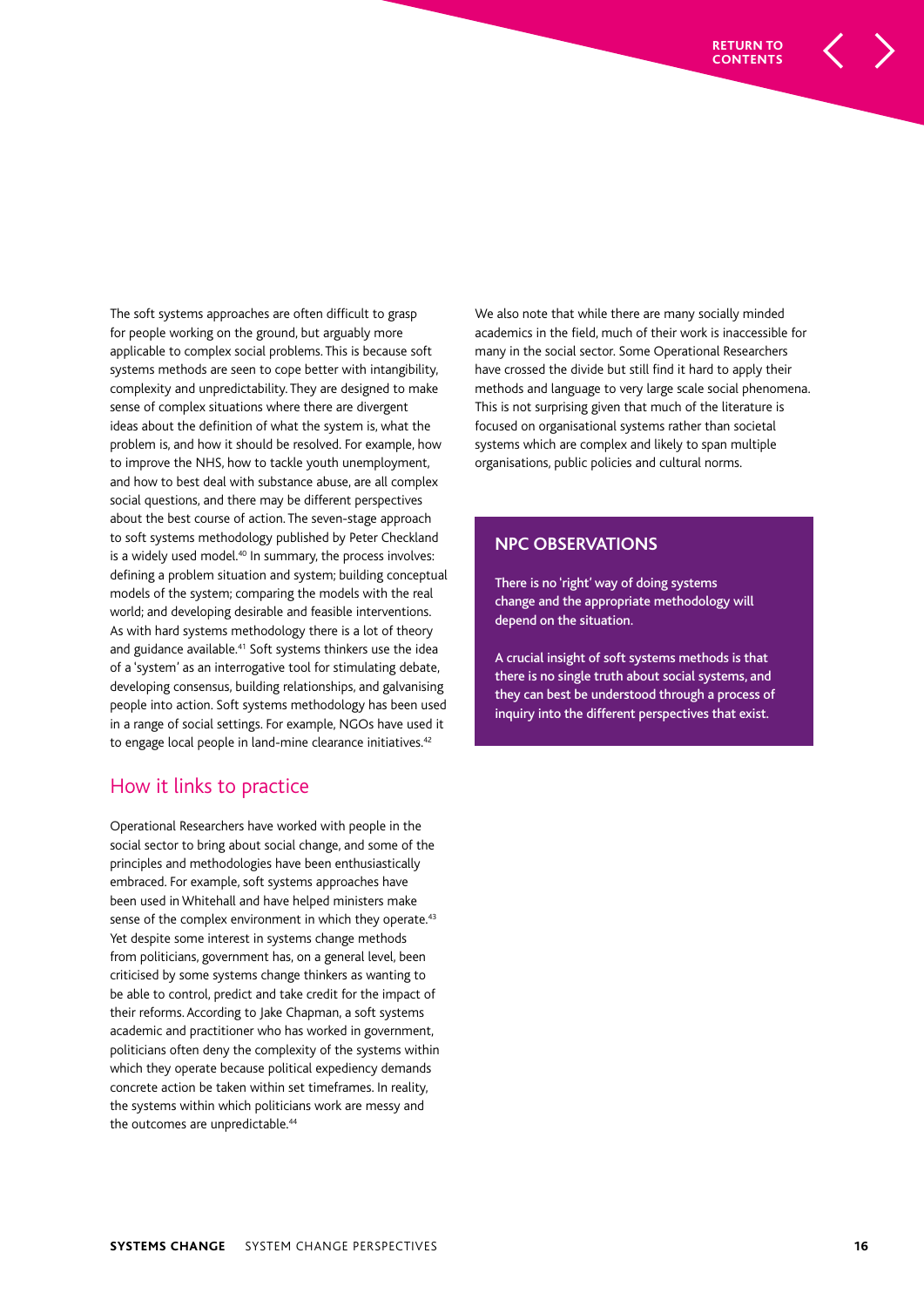The soft systems approaches are often difficult to grasp for people working on the ground, but arguably more applicable to complex social problems. This is because soft systems methods are seen to cope better with intangibility, complexity and unpredictability. They are designed to make sense of complex situations where there are divergent ideas about the definition of what the system is, what the problem is, and how it should be resolved. For example, how to improve the NHS, how to tackle youth unemployment, and how to best deal with substance abuse, are all complex social questions, and there may be different perspectives about the best course of action. The seven-stage approach to soft systems methodology published by Peter Checkland is a widely used model.[40] In summary, the process involves: defining a problem situation and system; building conceptual models of the system; comparing the models with the real world; and developing desirable and feasible interventions. As with hard systems methodology there is a lot of theory and guidance available.[41] Soft systems thinkers use the idea of a 'system' as an interrogative tool for stimulating debate, developing consensus, building relationships, and galvanising people into action. Soft systems methodology has been used in a range of social settings. For example, NGOs have used it to engage local people in land-mine clearance initiatives.[42]

## How it links to practice

Operational Researchers have worked with people in the social sector to bring about social change, and some of the principles and methodologies have been enthusiastically embraced. For example, soft systems approaches have been used in Whitehall and have helped ministers make sense of the complex environment in which they operate.[43] Yet despite some interest in systems change methods from politicians, government has, on a general level, been criticised by some systems change thinkers as wanting to be able to control, predict and take credit for the impact of their reforms. According to Jake Chapman, a soft systems academic and practitioner who has worked in government, politicians often deny the complexity of the systems within which they operate because political expediency demands concrete action be taken within set timeframes. In reality, the systems within which politicians work are messy and the outcomes are unpredictable.[44]

We also note that while there are many socially minded academics in the field, much of their work is inaccessible for many in the social sector. Some Operational Researchers have crossed the divide but still find it hard to apply their methods and language to very large scale social phenomena. This is not surprising given that much of the literature is focused on organisational systems rather than societal systems which are complex and likely to span multiple organisations, public policies and cultural norms.

### NPC OBSERVATIONS

There is no 'right' way of doing systems change and the appropriate methodology will depend on the situation.

A crucial insight of soft systems methods is that there is no single truth about social systems, and they can best be understood through a process of inquiry into the different perspectives that exist.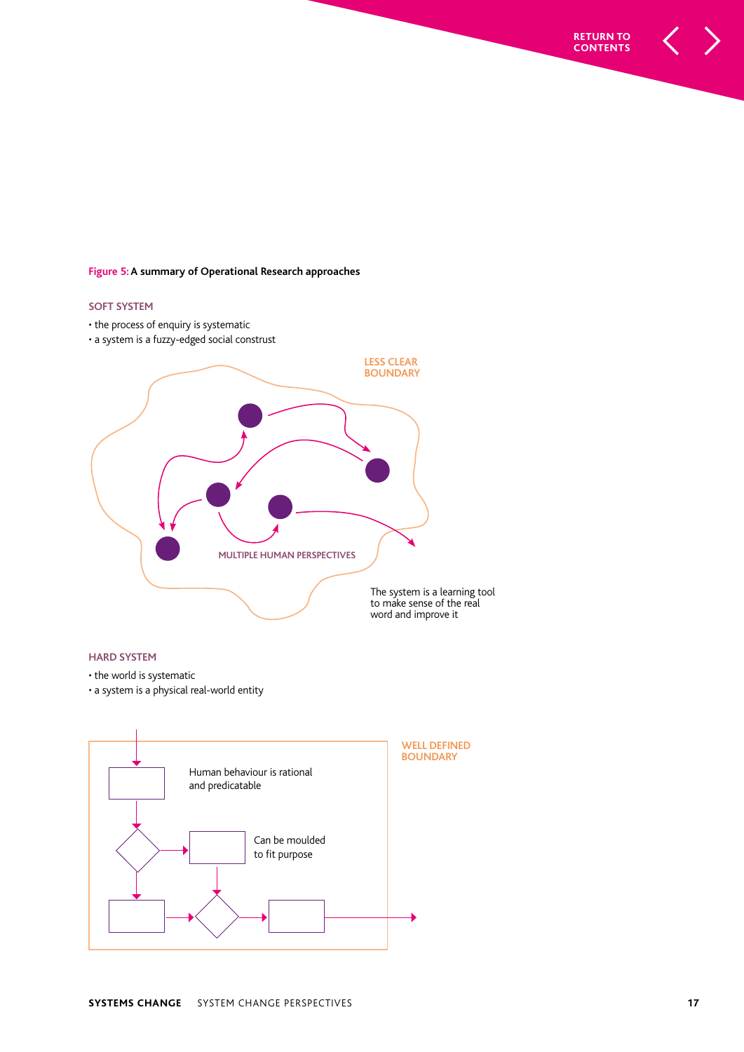**Figure 5:** **A summary of Operational Research approaches**

SOFT SYSTEM

- the process of enquiry is systematic
- a system is a fuzzy-edged social construst

LESS CLEAR BOUNDARY

MULTIPLE HUMAN PERSPECTIVES

The system is a learning tool to make sense of the real word and improve it

HARD SYSTEM

- the world is systematic
- a system is a physical real-world entity

WELL DEFINED BOUNDARY

Human behaviour is rational and predicatable

Can be moulded to fit purpose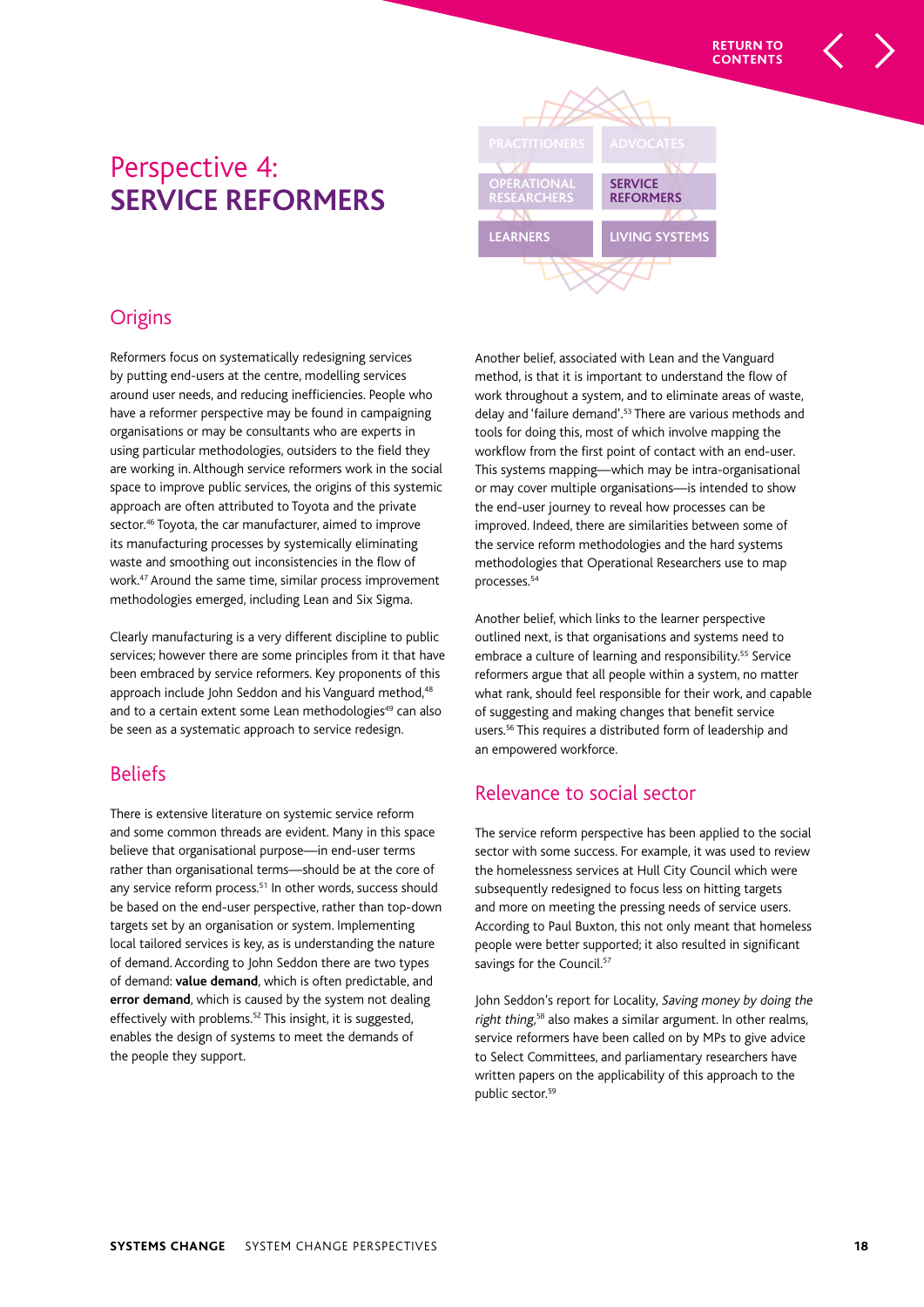# Perspective 4: SERVICE REFORMERS

## Origins

Reformers focus on systematically redesigning services by putting end-users at the centre, modelling services around user needs, and reducing inefficiencies. People who have a reformer perspective may be found in campaigning organisations or may be consultants who are experts in using particular methodologies, outsiders to the field they are working in. Although service reformers work in the social space to improve public services, the origins of this systemic approach are often attributed to Toyota and the private sector.[46] Toyota, the car manufacturer, aimed to improve its manufacturing processes by systemically eliminating waste and smoothing out inconsistencies in the flow of work.[47] Around the same time, similar process improvement methodologies emerged, including Lean and Six Sigma.

Clearly manufacturing is a very different discipline to public services; however there are some principles from it that have been embraced by service reformers. Key proponents of this approach include John Seddon and his Vanguard method,[48] and to a certain extent some Lean methodologies[49] can also be seen as a systematic approach to service redesign.

## Beliefs

There is extensive literature on systemic service reform and some common threads are evident. Many in this space believe that organisational purpose—in end-user terms rather than organisational terms—should be at the core of any service reform process.[51] In other words, success should be based on the end-user perspective, rather than top-down targets set by an organisation or system. Implementing local tailored services is key, as is understanding the nature of demand. According to John Seddon there are two types of demand: **value demand**, which is often predictable, and **error demand**, which is caused by the system not dealing effectively with problems.[52] This insight, it is suggested, enables the design of systems to meet the demands of the people they support.

Another belief, associated with Lean and the Vanguard method, is that it is important to understand the flow of work throughout a system, and to eliminate areas of waste, delay and 'failure demand'.[53] There are various methods and tools for doing this, most of which involve mapping the workflow from the first point of contact with an end-user. This systems mapping—which may be intra-organisational or may cover multiple organisations—is intended to show the end-user journey to reveal how processes can be improved. Indeed, there are similarities between some of the service reform methodologies and the hard systems methodologies that Operational Researchers use to map processes.[54]

Another belief, which links to the learner perspective outlined next, is that organisations and systems need to embrace a culture of learning and responsibility.[55] Service reformers argue that all people within a system, no matter what rank, should feel responsible for their work, and capable of suggesting and making changes that benefit service users.[56] This requires a distributed form of leadership and an empowered workforce.

## Relevance to social sector

The service reform perspective has been applied to the social sector with some success. For example, it was used to review the homelessness services at Hull City Council which were subsequently redesigned to focus less on hitting targets and more on meeting the pressing needs of service users. According to Paul Buxton, this not only meant that homeless people were better supported; it also resulted in significant savings for the Council.[57]

John Seddon's report for Locality, *Saving money by doing the right thing*,[58] also makes a similar argument. In other realms, service reformers have been called on by MPs to give advice to Select Committees, and parliamentary researchers have written papers on the applicability of this approach to the public sector.[59]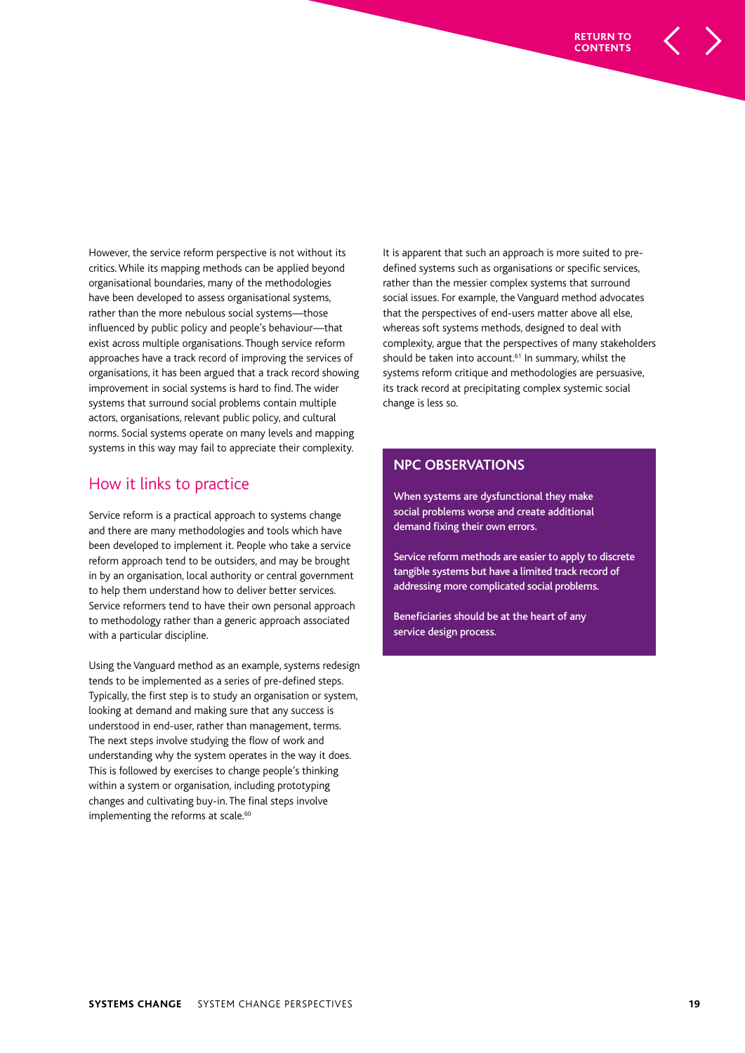However, the service reform perspective is not without its critics. While its mapping methods can be applied beyond organisational boundaries, many of the methodologies have been developed to assess organisational systems, rather than the more nebulous social systems—those influenced by public policy and people's behaviour—that exist across multiple organisations. Though service reform approaches have a track record of improving the services of organisations, it has been argued that a track record showing improvement in social systems is hard to find. The wider systems that surround social problems contain multiple actors, organisations, relevant public policy, and cultural norms. Social systems operate on many levels and mapping systems in this way may fail to appreciate their complexity.

## How it links to practice

Service reform is a practical approach to systems change and there are many methodologies and tools which have been developed to implement it. People who take a service reform approach tend to be outsiders, and may be brought in by an organisation, local authority or central government to help them understand how to deliver better services. Service reformers tend to have their own personal approach to methodology rather than a generic approach associated with a particular discipline.

Using the Vanguard method as an example, systems redesign tends to be implemented as a series of pre-defined steps. Typically, the first step is to study an organisation or system, looking at demand and making sure that any success is understood in end-user, rather than management, terms. The next steps involve studying the flow of work and understanding why the system operates in the way it does. This is followed by exercises to change people's thinking within a system or organisation, including prototyping changes and cultivating buy-in. The final steps involve implementing the reforms at scale.[60]

It is apparent that such an approach is more suited to pre-defined systems such as organisations or specific services, rather than the messier complex systems that surround social issues. For example, the Vanguard method advocates that the perspectives of end-users matter above all else, whereas soft systems methods, designed to deal with complexity, argue that the perspectives of many stakeholders should be taken into account.[61] In summary, whilst the systems reform critique and methodologies are persuasive, its track record at precipitating complex systemic social change is less so.

### NPC OBSERVATIONS

When systems are dysfunctional they make social problems worse and create additional demand fixing their own errors.

Service reform methods are easier to apply to discrete tangible systems but have a limited track record of addressing more complicated social problems.

Beneficiaries should be at the heart of any service design process.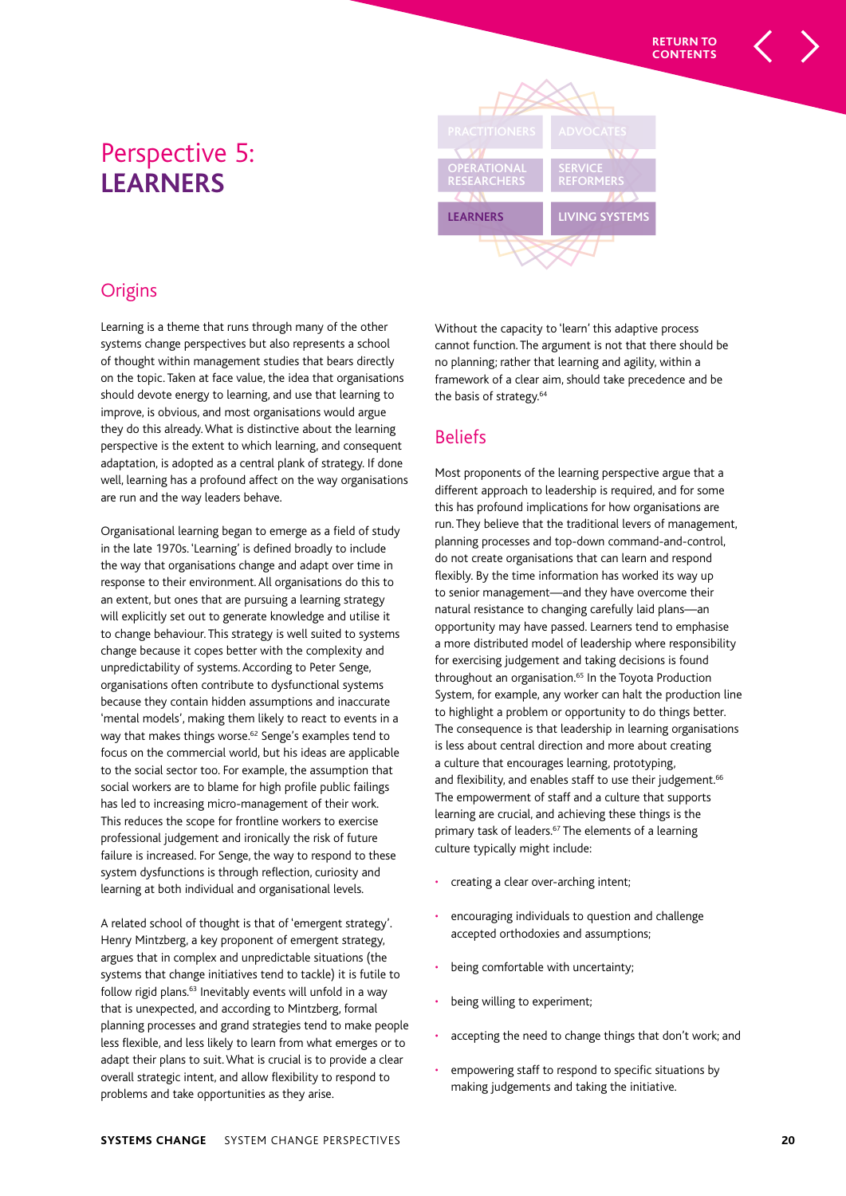# Perspective 5: **LEARNERS**

## Origins

Learning is a theme that runs through many of the other systems change perspectives but also represents a school of thought within management studies that bears directly on the topic. Taken at face value, the idea that organisations should devote energy to learning, and use that learning to improve, is obvious, and most organisations would argue they do this already. What is distinctive about the learning perspective is the extent to which learning, and consequent adaptation, is adopted as a central plank of strategy. If done well, learning has a profound affect on the way organisations are run and the way leaders behave.

Organisational learning began to emerge as a field of study in the late 1970s. 'Learning' is defined broadly to include the way that organisations change and adapt over time in response to their environment. All organisations do this to an extent, but ones that are pursuing a learning strategy will explicitly set out to generate knowledge and utilise it to change behaviour. This strategy is well suited to systems change because it copes better with the complexity and unpredictability of systems. According to Peter Senge, organisations often contribute to dysfunctional systems because they contain hidden assumptions and inaccurate 'mental models', making them likely to react to events in a way that makes things worse.[62] Senge's examples tend to focus on the commercial world, but his ideas are applicable to the social sector too. For example, the assumption that social workers are to blame for high profile public failings has led to increasing micro-management of their work. This reduces the scope for frontline workers to exercise professional judgement and ironically the risk of future failure is increased. For Senge, the way to respond to these system dysfunctions is through reflection, curiosity and learning at both individual and organisational levels.

A related school of thought is that of 'emergent strategy'. Henry Mintzberg, a key proponent of emergent strategy, argues that in complex and unpredictable situations (the systems that change initiatives tend to tackle) it is futile to follow rigid plans.[63] Inevitably events will unfold in a way that is unexpected, and according to Mintzberg, formal planning processes and grand strategies tend to make people less flexible, and less likely to learn from what emerges or to adapt their plans to suit. What is crucial is to provide a clear overall strategic intent, and allow flexibility to respond to problems and take opportunities as they arise.

Without the capacity to 'learn' this adaptive process cannot function. The argument is not that there should be no planning; rather that learning and agility, within a framework of a clear aim, should take precedence and be the basis of strategy.[64]

## Beliefs

Most proponents of the learning perspective argue that a different approach to leadership is required, and for some this has profound implications for how organisations are run. They believe that the traditional levers of management, planning processes and top-down command-and-control, do not create organisations that can learn and respond flexibly. By the time information has worked its way up to senior management—and they have overcome their natural resistance to changing carefully laid plans—an opportunity may have passed. Learners tend to emphasise a more distributed model of leadership where responsibility for exercising judgement and taking decisions is found throughout an organisation.[65] In the Toyota Production System, for example, any worker can halt the production line to highlight a problem or opportunity to do things better. The consequence is that leadership in learning organisations is less about central direction and more about creating a culture that encourages learning, prototyping, and flexibility, and enables staff to use their judgement.[66] The empowerment of staff and a culture that supports learning are crucial, and achieving these things is the primary task of leaders.[67] The elements of a learning culture typically might include:

- creating a clear over-arching intent;
- encouraging individuals to question and challenge accepted orthodoxies and assumptions;
- being comfortable with uncertainty;
- being willing to experiment;
- accepting the need to change things that don't work; and
- empowering staff to respond to specific situations by making judgements and taking the initiative.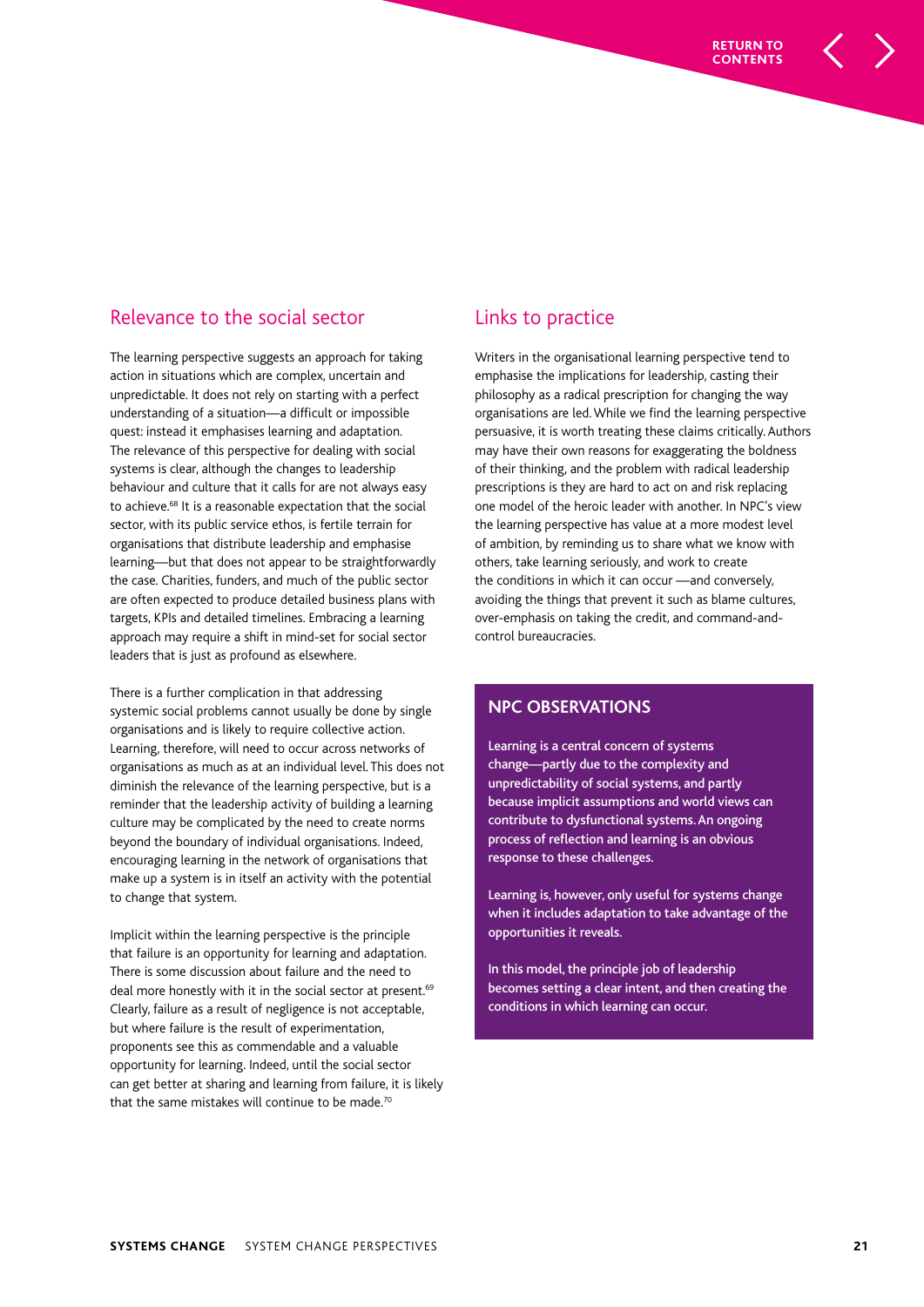## Relevance to the social sector

The learning perspective suggests an approach for taking action in situations which are complex, uncertain and unpredictable. It does not rely on starting with a perfect understanding of a situation—a difficult or impossible quest: instead it emphasises learning and adaptation. The relevance of this perspective for dealing with social systems is clear, although the changes to leadership behaviour and culture that it calls for are not always easy to achieve.[68] It is a reasonable expectation that the social sector, with its public service ethos, is fertile terrain for organisations that distribute leadership and emphasise learning—but that does not appear to be straightforwardly the case. Charities, funders, and much of the public sector are often expected to produce detailed business plans with targets, KPIs and detailed timelines. Embracing a learning approach may require a shift in mind-set for social sector leaders that is just as profound as elsewhere.

There is a further complication in that addressing systemic social problems cannot usually be done by single organisations and is likely to require collective action. Learning, therefore, will need to occur across networks of organisations as much as at an individual level. This does not diminish the relevance of the learning perspective, but is a reminder that the leadership activity of building a learning culture may be complicated by the need to create norms beyond the boundary of individual organisations. Indeed, encouraging learning in the network of organisations that make up a system is in itself an activity with the potential to change that system.

Implicit within the learning perspective is the principle that failure is an opportunity for learning and adaptation. There is some discussion about failure and the need to deal more honestly with it in the social sector at present.[69] Clearly, failure as a result of negligence is not acceptable, but where failure is the result of experimentation, proponents see this as commendable and a valuable opportunity for learning. Indeed, until the social sector can get better at sharing and learning from failure, it is likely that the same mistakes will continue to be made.[70]

## Links to practice

Writers in the organisational learning perspective tend to emphasise the implications for leadership, casting their philosophy as a radical prescription for changing the way organisations are led. While we find the learning perspective persuasive, it is worth treating these claims critically. Authors may have their own reasons for exaggerating the boldness of their thinking, and the problem with radical leadership prescriptions is they are hard to act on and risk replacing one model of the heroic leader with another. In NPC's view the learning perspective has value at a more modest level of ambition, by reminding us to share what we know with others, take learning seriously, and work to create the conditions in which it can occur —and conversely, avoiding the things that prevent it such as blame cultures, over-emphasis on taking the credit, and command-and-control bureaucracies.

### NPC OBSERVATIONS

Learning is a central concern of systems change—partly due to the complexity and unpredictability of social systems, and partly because implicit assumptions and world views can contribute to dysfunctional systems. An ongoing process of reflection and learning is an obvious response to these challenges.

Learning is, however, only useful for systems change when it includes adaptation to take advantage of the opportunities it reveals.

In this model, the principle job of leadership becomes setting a clear intent, and then creating the conditions in which learning can occur.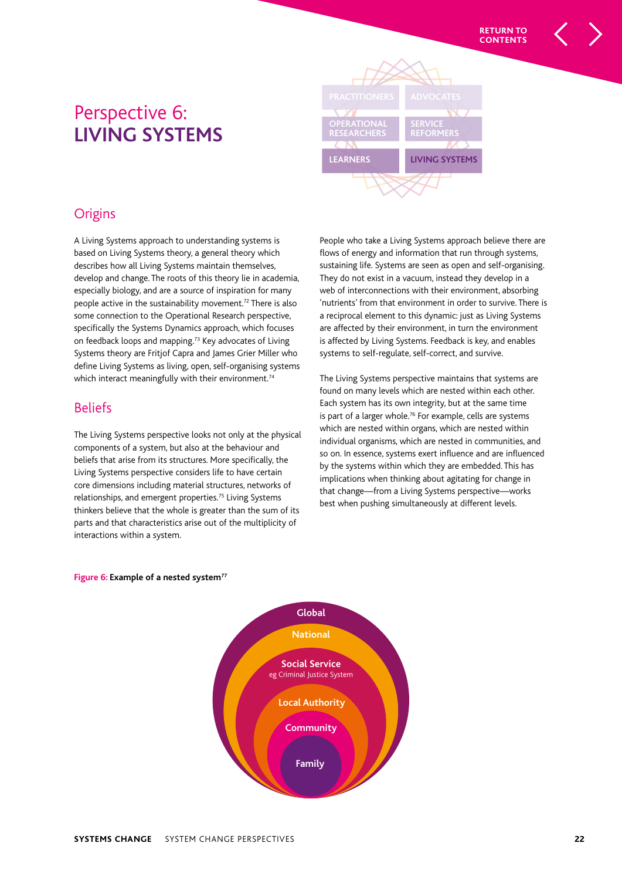# Perspective 6: LIVING SYSTEMS

## Origins

A Living Systems approach to understanding systems is based on Living Systems theory, a general theory which describes how all Living Systems maintain themselves, develop and change. The roots of this theory lie in academia, especially biology, and are a source of inspiration for many people active in the sustainability movement.[72] There is also some connection to the Operational Research perspective, specifically the Systems Dynamics approach, which focuses on feedback loops and mapping.[73] Key advocates of Living Systems theory are Fritjof Capra and James Grier Miller who define Living Systems as living, open, self-organising systems which interact meaningfully with their environment.[74]

## Beliefs

The Living Systems perspective looks not only at the physical components of a system, but also at the behaviour and beliefs that arise from its structures. More specifically, the Living Systems perspective considers life to have certain core dimensions including material structures, networks of relationships, and emergent properties.[75] Living Systems thinkers believe that the whole is greater than the sum of its parts and that characteristics arise out of the multiplicity of interactions within a system.

People who take a Living Systems approach believe there are flows of energy and information that run through systems, sustaining life. Systems are seen as open and self-organising. They do not exist in a vacuum, instead they develop in a web of interconnections with their environment, absorbing 'nutrients' from that environment in order to survive. There is a reciprocal element to this dynamic: just as Living Systems are affected by their environment, in turn the environment is affected by Living Systems. Feedback is key, and enables systems to self-regulate, self-correct, and survive.

The Living Systems perspective maintains that systems are found on many levels which are nested within each other. Each system has its own integrity, but at the same time is part of a larger whole.[76] For example, cells are systems which are nested within organs, which are nested within individual organisms, which are nested in communities, and so on. In essence, systems exert influence and are influenced by the systems within which they are embedded. This has implications when thinking about agitating for change in that change—from a Living Systems perspective—works best when pushing simultaneously at different levels.

**Figure 6: Example of a nested system[77]**

- Global
- National
- Social Service (eg Criminal Justice System)
- Local Authority
- Community
- Family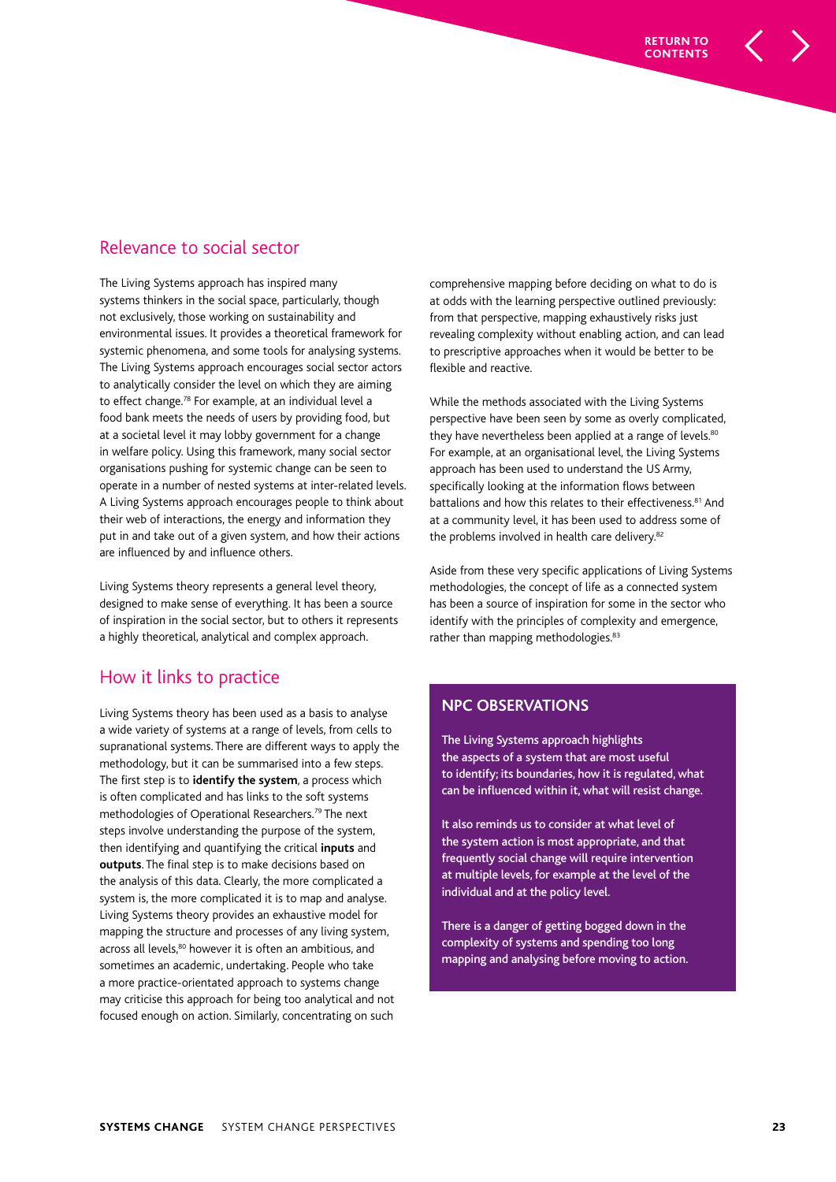## Relevance to social sector

The Living Systems approach has inspired many systems thinkers in the social space, particularly, though not exclusively, those working on sustainability and environmental issues. It provides a theoretical framework for systemic phenomena, and some tools for analysing systems. The Living Systems approach encourages social sector actors to analytically consider the level on which they are aiming to effect change.[78] For example, at an individual level a food bank meets the needs of users by providing food, but at a societal level it may lobby government for a change in welfare policy. Using this framework, many social sector organisations pushing for systemic change can be seen to operate in a number of nested systems at inter-related levels. A Living Systems approach encourages people to think about their web of interactions, the energy and information they put in and take out of a given system, and how their actions are influenced by and influence others.

Living Systems theory represents a general level theory, designed to make sense of everything. It has been a source of inspiration in the social sector, but to others it represents a highly theoretical, analytical and complex approach.

## How it links to practice

Living Systems theory has been used as a basis to analyse a wide variety of systems at a range of levels, from cells to supranational systems. There are different ways to apply the methodology, but it can be summarised into a few steps. The first step is to **identify the system**, a process which is often complicated and has links to the soft systems methodologies of Operational Researchers.[79] The next steps involve understanding the purpose of the system, then identifying and quantifying the critical **inputs** and **outputs**. The final step is to make decisions based on the analysis of this data. Clearly, the more complicated a system is, the more complicated it is to map and analyse. Living Systems theory provides an exhaustive model for mapping the structure and processes of any living system, across all levels,[80] however it is often an ambitious, and sometimes an academic, undertaking. People who take a more practice-orientated approach to systems change may criticise this approach for being too analytical and not focused enough on action. Similarly, concentrating on such comprehensive mapping before deciding on what to do is at odds with the learning perspective outlined previously: from that perspective, mapping exhaustively risks just revealing complexity without enabling action, and can lead to prescriptive approaches when it would be better to be flexible and reactive.

While the methods associated with the Living Systems perspective have been seen by some as overly complicated, they have nevertheless been applied at a range of levels.[80] For example, at an organisational level, the Living Systems approach has been used to understand the US Army, specifically looking at the information flows between battalions and how this relates to their effectiveness.[81] And at a community level, it has been used to address some of the problems involved in health care delivery.[82]

Aside from these very specific applications of Living Systems methodologies, the concept of life as a connected system has been a source of inspiration for some in the sector who identify with the principles of complexity and emergence, rather than mapping methodologies.[83]

### NPC OBSERVATIONS

The Living Systems approach highlights the aspects of a system that are most useful to identify; its boundaries, how it is regulated, what can be influenced within it, what will resist change.

It also reminds us to consider at what level of the system action is most appropriate, and that frequently social change will require intervention at multiple levels, for example at the level of the individual and at the policy level.

There is a danger of getting bogged down in the complexity of systems and spending too long mapping and analysing before moving to action.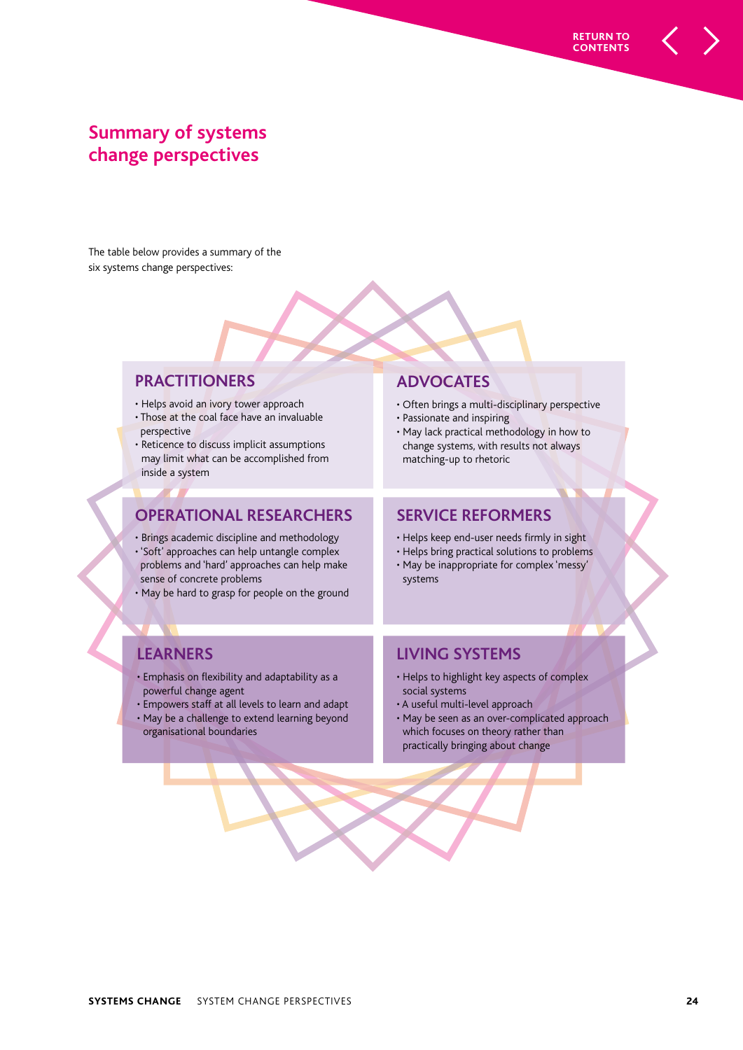## Summary of systems change perspectives

The table below provides a summary of the six systems change perspectives:

### PRACTITIONERS

- Helps avoid an ivory tower approach
- Those at the coal face have an invaluable perspective
- Reticence to discuss implicit assumptions may limit what can be accomplished from inside a system

### ADVOCATES

- Often brings a multi-disciplinary perspective
- Passionate and inspiring
- May lack practical methodology in how to change systems, with results not always matching-up to rhetoric

### OPERATIONAL RESEARCHERS

- Brings academic discipline and methodology
- 'Soft' approaches can help untangle complex problems and 'hard' approaches can help make sense of concrete problems
- May be hard to grasp for people on the ground

### SERVICE REFORMERS

- Helps keep end-user needs firmly in sight
- Helps bring practical solutions to problems
- May be inappropriate for complex 'messy' systems

### LEARNERS

- Emphasis on flexibility and adaptability as a powerful change agent
- Empowers staff at all levels to learn and adapt
- May be a challenge to extend learning beyond organisational boundaries

### LIVING SYSTEMS

- Helps to highlight key aspects of complex social systems
- A useful multi-level approach
- May be seen as an over-complicated approach which focuses on theory rather than practically bringing about change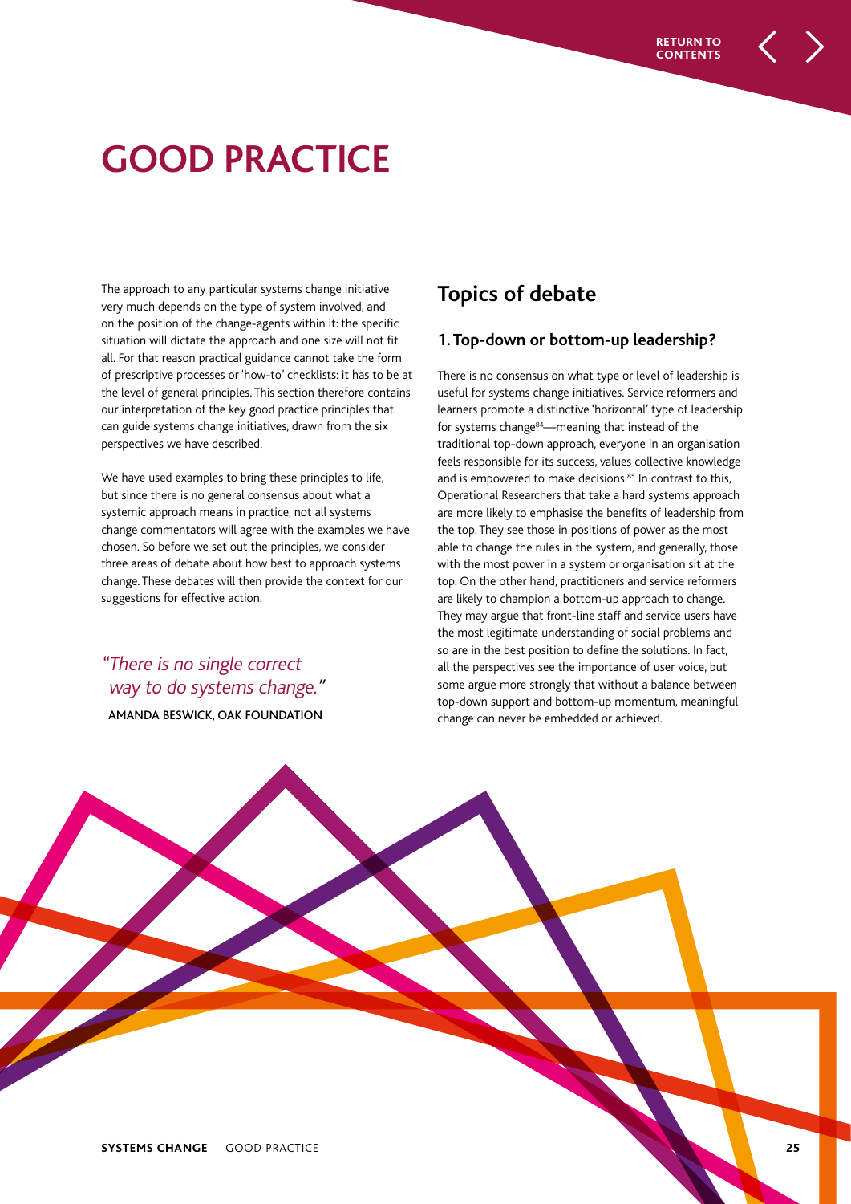# GOOD PRACTICE

The approach to any particular systems change initiative very much depends on the type of system involved, and on the position of the change-agents within it: the specific situation will dictate the approach and one size will not fit all. For that reason practical guidance cannot take the form of prescriptive processes or 'how-to' checklists: it has to be at the level of general principles. This section therefore contains our interpretation of the key good practice principles that can guide systems change initiatives, drawn from the six perspectives we have described.

We have used examples to bring these principles to life, but since there is no general consensus about what a systemic approach means in practice, not all systems change commentators will agree with the examples we have chosen. So before we set out the principles, we consider three areas of debate about how best to approach systems change. These debates will then provide the context for our suggestions for effective action.

> *"There is no single correct way to do systems change."*
>
> AMANDA BESWICK, OAK FOUNDATION

## Topics of debate

### 1. Top-down or bottom-up leadership?

There is no consensus on what type or level of leadership is useful for systems change initiatives. Service reformers and learners promote a distinctive 'horizontal' type of leadership for systems change[84]—meaning that instead of the traditional top-down approach, everyone in an organisation feels responsible for its success, values collective knowledge and is empowered to make decisions.[85] In contrast to this, Operational Researchers that take a hard systems approach are more likely to emphasise the benefits of leadership from the top. They see those in positions of power as the most able to change the rules in the system, and generally, those with the most power in a system or organisation sit at the top. On the other hand, practitioners and service reformers are likely to champion a bottom-up approach to change. They may argue that front-line staff and service users have the most legitimate understanding of social problems and so are in the best position to define the solutions. In fact, all the perspectives see the importance of user voice, but some argue more strongly that without a balance between top-down support and bottom-up momentum, meaningful change can never be embedded or achieved.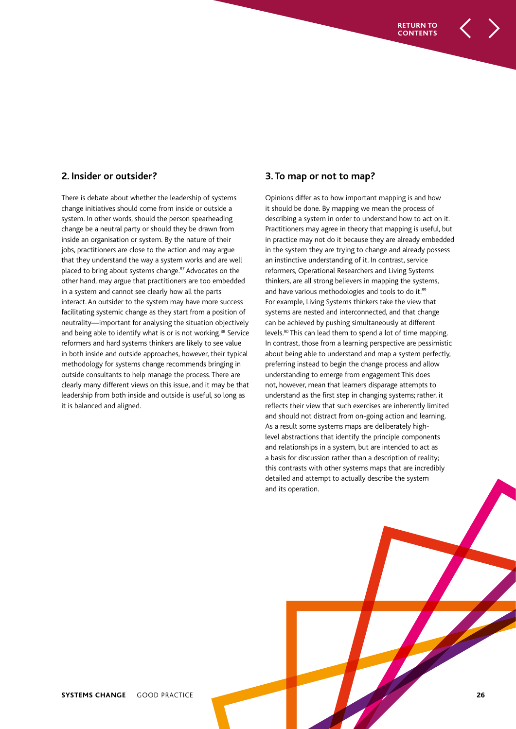## 2. Insider or outsider?

There is debate about whether the leadership of systems change initiatives should come from inside or outside a system. In other words, should the person spearheading change be a neutral party or should they be drawn from inside an organisation or system. By the nature of their jobs, practitioners are close to the action and may argue that they understand the way a system works and are well placed to bring about systems change.[87] Advocates on the other hand, may argue that practitioners are too embedded in a system and cannot see clearly how all the parts interact. An outsider to the system may have more success facilitating systemic change as they start from a position of neutrality—important for analysing the situation objectively and being able to identify what is or is not working.[88] Service reformers and hard systems thinkers are likely to see value in both inside and outside approaches, however, their typical methodology for systems change recommends bringing in outside consultants to help manage the process. There are clearly many different views on this issue, and it may be that leadership from both inside and outside is useful, so long as it is balanced and aligned.

## 3. To map or not to map?

Opinions differ as to how important mapping is and how it should be done. By mapping we mean the process of describing a system in order to understand how to act on it. Practitioners may agree in theory that mapping is useful, but in practice may not do it because they are already embedded in the system they are trying to change and already possess an instinctive understanding of it. In contrast, service reformers, Operational Researchers and Living Systems thinkers, are all strong believers in mapping the systems, and have various methodologies and tools to do it.[89] For example, Living Systems thinkers take the view that systems are nested and interconnected, and that change can be achieved by pushing simultaneously at different levels.[90] This can lead them to spend a lot of time mapping. In contrast, those from a learning perspective are pessimistic about being able to understand and map a system perfectly, preferring instead to begin the change process and allow understanding to emerge from engagement This does not, however, mean that learners disparage attempts to understand as the first step in changing systems; rather, it reflects their view that such exercises are inherently limited and should not distract from on-going action and learning. As a result some systems maps are deliberately high-level abstractions that identify the principle components and relationships in a system, but are intended to act as a basis for discussion rather than a description of reality; this contrasts with other systems maps that are incredibly detailed and attempt to actually describe the system and its operation.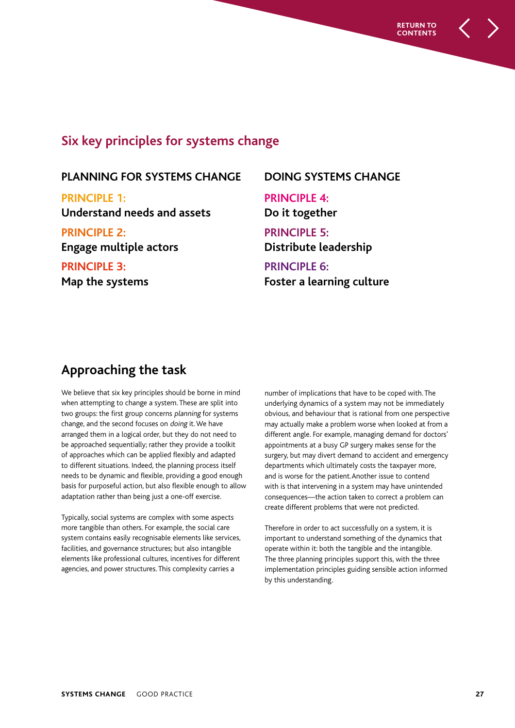## Six key principles for systems change

### PLANNING FOR SYSTEMS CHANGE

**PRINCIPLE 1:**
**Understand needs and assets**

**PRINCIPLE 2:**
**Engage multiple actors**

**PRINCIPLE 3:**
**Map the systems**

### DOING SYSTEMS CHANGE

**PRINCIPLE 4:**
**Do it together**

**PRINCIPLE 5:**
**Distribute leadership**

**PRINCIPLE 6:**
**Foster a learning culture**

## Approaching the task

We believe that six key principles should be borne in mind when attempting to change a system. These are split into two groups: the first group concerns *planning* for systems change, and the second focuses on *doing* it. We have arranged them in a logical order, but they do not need to be approached sequentially; rather they provide a toolkit of approaches which can be applied flexibly and adapted to different situations. Indeed, the planning process itself needs to be dynamic and flexible, providing a good enough basis for purposeful action, but also flexible enough to allow adaptation rather than being just a one-off exercise.

Typically, social systems are complex with some aspects more tangible than others. For example, the social care system contains easily recognisable elements like services, facilities, and governance structures; but also intangible elements like professional cultures, incentives for different agencies, and power structures. This complexity carries a number of implications that have to be coped with. The underlying dynamics of a system may not be immediately obvious, and behaviour that is rational from one perspective may actually make a problem worse when looked at from a different angle. For example, managing demand for doctors' appointments at a busy GP surgery makes sense for the surgery, but may divert demand to accident and emergency departments which ultimately costs the taxpayer more, and is worse for the patient. Another issue to contend with is that intervening in a system may have unintended consequences—the action taken to correct a problem can create different problems that were not predicted.

Therefore in order to act successfully on a system, it is important to understand something of the dynamics that operate within it: both the tangible and the intangible. The three planning principles support this, with the three implementation principles guiding sensible action informed by this understanding.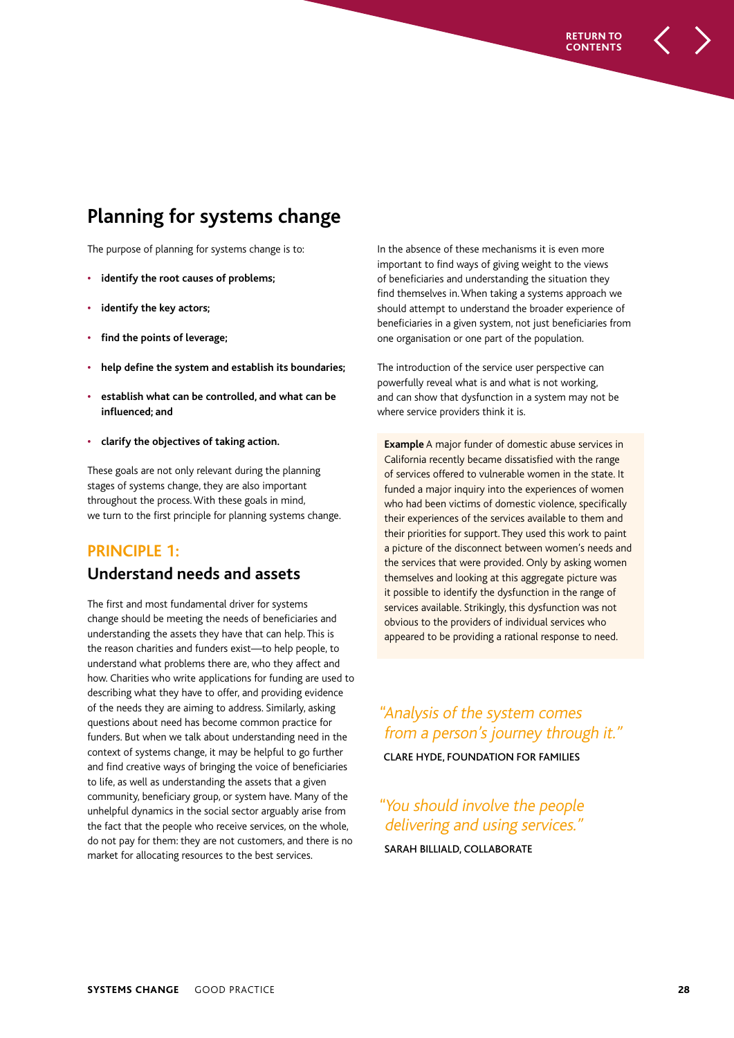## Planning for systems change

The purpose of planning for systems change is to:

- **identify the root causes of problems;**
- **identify the key actors;**
- **find the points of leverage;**
- **help define the system and establish its boundaries;**
- **establish what can be controlled, and what can be influenced; and**
- **clarify the objectives of taking action.**

These goals are not only relevant during the planning stages of systems change, they are also important throughout the process. With these goals in mind, we turn to the first principle for planning systems change.

### PRINCIPLE 1:

### Understand needs and assets

The first and most fundamental driver for systems change should be meeting the needs of beneficiaries and understanding the assets they have that can help. This is the reason charities and funders exist—to help people, to understand what problems there are, who they affect and how. Charities who write applications for funding are used to describing what they have to offer, and providing evidence of the needs they are aiming to address. Similarly, asking questions about need has become common practice for funders. But when we talk about understanding need in the context of systems change, it may be helpful to go further and find creative ways of bringing the voice of beneficiaries to life, as well as understanding the assets that a given community, beneficiary group, or system have. Many of the unhelpful dynamics in the social sector arguably arise from the fact that the people who receive services, on the whole, do not pay for them: they are not customers, and there is no market for allocating resources to the best services.

In the absence of these mechanisms it is even more important to find ways of giving weight to the views of beneficiaries and understanding the situation they find themselves in. When taking a systems approach we should attempt to understand the broader experience of beneficiaries in a given system, not just beneficiaries from one organisation or one part of the population.

The introduction of the service user perspective can powerfully reveal what is and what is not working, and can show that dysfunction in a system may not be where service providers think it is.

**Example** A major funder of domestic abuse services in California recently became dissatisfied with the range of services offered to vulnerable women in the state. It funded a major inquiry into the experiences of women who had been victims of domestic violence, specifically their experiences of the services available to them and their priorities for support. They used this work to paint a picture of the disconnect between women's needs and the services that were provided. Only by asking women themselves and looking at this aggregate picture was it possible to identify the dysfunction in the range of services available. Strikingly, this dysfunction was not obvious to the providers of individual services who appeared to be providing a rational response to need.

*"Analysis of the system comes from a person's journey through it."*

CLARE HYDE, FOUNDATION FOR FAMILIES

*"You should involve the people delivering and using services."*

SARAH BILLIALD, COLLABORATE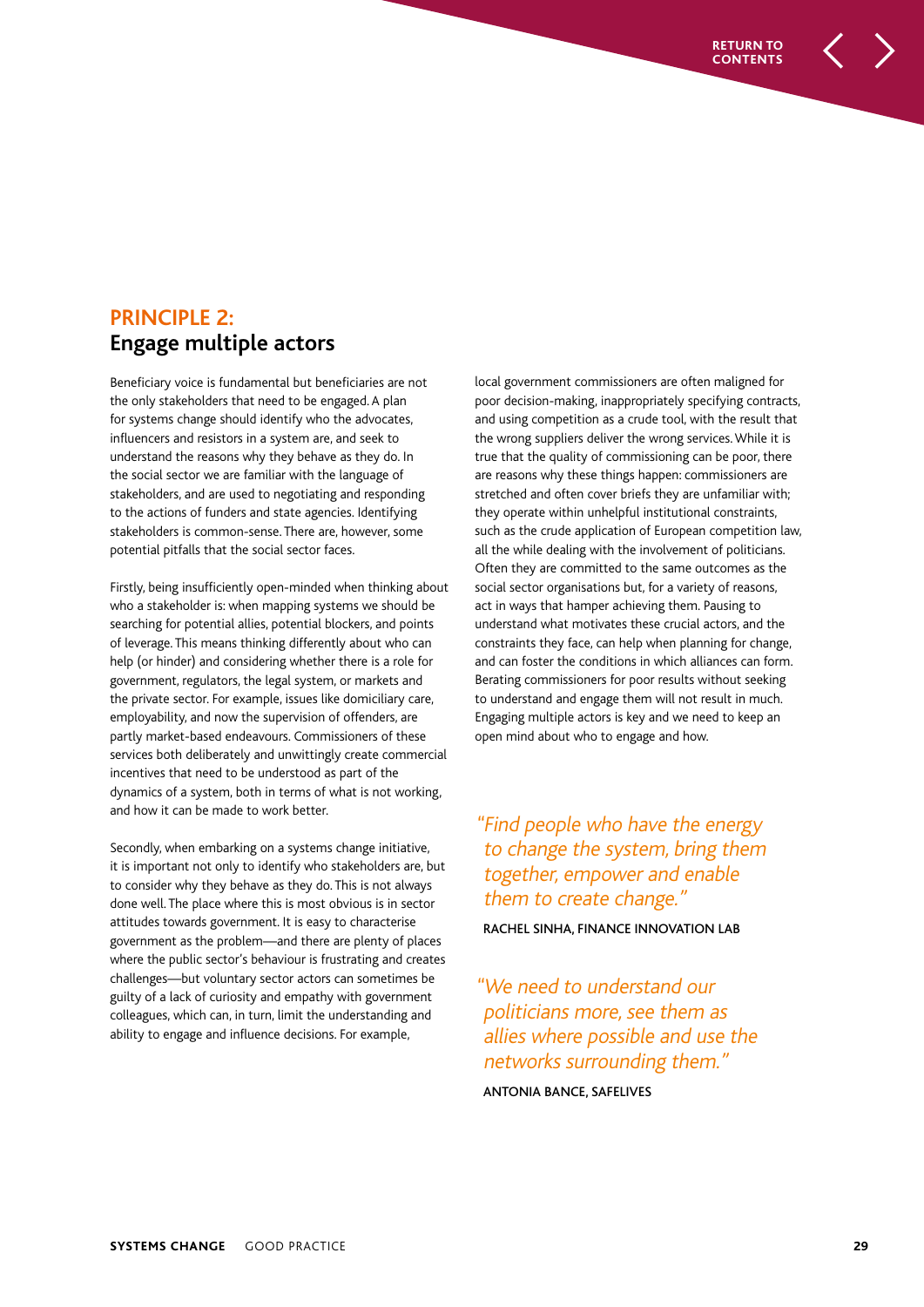## PRINCIPLE 2:
## Engage multiple actors

Beneficiary voice is fundamental but beneficiaries are not the only stakeholders that need to be engaged. A plan for systems change should identify who the advocates, influencers and resistors in a system are, and seek to understand the reasons why they behave as they do. In the social sector we are familiar with the language of stakeholders, and are used to negotiating and responding to the actions of funders and state agencies. Identifying stakeholders is common-sense. There are, however, some potential pitfalls that the social sector faces.

Firstly, being insufficiently open-minded when thinking about who a stakeholder is: when mapping systems we should be searching for potential allies, potential blockers, and points of leverage. This means thinking differently about who can help (or hinder) and considering whether there is a role for government, regulators, the legal system, or markets and the private sector. For example, issues like domiciliary care, employability, and now the supervision of offenders, are partly market-based endeavours. Commissioners of these services both deliberately and unwittingly create commercial incentives that need to be understood as part of the dynamics of a system, both in terms of what is not working, and how it can be made to work better.

Secondly, when embarking on a systems change initiative, it is important not only to identify who stakeholders are, but to consider why they behave as they do. This is not always done well. The place where this is most obvious is in sector attitudes towards government. It is easy to characterise government as the problem—and there are plenty of places where the public sector's behaviour is frustrating and creates challenges—but voluntary sector actors can sometimes be guilty of a lack of curiosity and empathy with government colleagues, which can, in turn, limit the understanding and ability to engage and influence decisions. For example, local government commissioners are often maligned for poor decision-making, inappropriately specifying contracts, and using competition as a crude tool, with the result that the wrong suppliers deliver the wrong services. While it is true that the quality of commissioning can be poor, there are reasons why these things happen: commissioners are stretched and often cover briefs they are unfamiliar with; they operate within unhelpful institutional constraints, such as the crude application of European competition law, all the while dealing with the involvement of politicians. Often they are committed to the same outcomes as the social sector organisations but, for a variety of reasons, act in ways that hamper achieving them. Pausing to understand what motivates these crucial actors, and the constraints they face, can help when planning for change, and can foster the conditions in which alliances can form. Berating commissioners for poor results without seeking to understand and engage them will not result in much. Engaging multiple actors is key and we need to keep an open mind about who to engage and how.

> *"Find people who have the energy to change the system, bring them together, empower and enable them to create change."*
>
> **RACHEL SINHA, FINANCE INNOVATION LAB**

> *"We need to understand our politicians more, see them as allies where possible and use the networks surrounding them."*
>
> **ANTONIA BANCE, SAFELIVES**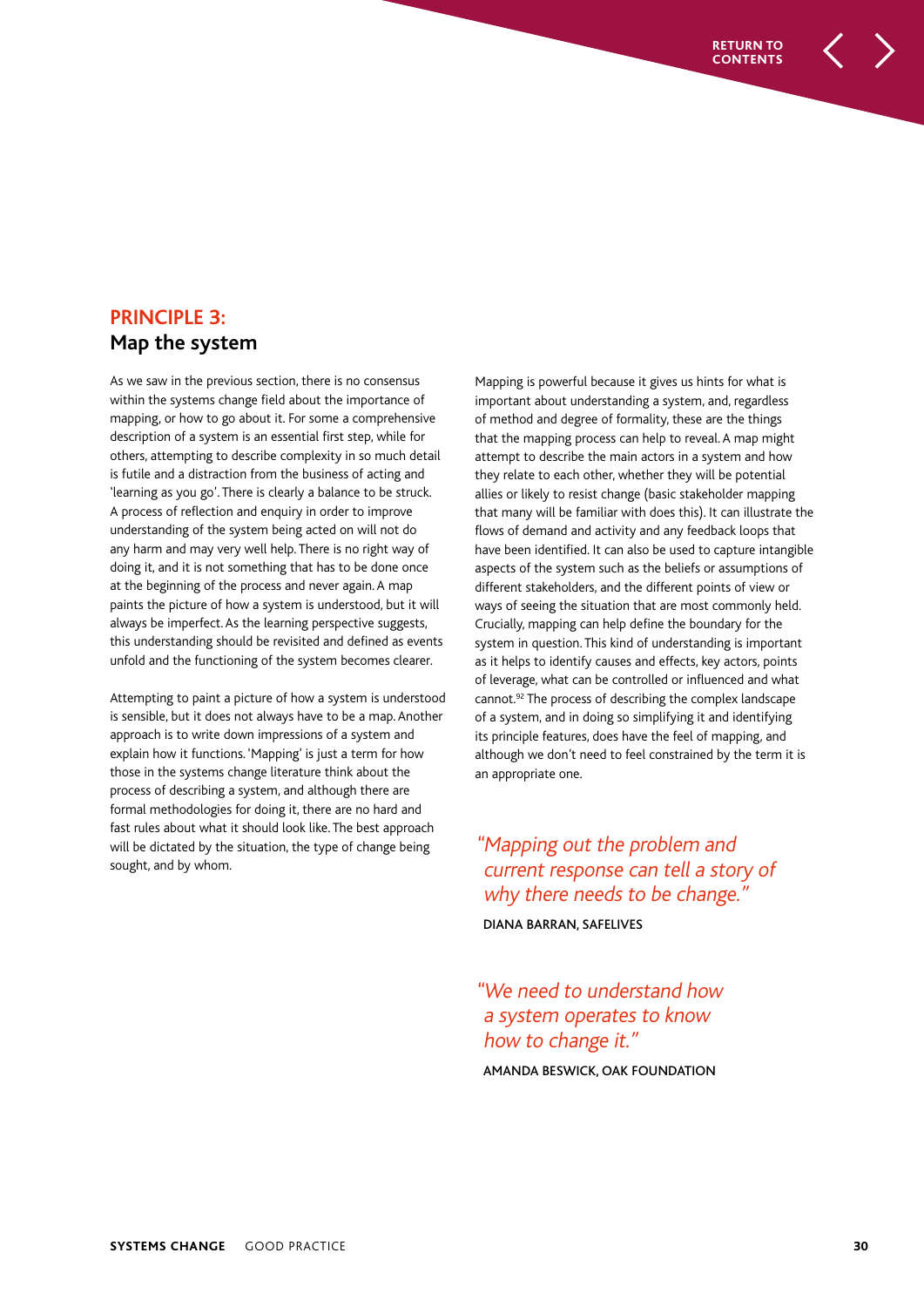## PRINCIPLE 3:
## Map the system

As we saw in the previous section, there is no consensus within the systems change field about the importance of mapping, or how to go about it. For some a comprehensive description of a system is an essential first step, while for others, attempting to describe complexity in so much detail is futile and a distraction from the business of acting and 'learning as you go'. There is clearly a balance to be struck. A process of reflection and enquiry in order to improve understanding of the system being acted on will not do any harm and may very well help. There is no right way of doing it, and it is not something that has to be done once at the beginning of the process and never again. A map paints the picture of how a system is understood, but it will always be imperfect. As the learning perspective suggests, this understanding should be revisited and defined as events unfold and the functioning of the system becomes clearer.

Attempting to paint a picture of how a system is understood is sensible, but it does not always have to be a map. Another approach is to write down impressions of a system and explain how it functions. 'Mapping' is just a term for how those in the systems change literature think about the process of describing a system, and although there are formal methodologies for doing it, there are no hard and fast rules about what it should look like. The best approach will be dictated by the situation, the type of change being sought, and by whom.

Mapping is powerful because it gives us hints for what is important about understanding a system, and, regardless of method and degree of formality, these are the things that the mapping process can help to reveal. A map might attempt to describe the main actors in a system and how they relate to each other, whether they will be potential allies or likely to resist change (basic stakeholder mapping that many will be familiar with does this). It can illustrate the flows of demand and activity and any feedback loops that have been identified. It can also be used to capture intangible aspects of the system such as the beliefs or assumptions of different stakeholders, and the different points of view or ways of seeing the situation that are most commonly held. Crucially, mapping can help define the boundary for the system in question. This kind of understanding is important as it helps to identify causes and effects, key actors, points of leverage, what can be controlled or influenced and what cannot.[92] The process of describing the complex landscape of a system, and in doing so simplifying it and identifying its principle features, does have the feel of mapping, and although we don't need to feel constrained by the term it is an appropriate one.

*"Mapping out the problem and current response can tell a story of why there needs to be change."*

**DIANA BARRAN, SAFELIVES**

*"We need to understand how a system operates to know how to change it."*

**AMANDA BESWICK, OAK FOUNDATION**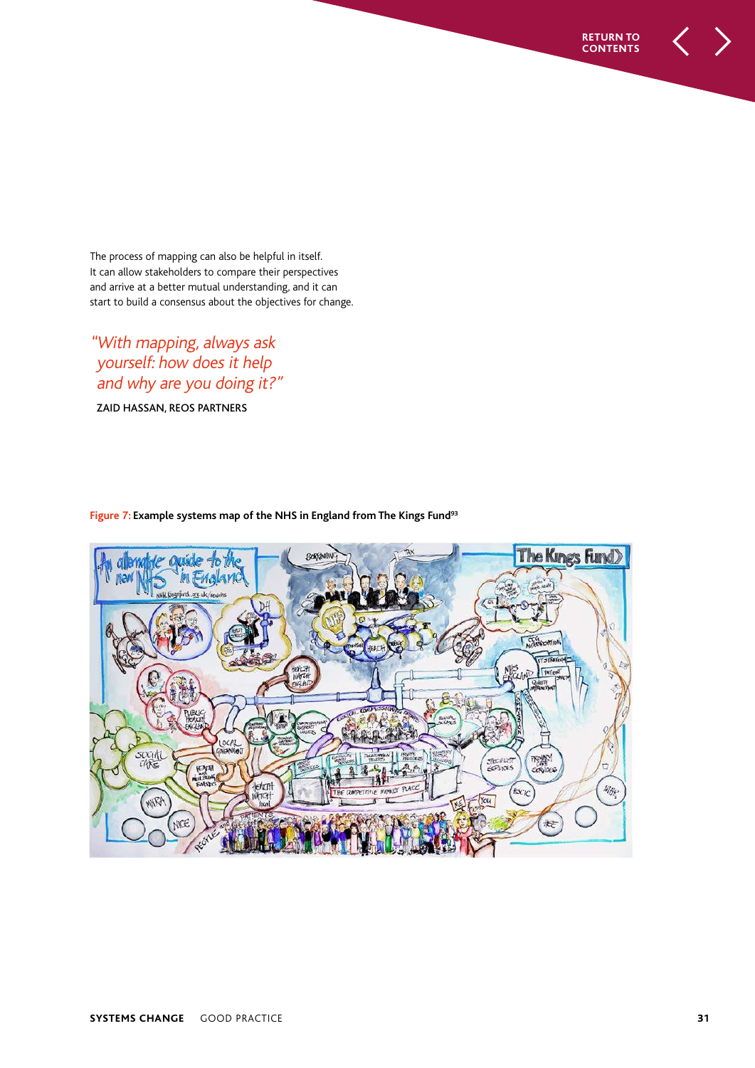The process of mapping can also be helpful in itself. It can allow stakeholders to compare their perspectives and arrive at a better mutual understanding, and it can start to build a consensus about the objectives for change.

> *"With mapping, always ask yourself: how does it help and why are you doing it?"*
>
> ZAID HASSAN, REOS PARTNERS

**Figure 7: Example systems map of the NHS in England from The Kings Fund[93]**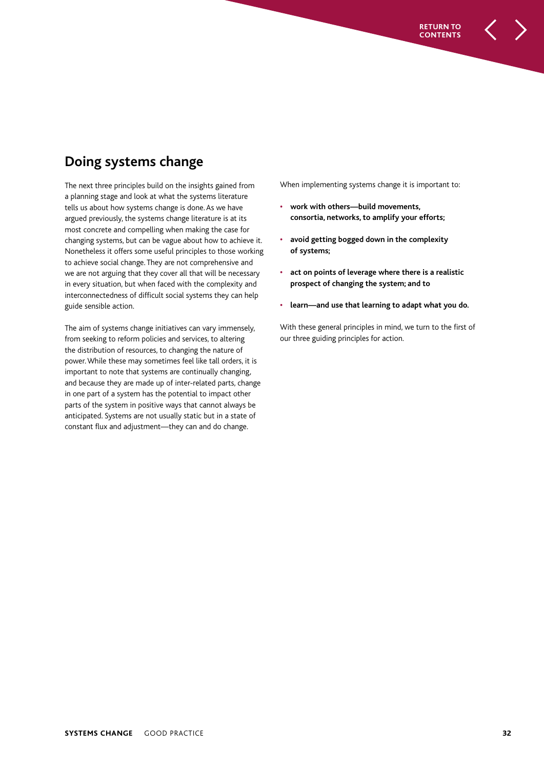## Doing systems change

The next three principles build on the insights gained from a planning stage and look at what the systems literature tells us about how systems change is done. As we have argued previously, the systems change literature is at its most concrete and compelling when making the case for changing systems, but can be vague about how to achieve it. Nonetheless it offers some useful principles to those working to achieve social change. They are not comprehensive and we are not arguing that they cover all that will be necessary in every situation, but when faced with the complexity and interconnectedness of difficult social systems they can help guide sensible action.

The aim of systems change initiatives can vary immensely, from seeking to reform policies and services, to altering the distribution of resources, to changing the nature of power. While these may sometimes feel like tall orders, it is important to note that systems are continually changing, and because they are made up of inter-related parts, change in one part of a system has the potential to impact other parts of the system in positive ways that cannot always be anticipated. Systems are not usually static but in a state of constant flux and adjustment—they can and do change.

When implementing systems change it is important to:

- **work with others—build movements, consortia, networks, to amplify your efforts;**
- **avoid getting bogged down in the complexity of systems;**
- **act on points of leverage where there is a realistic prospect of changing the system; and to**
- **learn—and use that learning to adapt what you do.**

With these general principles in mind, we turn to the first of our three guiding principles for action.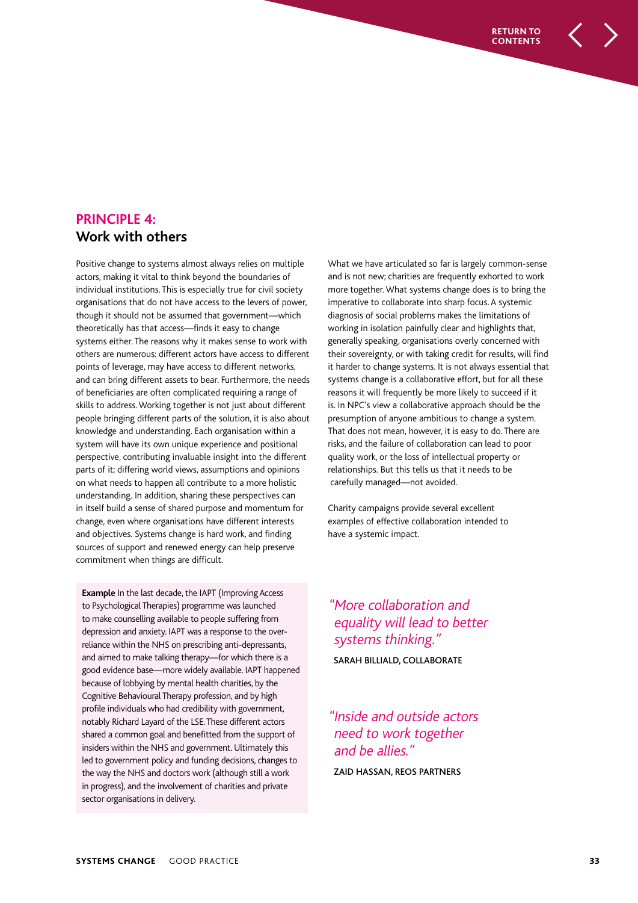## PRINCIPLE 4:
## Work with others

Positive change to systems almost always relies on multiple actors, making it vital to think beyond the boundaries of individual institutions. This is especially true for civil society organisations that do not have access to the levers of power, though it should not be assumed that government—which theoretically has that access—finds it easy to change systems either. The reasons why it makes sense to work with others are numerous: different actors have access to different points of leverage, may have access to different networks, and can bring different assets to bear. Furthermore, the needs of beneficiaries are often complicated requiring a range of skills to address. Working together is not just about different people bringing different parts of the solution, it is also about knowledge and understanding. Each organisation within a system will have its own unique experience and positional perspective, contributing invaluable insight into the different parts of it; differing world views, assumptions and opinions on what needs to happen all contribute to a more holistic understanding. In addition, sharing these perspectives can in itself build a sense of shared purpose and momentum for change, even where organisations have different interests and objectives. Systems change is hard work, and finding sources of support and renewed energy can help preserve commitment when things are difficult.

**Example** In the last decade, the IAPT (Improving Access to Psychological Therapies) programme was launched to make counselling available to people suffering from depression and anxiety. IAPT was a response to the over-reliance within the NHS on prescribing anti-depressants, and aimed to make talking therapy—for which there is a good evidence base—more widely available. IAPT happened because of lobbying by mental health charities, by the Cognitive Behavioural Therapy profession, and by high profile individuals who had credibility with government, notably Richard Layard of the LSE. These different actors shared a common goal and benefitted from the support of insiders within the NHS and government. Ultimately this led to government policy and funding decisions, changes to the way the NHS and doctors work (although still a work in progress), and the involvement of charities and private sector organisations in delivery.

What we have articulated so far is largely common-sense and is not new; charities are frequently exhorted to work more together. What systems change does is to bring the imperative to collaborate into sharp focus. A systemic diagnosis of social problems makes the limitations of working in isolation painfully clear and highlights that, generally speaking, organisations overly concerned with their sovereignty, or with taking credit for results, will find it harder to change systems. It is not always essential that systems change is a collaborative effort, but for all these reasons it will frequently be more likely to succeed if it is. In NPC's view a collaborative approach should be the presumption of anyone ambitious to change a system. That does not mean, however, it is easy to do. There are risks, and the failure of collaboration can lead to poor quality work, or the loss of intellectual property or relationships. But this tells us that it needs to be carefully managed—not avoided.

Charity campaigns provide several excellent examples of effective collaboration intended to have a systemic impact.

*"More collaboration and equality will lead to better systems thinking."*

SARAH BILLIALD, COLLABORATE

*"Inside and outside actors need to work together and be allies."*

ZAID HASSAN, REOS PARTNERS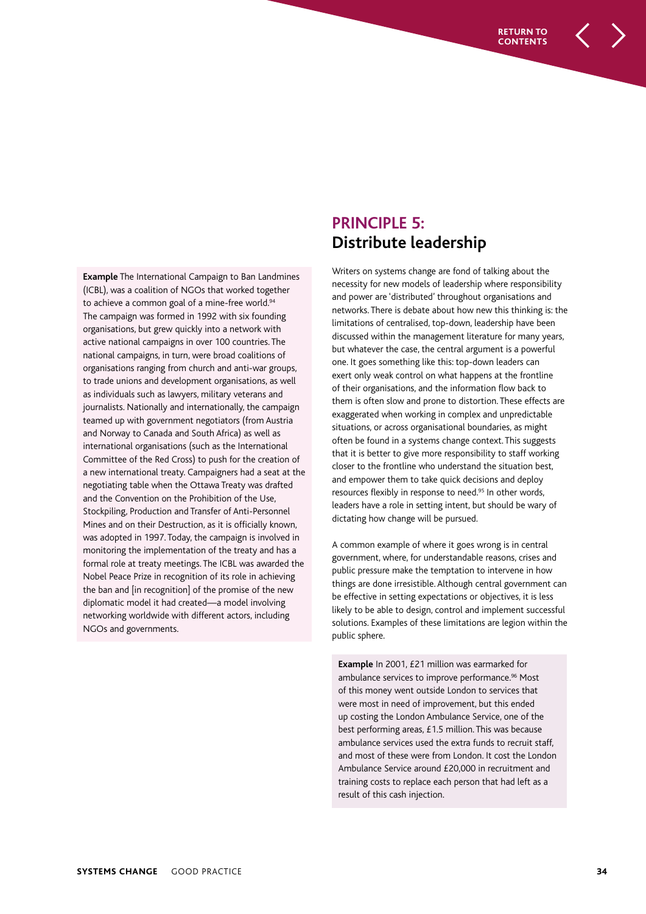## PRINCIPLE 5: Distribute leadership

Writers on systems change are fond of talking about the necessity for new models of leadership where responsibility and power are 'distributed' throughout organisations and networks. There is debate about how new this thinking is: the limitations of centralised, top-down, leadership have been discussed within the management literature for many years, but whatever the case, the central argument is a powerful one. It goes something like this: top-down leaders can exert only weak control on what happens at the frontline of their organisations, and the information flow back to them is often slow and prone to distortion. These effects are exaggerated when working in complex and unpredictable situations, or across organisational boundaries, as might often be found in a systems change context. This suggests that it is better to give more responsibility to staff working closer to the frontline who understand the situation best, and empower them to take quick decisions and deploy resources flexibly in response to need.[95] In other words, leaders have a role in setting intent, but should be wary of dictating how change will be pursued.

A common example of where it goes wrong is in central government, where, for understandable reasons, crises and public pressure make the temptation to intervene in how things are done irresistible. Although central government can be effective in setting expectations or objectives, it is less likely to be able to design, control and implement successful solutions. Examples of these limitations are legion within the public sphere.

**Example** In 2001, £21 million was earmarked for ambulance services to improve performance.[96] Most of this money went outside London to services that were most in need of improvement, but this ended up costing the London Ambulance Service, one of the best performing areas, £1.5 million. This was because ambulance services used the extra funds to recruit staff, and most of these were from London. It cost the London Ambulance Service around £20,000 in recruitment and training costs to replace each person that had left as a result of this cash injection.

**Example** The International Campaign to Ban Landmines (ICBL), was a coalition of NGOs that worked together to achieve a common goal of a mine-free world.[94] The campaign was formed in 1992 with six founding organisations, but grew quickly into a network with active national campaigns in over 100 countries. The national campaigns, in turn, were broad coalitions of organisations ranging from church and anti-war groups, to trade unions and development organisations, as well as individuals such as lawyers, military veterans and journalists. Nationally and internationally, the campaign teamed up with government negotiators (from Austria and Norway to Canada and South Africa) as well as international organisations (such as the International Committee of the Red Cross) to push for the creation of a new international treaty. Campaigners had a seat at the negotiating table when the Ottawa Treaty was drafted and the Convention on the Prohibition of the Use, Stockpiling, Production and Transfer of Anti-Personnel Mines and on their Destruction, as it is officially known, was adopted in 1997. Today, the campaign is involved in monitoring the implementation of the treaty and has a formal role at treaty meetings. The ICBL was awarded the Nobel Peace Prize in recognition of its role in achieving the ban and [in recognition] of the promise of the new diplomatic model it had created—a model involving networking worldwide with different actors, including NGOs and governments.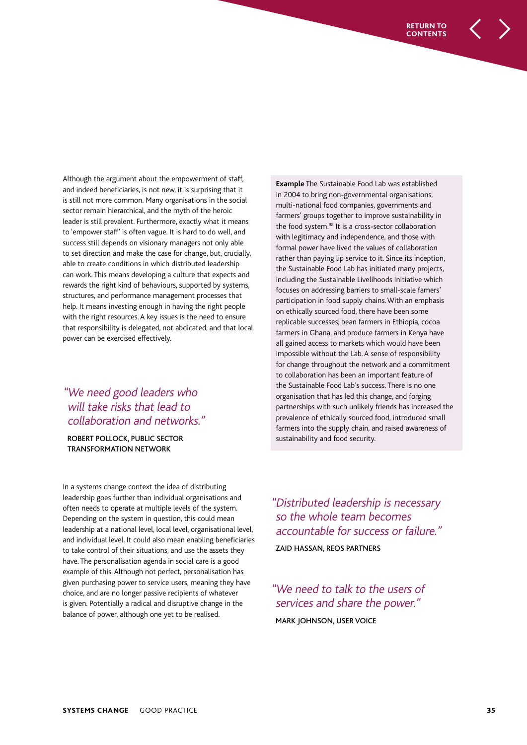Although the argument about the empowerment of staff, and indeed beneficiaries, is not new, it is surprising that it is still not more common. Many organisations in the social sector remain hierarchical, and the myth of the heroic leader is still prevalent. Furthermore, exactly what it means to 'empower staff' is often vague. It is hard to do well, and success still depends on visionary managers not only able to set direction and make the case for change, but, crucially, able to create conditions in which distributed leadership can work. This means developing a culture that expects and rewards the right kind of behaviours, supported by systems, structures, and performance management processes that help. It means investing enough in having the right people with the right resources. A key issues is the need to ensure that responsibility is delegated, not abdicated, and that local power can be exercised effectively.

> *"We need good leaders who will take risks that lead to collaboration and networks."*
>
> ROBERT POLLOCK, PUBLIC SECTOR TRANSFORMATION NETWORK

In a systems change context the idea of distributing leadership goes further than individual organisations and often needs to operate at multiple levels of the system. Depending on the system in question, this could mean leadership at a national level, local level, organisational level, and individual level. It could also mean enabling beneficiaries to take control of their situations, and use the assets they have. The personalisation agenda in social care is a good example of this. Although not perfect, personalisation has given purchasing power to service users, meaning they have choice, and are no longer passive recipients of whatever is given. Potentially a radical and disruptive change in the balance of power, although one yet to be realised.

**Example** The Sustainable Food Lab was established in 2004 to bring non-governmental organisations, multi-national food companies, governments and farmers' groups together to improve sustainability in the food system.[98] It is a cross-sector collaboration with legitimacy and independence, and those with formal power have lived the values of collaboration rather than paying lip service to it. Since its inception, the Sustainable Food Lab has initiated many projects, including the Sustainable Livelihoods Initiative which focuses on addressing barriers to small-scale famers' participation in food supply chains. With an emphasis on ethically sourced food, there have been some replicable successes; bean farmers in Ethiopia, cocoa farmers in Ghana, and produce farmers in Kenya have all gained access to markets which would have been impossible without the Lab. A sense of responsibility for change throughout the network and a commitment to collaboration has been an important feature of the Sustainable Food Lab's success. There is no one organisation that has led this change, and forging partnerships with such unlikely friends has increased the prevalence of ethically sourced food, introduced small farmers into the supply chain, and raised awareness of sustainability and food security.

> *"Distributed leadership is necessary so the whole team becomes accountable for success or failure."*
>
> ZAID HASSAN, REOS PARTNERS

> *"We need to talk to the users of services and share the power."*
>
> MARK JOHNSON, USER VOICE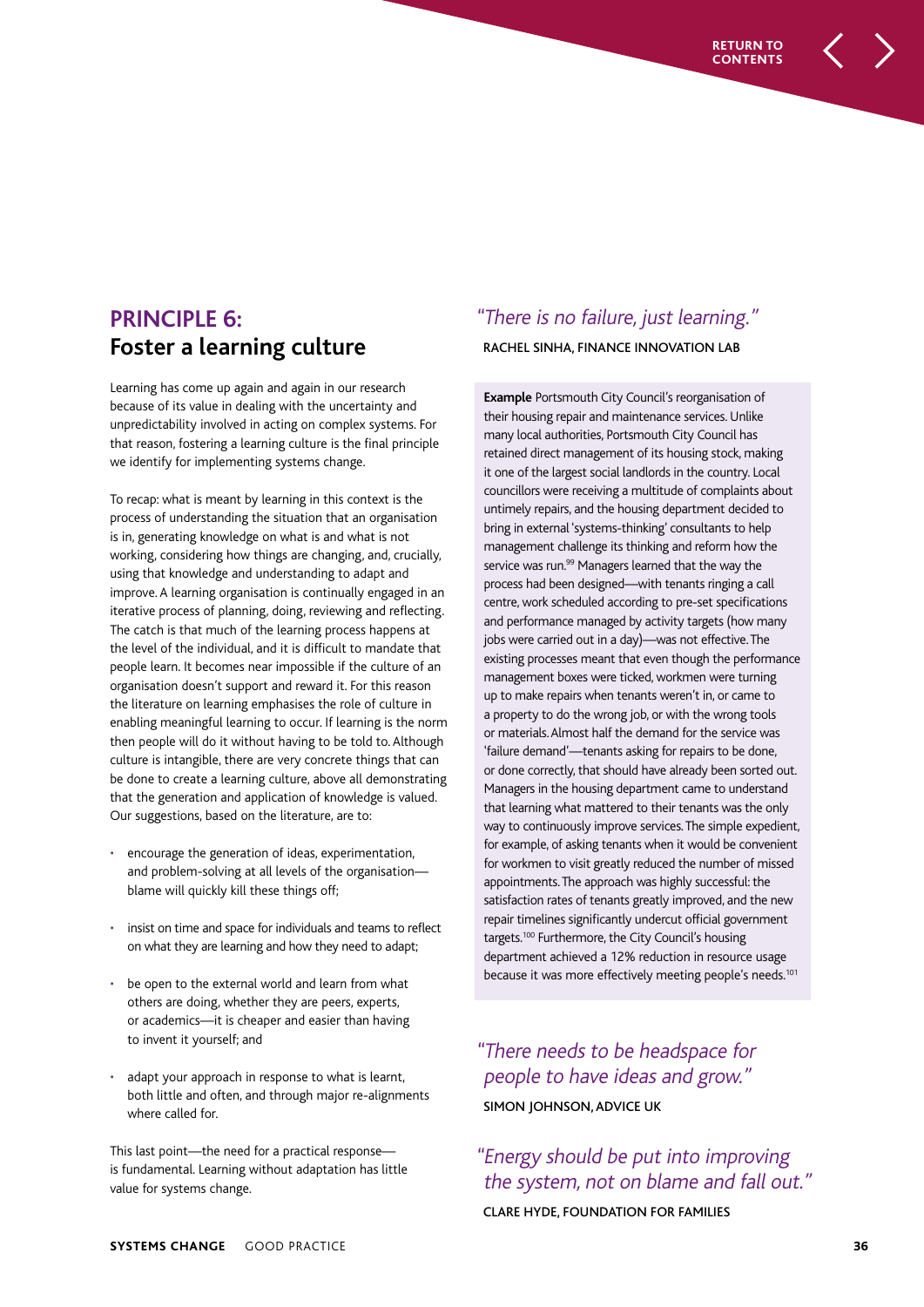## PRINCIPLE 6:
## Foster a learning culture

Learning has come up again and again in our research because of its value in dealing with the uncertainty and unpredictability involved in acting on complex systems. For that reason, fostering a learning culture is the final principle we identify for implementing systems change.

To recap: what is meant by learning in this context is the process of understanding the situation that an organisation is in, generating knowledge on what is and what is not working, considering how things are changing, and, crucially, using that knowledge and understanding to adapt and improve. A learning organisation is continually engaged in an iterative process of planning, doing, reviewing and reflecting. The catch is that much of the learning process happens at the level of the individual, and it is difficult to mandate that people learn. It becomes near impossible if the culture of an organisation doesn't support and reward it. For this reason the literature on learning emphasises the role of culture in enabling meaningful learning to occur. If learning is the norm then people will do it without having to be told to. Although culture is intangible, there are very concrete things that can be done to create a learning culture, above all demonstrating that the generation and application of knowledge is valued. Our suggestions, based on the literature, are to:

- encourage the generation of ideas, experimentation, and problem-solving at all levels of the organisation—blame will quickly kill these things off;
- insist on time and space for individuals and teams to reflect on what they are learning and how they need to adapt;
- be open to the external world and learn from what others are doing, whether they are peers, experts, or academics—it is cheaper and easier than having to invent it yourself; and
- adapt your approach in response to what is learnt, both little and often, and through major re-alignments where called for.

This last point—the need for a practical response—is fundamental. Learning without adaptation has little value for systems change.

*"There is no failure, just learning."*

RACHEL SINHA, FINANCE INNOVATION LAB

**Example** Portsmouth City Council's reorganisation of their housing repair and maintenance services. Unlike many local authorities, Portsmouth City Council has retained direct management of its housing stock, making it one of the largest social landlords in the country. Local councillors were receiving a multitude of complaints about untimely repairs, and the housing department decided to bring in external 'systems-thinking' consultants to help management challenge its thinking and reform how the service was run.[99] Managers learned that the way the process had been designed—with tenants ringing a call centre, work scheduled according to pre-set specifications and performance managed by activity targets (how many jobs were carried out in a day)—was not effective. The existing processes meant that even though the performance management boxes were ticked, workmen were turning up to make repairs when tenants weren't in, or came to a property to do the wrong job, or with the wrong tools or materials. Almost half the demand for the service was 'failure demand'—tenants asking for repairs to be done, or done correctly, that should have already been sorted out. Managers in the housing department came to understand that learning what mattered to their tenants was the only way to continuously improve services. The simple expedient, for example, of asking tenants when it would be convenient for workmen to visit greatly reduced the number of missed appointments. The approach was highly successful: the satisfaction rates of tenants greatly improved, and the new repair timelines significantly undercut official government targets.[100] Furthermore, the City Council's housing department achieved a 12% reduction in resource usage because it was more effectively meeting people's needs.[101]

*"There needs to be headspace for people to have ideas and grow."*

SIMON JOHNSON, ADVICE UK

*"Energy should be put into improving the system, not on blame and fall out."*

CLARE HYDE, FOUNDATION FOR FAMILIES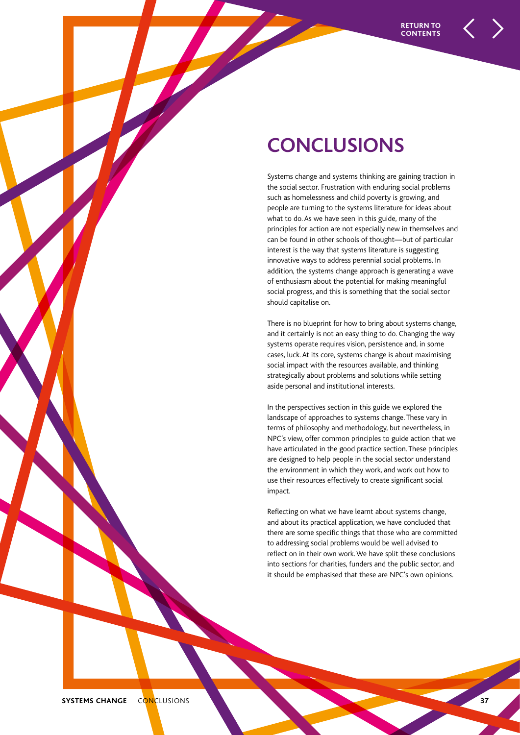# CONCLUSIONS

Systems change and systems thinking are gaining traction in the social sector. Frustration with enduring social problems such as homelessness and child poverty is growing, and people are turning to the systems literature for ideas about what to do. As we have seen in this guide, many of the principles for action are not especially new in themselves and can be found in other schools of thought—but of particular interest is the way that systems literature is suggesting innovative ways to address perennial social problems. In addition, the systems change approach is generating a wave of enthusiasm about the potential for making meaningful social progress, and this is something that the social sector should capitalise on.

There is no blueprint for how to bring about systems change, and it certainly is not an easy thing to do. Changing the way systems operate requires vision, persistence and, in some cases, luck. At its core, systems change is about maximising social impact with the resources available, and thinking strategically about problems and solutions while setting aside personal and institutional interests.

In the perspectives section in this guide we explored the landscape of approaches to systems change. These vary in terms of philosophy and methodology, but nevertheless, in NPC's view, offer common principles to guide action that we have articulated in the good practice section. These principles are designed to help people in the social sector understand the environment in which they work, and work out how to use their resources effectively to create significant social impact.

Reflecting on what we have learnt about systems change, and about its practical application, we have concluded that there are some specific things that those who are committed to addressing social problems would be well advised to reflect on in their own work. We have split these conclusions into sections for charities, funders and the public sector, and it should be emphasised that these are NPC's own opinions.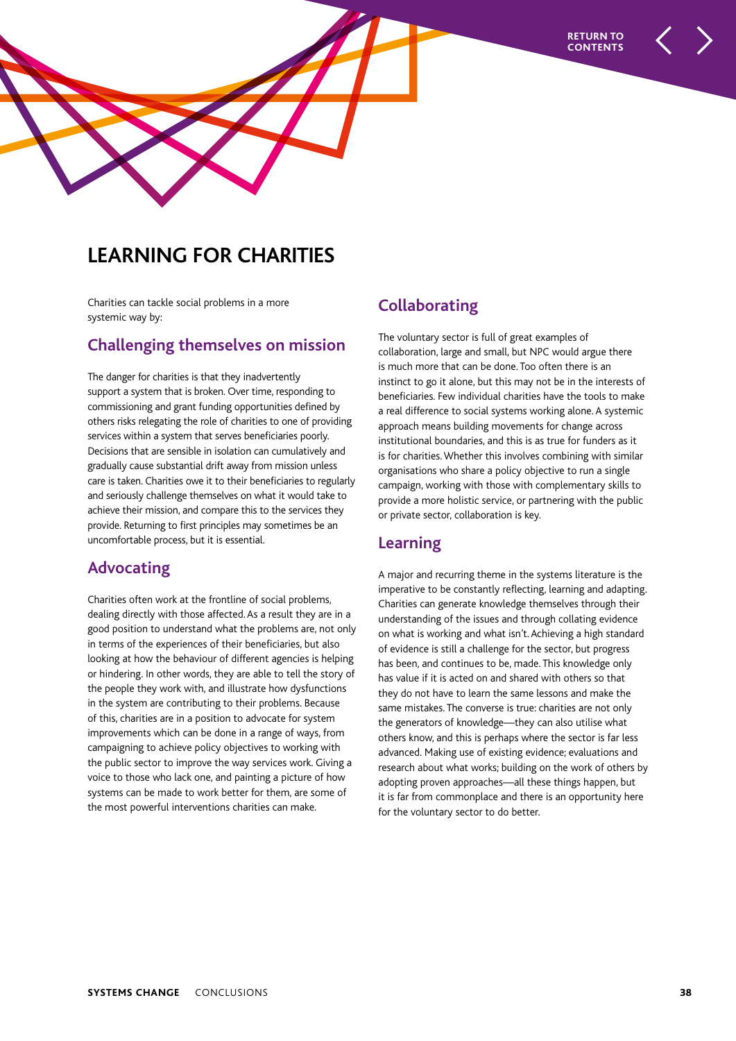# LEARNING FOR CHARITIES

Charities can tackle social problems in a more systemic way by:

## Challenging themselves on mission

The danger for charities is that they inadvertently support a system that is broken. Over time, responding to commissioning and grant funding opportunities defined by others risks relegating the role of charities to one of providing services within a system that serves beneficiaries poorly. Decisions that are sensible in isolation can cumulatively and gradually cause substantial drift away from mission unless care is taken. Charities owe it to their beneficiaries to regularly and seriously challenge themselves on what it would take to achieve their mission, and compare this to the services they provide. Returning to first principles may sometimes be an uncomfortable process, but it is essential.

## Advocating

Charities often work at the frontline of social problems, dealing directly with those affected. As a result they are in a good position to understand what the problems are, not only in terms of the experiences of their beneficiaries, but also looking at how the behaviour of different agencies is helping or hindering. In other words, they are able to tell the story of the people they work with, and illustrate how dysfunctions in the system are contributing to their problems. Because of this, charities are in a position to advocate for system improvements which can be done in a range of ways, from campaigning to achieve policy objectives to working with the public sector to improve the way services work. Giving a voice to those who lack one, and painting a picture of how systems can be made to work better for them, are some of the most powerful interventions charities can make.

## Collaborating

The voluntary sector is full of great examples of collaboration, large and small, but NPC would argue there is much more that can be done. Too often there is an instinct to go it alone, but this may not be in the interests of beneficiaries. Few individual charities have the tools to make a real difference to social systems working alone. A systemic approach means building movements for change across institutional boundaries, and this is as true for funders as it is for charities. Whether this involves combining with similar organisations who share a policy objective to run a single campaign, working with those with complementary skills to provide a more holistic service, or partnering with the public or private sector, collaboration is key.

## Learning

A major and recurring theme in the systems literature is the imperative to be constantly reflecting, learning and adapting. Charities can generate knowledge themselves through their understanding of the issues and through collating evidence on what is working and what isn't. Achieving a high standard of evidence is still a challenge for the sector, but progress has been, and continues to be, made. This knowledge only has value if it is acted on and shared with others so that they do not have to learn the same lessons and make the same mistakes. The converse is true: charities are not only the generators of knowledge—they can also utilise what others know, and this is perhaps where the sector is far less advanced. Making use of existing evidence; evaluations and research about what works; building on the work of others by adopting proven approaches—all these things happen, but it is far from commonplace and there is an opportunity here for the voluntary sector to do better.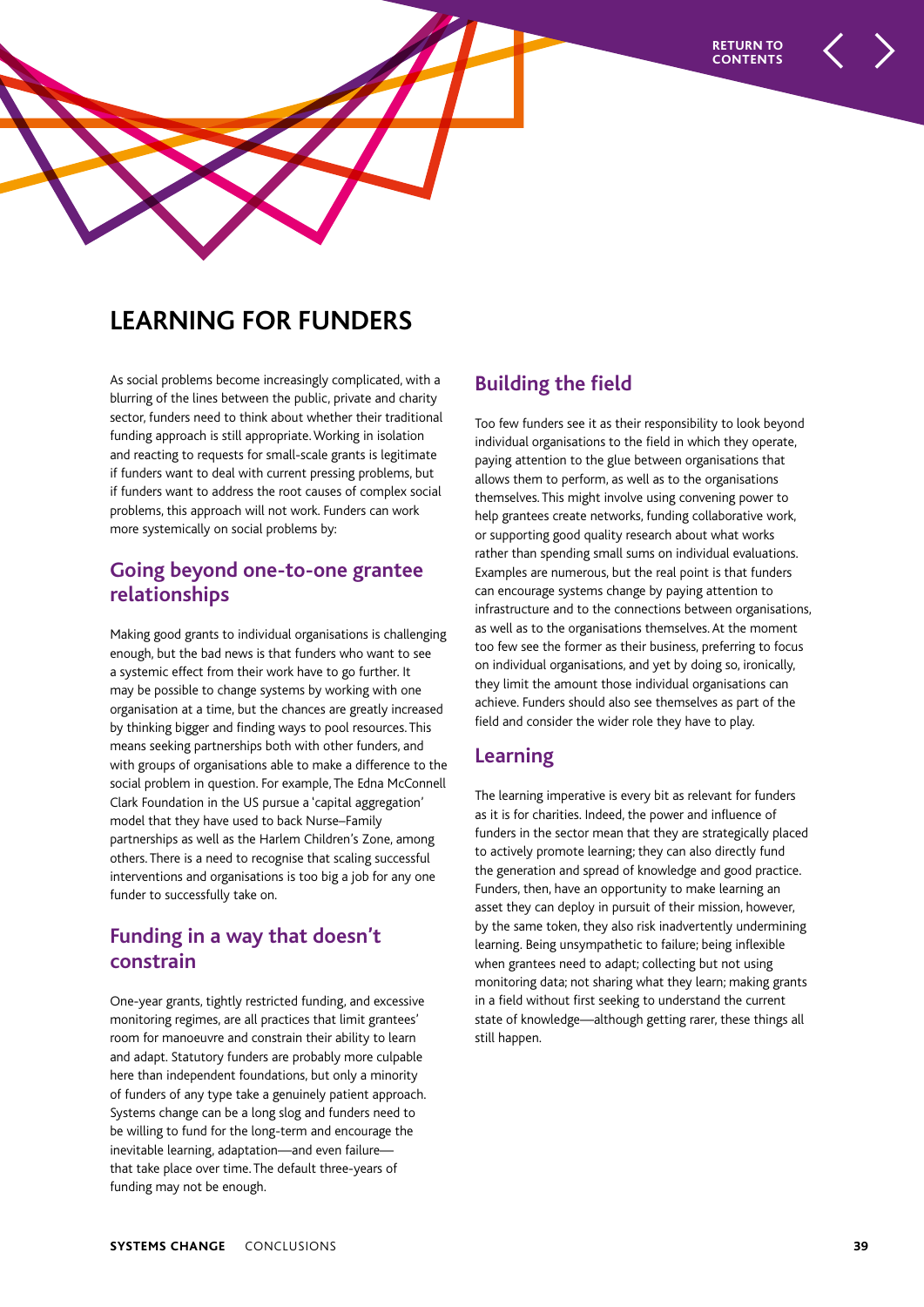# LEARNING FOR FUNDERS

As social problems become increasingly complicated, with a blurring of the lines between the public, private and charity sector, funders need to think about whether their traditional funding approach is still appropriate. Working in isolation and reacting to requests for small-scale grants is legitimate if funders want to deal with current pressing problems, but if funders want to address the root causes of complex social problems, this approach will not work. Funders can work more systemically on social problems by:

## Going beyond one-to-one grantee relationships

Making good grants to individual organisations is challenging enough, but the bad news is that funders who want to see a systemic effect from their work have to go further. It may be possible to change systems by working with one organisation at a time, but the chances are greatly increased by thinking bigger and finding ways to pool resources. This means seeking partnerships both with other funders, and with groups of organisations able to make a difference to the social problem in question. For example, The Edna McConnell Clark Foundation in the US pursue a 'capital aggregation' model that they have used to back Nurse–Family partnerships as well as the Harlem Children's Zone, among others. There is a need to recognise that scaling successful interventions and organisations is too big a job for any one funder to successfully take on.

## Funding in a way that doesn't constrain

One-year grants, tightly restricted funding, and excessive monitoring regimes, are all practices that limit grantees' room for manoeuvre and constrain their ability to learn and adapt. Statutory funders are probably more culpable here than independent foundations, but only a minority of funders of any type take a genuinely patient approach. Systems change can be a long slog and funders need to be willing to fund for the long-term and encourage the inevitable learning, adaptation—and even failure—that take place over time. The default three-years of funding may not be enough.

## Building the field

Too few funders see it as their responsibility to look beyond individual organisations to the field in which they operate, paying attention to the glue between organisations that allows them to perform, as well as to the organisations themselves. This might involve using convening power to help grantees create networks, funding collaborative work, or supporting good quality research about what works rather than spending small sums on individual evaluations. Examples are numerous, but the real point is that funders can encourage systems change by paying attention to infrastructure and to the connections between organisations, as well as to the organisations themselves. At the moment too few see the former as their business, preferring to focus on individual organisations, and yet by doing so, ironically, they limit the amount those individual organisations can achieve. Funders should also see themselves as part of the field and consider the wider role they have to play.

## Learning

The learning imperative is every bit as relevant for funders as it is for charities. Indeed, the power and influence of funders in the sector mean that they are strategically placed to actively promote learning; they can also directly fund the generation and spread of knowledge and good practice. Funders, then, have an opportunity to make learning an asset they can deploy in pursuit of their mission, however, by the same token, they also risk inadvertently undermining learning. Being unsympathetic to failure; being inflexible when grantees need to adapt; collecting but not using monitoring data; not sharing what they learn; making grants in a field without first seeking to understand the current state of knowledge—although getting rarer, these things all still happen.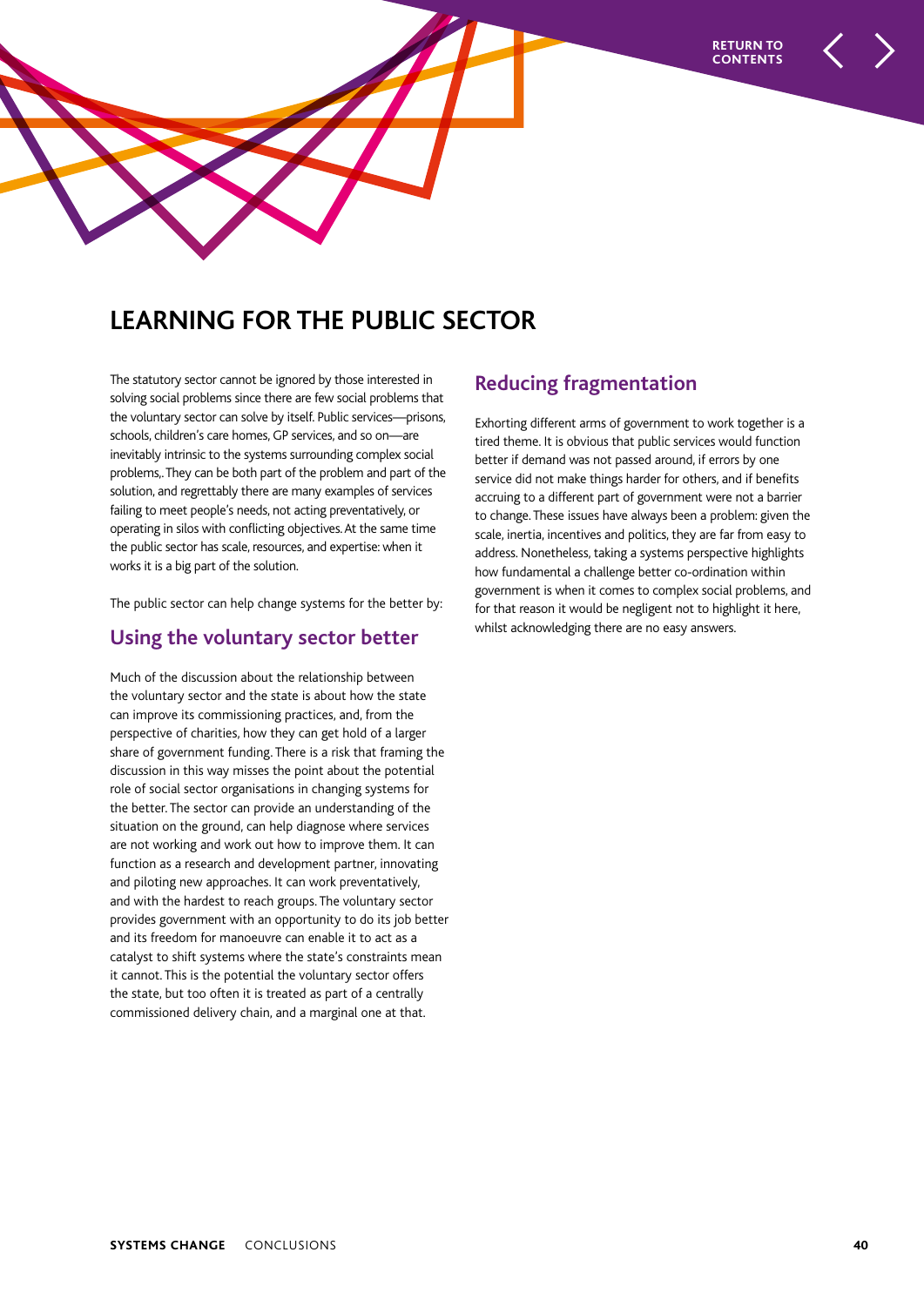# LEARNING FOR THE PUBLIC SECTOR

The statutory sector cannot be ignored by those interested in solving social problems since there are few social problems that the voluntary sector can solve by itself. Public services—prisons, schools, children's care homes, GP services, and so on—are inevitably intrinsic to the systems surrounding complex social problems,. They can be both part of the problem and part of the solution, and regrettably there are many examples of services failing to meet people's needs, not acting preventatively, or operating in silos with conflicting objectives. At the same time the public sector has scale, resources, and expertise: when it works it is a big part of the solution.

The public sector can help change systems for the better by:

## Using the voluntary sector better

Much of the discussion about the relationship between the voluntary sector and the state is about how the state can improve its commissioning practices, and, from the perspective of charities, how they can get hold of a larger share of government funding. There is a risk that framing the discussion in this way misses the point about the potential role of social sector organisations in changing systems for the better. The sector can provide an understanding of the situation on the ground, can help diagnose where services are not working and work out how to improve them. It can function as a research and development partner, innovating and piloting new approaches. It can work preventatively, and with the hardest to reach groups. The voluntary sector provides government with an opportunity to do its job better and its freedom for manoeuvre can enable it to act as a catalyst to shift systems where the state's constraints mean it cannot. This is the potential the voluntary sector offers the state, but too often it is treated as part of a centrally commissioned delivery chain, and a marginal one at that.

## Reducing fragmentation

Exhorting different arms of government to work together is a tired theme. It is obvious that public services would function better if demand was not passed around, if errors by one service did not make things harder for others, and if benefits accruing to a different part of government were not a barrier to change. These issues have always been a problem: given the scale, inertia, incentives and politics, they are far from easy to address. Nonetheless, taking a systems perspective highlights how fundamental a challenge better co-ordination within government is when it comes to complex social problems, and for that reason it would be negligent not to highlight it here, whilst acknowledging there are no easy answers.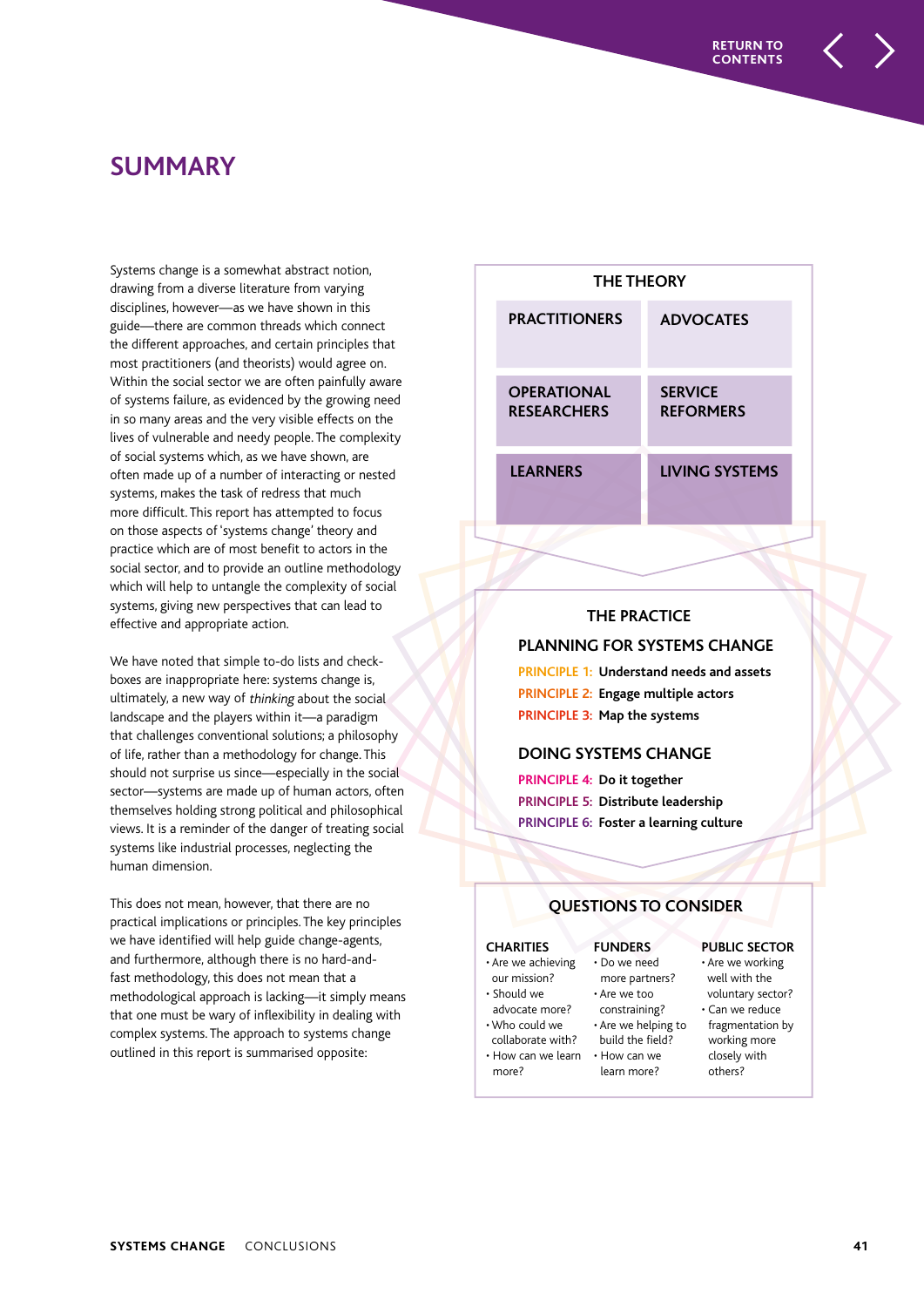# SUMMARY

Systems change is a somewhat abstract notion, drawing from a diverse literature from varying disciplines, however—as we have shown in this guide—there are common threads which connect the different approaches, and certain principles that most practitioners (and theorists) would agree on. Within the social sector we are often painfully aware of systems failure, as evidenced by the growing need in so many areas and the very visible effects on the lives of vulnerable and needy people. The complexity of social systems which, as we have shown, are often made up of a number of interacting or nested systems, makes the task of redress that much more difficult. This report has attempted to focus on those aspects of 'systems change' theory and practice which are of most benefit to actors in the social sector, and to provide an outline methodology which will help to untangle the complexity of social systems, giving new perspectives that can lead to effective and appropriate action.

We have noted that simple to-do lists and check-boxes are inappropriate here: systems change is, ultimately, a new way of *thinking* about the social landscape and the players within it—a paradigm that challenges conventional solutions; a philosophy of life, rather than a methodology for change. This should not surprise us since—especially in the social sector—systems are made up of human actors, often themselves holding strong political and philosophical views. It is a reminder of the danger of treating social systems like industrial processes, neglecting the human dimension.

This does not mean, however, that there are no practical implications or principles. The key principles we have identified will help guide change-agents, and furthermore, although there is no hard-and-fast methodology, this does not mean that a methodological approach is lacking—it simply means that one must be wary of inflexibility in dealing with complex systems. The approach to systems change outlined in this report is summarised opposite:

## THE THEORY

| | |
|---|---|
| PRACTITIONERS | ADVOCATES |
| OPERATIONAL RESEARCHERS | SERVICE REFORMERS |
| LEARNERS | LIVING SYSTEMS |

## THE PRACTICE

### PLANNING FOR SYSTEMS CHANGE

- **PRINCIPLE 1:** Understand needs and assets
- **PRINCIPLE 2:** Engage multiple actors
- **PRINCIPLE 3:** Map the systems

### DOING SYSTEMS CHANGE

- **PRINCIPLE 4:** Do it together
- **PRINCIPLE 5:** Distribute leadership
- **PRINCIPLE 6:** Foster a learning culture

## QUESTIONS TO CONSIDER

**CHARITIES**
- Are we achieving our mission?
- Should we advocate more?
- Who could we collaborate with?
- How can we learn more?

**FUNDERS**
- Do we need more partners?
- Are we too constraining?
- Are we helping to build the field?
- How can we learn more?

**PUBLIC SECTOR**
- Are we working well with the voluntary sector?
- Can we reduce fragmentation by working more closely with others?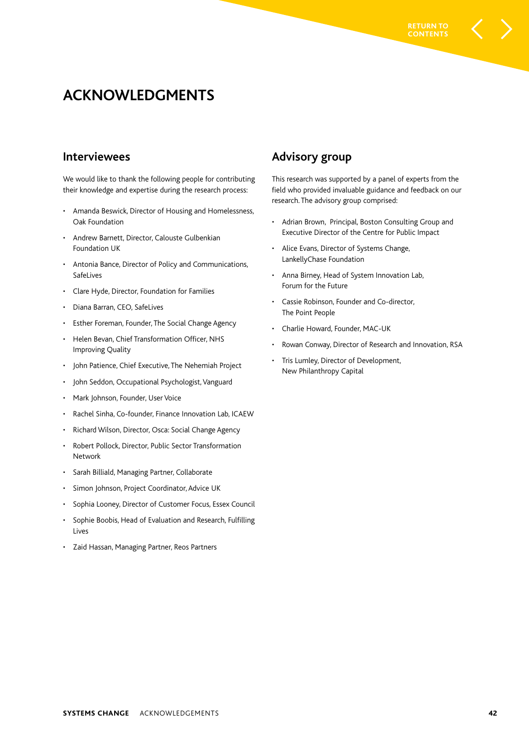# ACKNOWLEDGMENTS

## Interviewees

We would like to thank the following people for contributing their knowledge and expertise during the research process:

- Amanda Beswick, Director of Housing and Homelessness, Oak Foundation
- Andrew Barnett, Director, Calouste Gulbenkian Foundation UK
- Antonia Bance, Director of Policy and Communications, SafeLives
- Clare Hyde, Director, Foundation for Families
- Diana Barran, CEO, SafeLives
- Esther Foreman, Founder, The Social Change Agency
- Helen Bevan, Chief Transformation Officer, NHS Improving Quality
- John Patience, Chief Executive, The Nehemiah Project
- John Seddon, Occupational Psychologist, Vanguard
- Mark Johnson, Founder, User Voice
- Rachel Sinha, Co-founder, Finance Innovation Lab, ICAEW
- Richard Wilson, Director, Osca: Social Change Agency
- Robert Pollock, Director, Public Sector Transformation Network
- Sarah Billiald, Managing Partner, Collaborate
- Simon Johnson, Project Coordinator, Advice UK
- Sophia Looney, Director of Customer Focus, Essex Council
- Sophie Boobis, Head of Evaluation and Research, Fulfilling Lives
- Zaid Hassan, Managing Partner, Reos Partners

## Advisory group

This research was supported by a panel of experts from the field who provided invaluable guidance and feedback on our research. The advisory group comprised:

- Adrian Brown, Principal, Boston Consulting Group and Executive Director of the Centre for Public Impact
- Alice Evans, Director of Systems Change, LankellyChase Foundation
- Anna Birney, Head of System Innovation Lab, Forum for the Future
- Cassie Robinson, Founder and Co-director, The Point People
- Charlie Howard, Founder, MAC-UK
- Rowan Conway, Director of Research and Innovation, RSA
- Tris Lumley, Director of Development, New Philanthropy Capital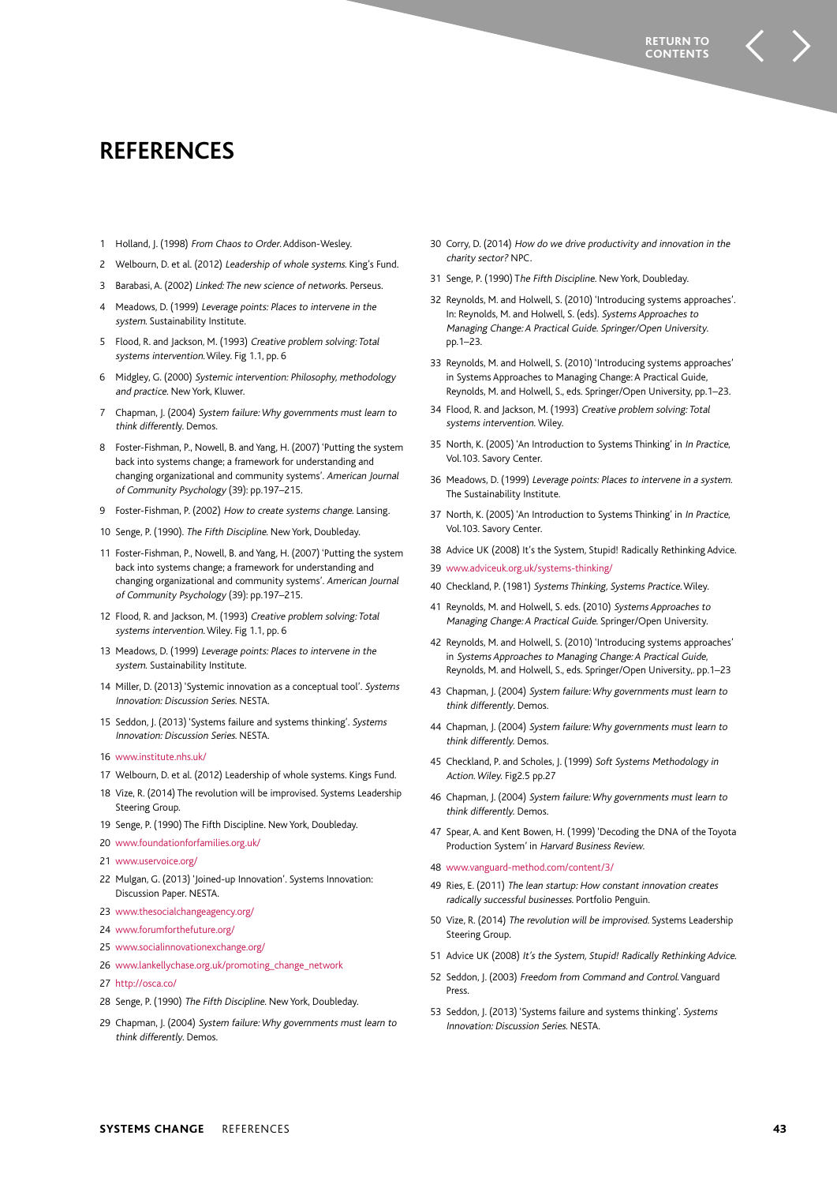# REFERENCES

1 Holland, J. (1998) *From Chaos to Order.* Addison-Wesley.

2 Welbourn, D. et al. (2012) *Leadership of whole systems.* King's Fund.

3 Barabasi, A. (2002) *Linked: The new science of networks.* Perseus.

4 Meadows, D. (1999) *Leverage points: Places to intervene in the system.* Sustainability Institute.

5 Flood, R. and Jackson, M. (1993) *Creative problem solving: Total systems intervention.* Wiley. Fig 1.1, pp. 6

6 Midgley, G. (2000) *Systemic intervention: Philosophy, methodology and practice.* New York, Kluwer.

7 Chapman, J. (2004) *System failure: Why governments must learn to think differently.* Demos.

8 Foster-Fishman, P., Nowell, B. and Yang, H. (2007) 'Putting the system back into systems change; a framework for understanding and changing organizational and community systems'. *American Journal of Community Psychology* (39): pp.197–215.

9 Foster-Fishman, P. (2002) *How to create systems change.* Lansing.

10 Senge, P. (1990). *The Fifth Discipline.* New York, Doubleday.

11 Foster-Fishman, P., Nowell, B. and Yang, H. (2007) 'Putting the system back into systems change; a framework for understanding and changing organizational and community systems'. *American Journal of Community Psychology* (39): pp.197–215.

12 Flood, R. and Jackson, M. (1993) *Creative problem solving: Total systems intervention.* Wiley. Fig 1.1, pp. 6

13 Meadows, D. (1999) *Leverage points: Places to intervene in the system.* Sustainability Institute.

14 Miller, D. (2013) 'Systemic innovation as a conceptual tool'. *Systems Innovation: Discussion Series.* NESTA.

15 Seddon, J. (2013) 'Systems failure and systems thinking'. *Systems Innovation: Discussion Series.* NESTA.

16 www.institute.nhs.uk/

17 Welbourn, D. et al. (2012) Leadership of whole systems. Kings Fund.

18 Vize, R. (2014) The revolution will be improvised. Systems Leadership Steering Group.

19 Senge, P. (1990) The Fifth Discipline. New York, Doubleday.

20 www.foundationforfamilies.org.uk/

21 www.uservoice.org/

22 Mulgan, G. (2013) 'Joined-up Innovation'. Systems Innovation: Discussion Paper. NESTA.

23 www.thesocialchangeagency.org/

24 www.forumforthefuture.org/

25 www.socialinnovationexchange.org/

26 www.lankellychase.org.uk/promoting_change_network

27 http://osca.co/

28 Senge, P. (1990) *The Fifth Discipline.* New York, Doubleday.

29 Chapman, J. (2004) *System failure: Why governments must learn to think differently.* Demos.

30 Corry, D. (2014) *How do we drive productivity and innovation in the charity sector?* NPC.

31 Senge, P. (1990) T*he Fifth Discipline.* New York, Doubleday.

32 Reynolds, M. and Holwell, S. (2010) 'Introducing systems approaches'. In: Reynolds, M. and Holwell, S. (eds). *Systems Approaches to Managing Change: A Practical Guide. Springer/Open University.* pp.1–23.

33 Reynolds, M. and Holwell, S. (2010) 'Introducing systems approaches' in Systems Approaches to Managing Change: A Practical Guide, Reynolds, M. and Holwell, S., eds. Springer/Open University, pp.1–23.

34 Flood, R. and Jackson, M. (1993) *Creative problem solving: Total systems intervention.* Wiley.

35 North, K. (2005) 'An Introduction to Systems Thinking' in *In Practice,* Vol.103. Savory Center.

36 Meadows, D. (1999) *Leverage points: Places to intervene in a system.* The Sustainability Institute.

37 North, K. (2005) 'An Introduction to Systems Thinking' in *In Practice,* Vol.103. Savory Center.

38 Advice UK (2008) It's the System, Stupid! Radically Rethinking Advice.

39 www.adviceuk.org.uk/systems-thinking/

40 Checkland, P. (1981) *Systems Thinking, Systems Practice.* Wiley.

41 Reynolds, M. and Holwell, S. eds. (2010) *Systems Approaches to Managing Change: A Practical Guide.* Springer/Open University.

42 Reynolds, M. and Holwell, S. (2010) 'Introducing systems approaches' in *Systems Approaches to Managing Change: A Practical Guide,* Reynolds, M. and Holwell, S., eds. Springer/Open University,. pp.1–23

43 Chapman, J. (2004) *System failure: Why governments must learn to think differently.* Demos.

44 Chapman, J. (2004) *System failure: Why governments must learn to think differently.* Demos.

45 Checkland, P. and Scholes, J. (1999) *Soft Systems Methodology in Action. Wiley.* Fig2.5 pp.27

46 Chapman, J. (2004) *System failure: Why governments must learn to think differently.* Demos.

47 Spear, A. and Kent Bowen, H. (1999) 'Decoding the DNA of the Toyota Production System' in *Harvard Business Review.*

48 www.vanguard-method.com/content/3/

49 Ries, E. (2011) *The lean startup: How constant innovation creates radically successful businesses.* Portfolio Penguin.

50 Vize, R. (2014) *The revolution will be improvised.* Systems Leadership Steering Group.

51 Advice UK (2008) *It's the System, Stupid! Radically Rethinking Advice.*

52 Seddon, J. (2003) *Freedom from Command and Control.* Vanguard Press.

53 Seddon, J. (2013) 'Systems failure and systems thinking'. *Systems Innovation: Discussion Series.* NESTA.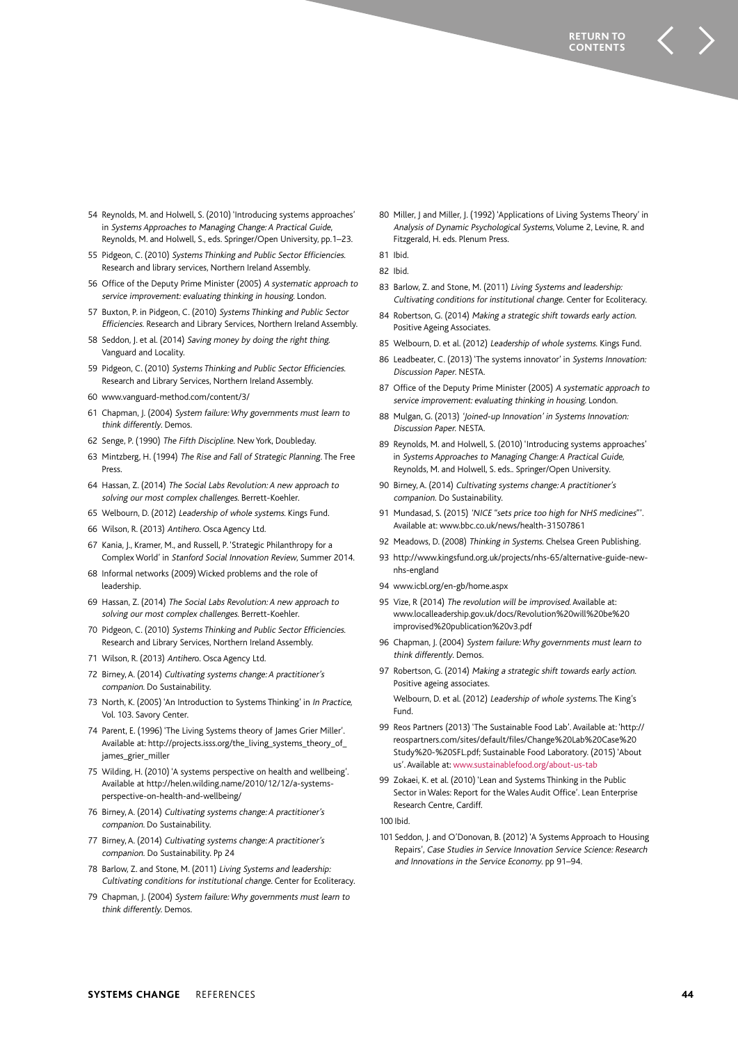54 Reynolds, M. and Holwell, S. (2010) 'Introducing systems approaches' in *Systems Approaches to Managing Change: A Practical Guide*, Reynolds, M. and Holwell, S., eds. Springer/Open University, pp.1–23.

55 Pidgeon, C. (2010) *Systems Thinking and Public Sector Efficiencies.* Research and library services, Northern Ireland Assembly.

56 Office of the Deputy Prime Minister (2005) *A systematic approach to service improvement: evaluating thinking in housing.* London.

57 Buxton, P. in Pidgeon, C. (2010) *Systems Thinking and Public Sector Efficiencies.* Research and Library Services, Northern Ireland Assembly.

58 Seddon, J. et al. (2014) *Saving money by doing the right thing.* Vanguard and Locality.

59 Pidgeon, C. (2010) *Systems Thinking and Public Sector Efficiencies.* Research and Library Services, Northern Ireland Assembly.

60 www.vanguard-method.com/content/3/

61 Chapman, J. (2004) *System failure: Why governments must learn to think differently*. Demos.

62 Senge, P. (1990) *The Fifth Discipline.* New York, Doubleday.

63 Mintzberg, H. (1994) *The Rise and Fall of Strategic Planning*. The Free Press.

64 Hassan, Z. (2014) *The Social Labs Revolution: A new approach to solving our most complex challenges.* Berrett-Koehler.

65 Welbourn, D. (2012) *Leadership of whole systems.* Kings Fund.

66 Wilson, R. (2013) *Antihero.* Osca Agency Ltd.

67 Kania, J., Kramer, M., and Russell, P. 'Strategic Philanthropy for a Complex World' in *Stanford Social Innovation Review*, Summer 2014.

68 Informal networks (2009) Wicked problems and the role of leadership.

69 Hassan, Z. (2014) *The Social Labs Revolution: A new approach to solving our most complex challenges.* Berrett-Koehler.

70 Pidgeon, C. (2010) *Systems Thinking and Public Sector Efficiencies.* Research and Library Services, Northern Ireland Assembly.

71 Wilson, R. (2013) *Antihero.* Osca Agency Ltd.

72 Birney, A. (2014) *Cultivating systems change: A practitioner's companion.* Do Sustainability.

73 North, K. (2005) 'An Introduction to Systems Thinking' in *In Practice,* Vol. 103. Savory Center.

74 Parent, E. (1996) 'The Living Systems theory of James Grier Miller'. Available at: http://projects.isss.org/the_living_systems_theory_of_james_grier_miller

75 Wilding, H. (2010) 'A systems perspective on health and wellbeing'. Available at http://helen.wilding.name/2010/12/12/a-systems-perspective-on-health-and-wellbeing/

76 Birney, A. (2014) *Cultivating systems change: A practitioner's companion.* Do Sustainability.

77 Birney, A. (2014) *Cultivating systems change: A practitioner's companion.* Do Sustainability. Pp 24

78 Barlow, Z. and Stone, M. (2011) *Living Systems and leadership: Cultivating conditions for institutional change.* Center for Ecoliteracy.

79 Chapman, J. (2004) *System failure: Why governments must learn to think differently.* Demos.

80 Miller, J and Miller, J. (1992) 'Applications of Living Systems Theory' in *Analysis of Dynamic Psychological Systems,* Volume 2, Levine, R. and Fitzgerald, H. eds. Plenum Press.

81 Ibid.

82 Ibid.

83 Barlow, Z. and Stone, M. (2011) *Living Systems and leadership: Cultivating conditions for institutional change.* Center for Ecoliteracy.

84 Robertson, G. (2014) *Making a strategic shift towards early action.* Positive Ageing Associates.

85 Welbourn, D. et al. (2012) *Leadership of whole systems.* Kings Fund.

86 Leadbeater, C. (2013) 'The systems innovator' in *Systems Innovation: Discussion Paper*. NESTA.

87 Office of the Deputy Prime Minister (2005) *A systematic approach to service improvement: evaluating thinking in housing.* London.

88 Mulgan, G. (2013) *'Joined-up Innovation' in Systems Innovation: Discussion Paper.* NESTA.

89 Reynolds, M. and Holwell, S. (2010) 'Introducing systems approaches' in *Systems Approaches to Managing Change: A Practical Guide,* Reynolds, M. and Holwell, S. eds.. Springer/Open University.

90 Birney, A. (2014) *Cultivating systems change: A practitioner's companion.* Do Sustainability.

91 Mundasad, S. (2015) *'NICE "sets price too high for NHS medicines"'*. Available at: www.bbc.co.uk/news/health-31507861

92 Meadows, D. (2008) *Thinking in Systems.* Chelsea Green Publishing.

93 http://www.kingsfund.org.uk/projects/nhs-65/alternative-guide-new-nhs-england

94 www.icbl.org/en-gb/home.aspx

95 Vize, R (2014) *The revolution will be improvised.* Available at: www.localleadership.gov.uk/docs/Revolution%20will%20be%20improvised%20publication%20v3.pdf

96 Chapman, J. (2004) *System failure: Why governments must learn to think differently*. Demos.

97 Robertson, G. (2014) *Making a strategic shift towards early action.* Positive ageing associates.

Welbourn, D. et al. (2012) *Leadership of whole systems.* The King's Fund.

99 Reos Partners (2013) 'The Sustainable Food Lab'. Available at: 'http://reospartners.com/sites/default/files/Change%20Lab%20Case%20Study%20-%20SFL.pdf; Sustainable Food Laboratory. (2015) 'About us'. Available at: www.sustainablefood.org/about-us-tab

99 Zokaei, K. et al. (2010) 'Lean and Systems Thinking in the Public Sector in Wales: Report for the Wales Audit Office'. Lean Enterprise Research Centre, Cardiff.

100 Ibid.

101 Seddon, J. and O'Donovan, B. (2012) 'A Systems Approach to Housing Repairs', *Case Studies in Service Innovation Service Science: Research and Innovations in the Service Economy.* pp 91–94.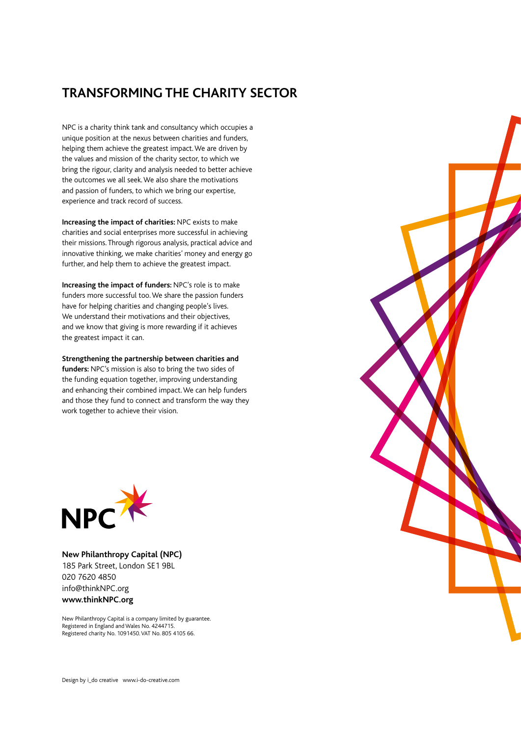# TRANSFORMING THE CHARITY SECTOR

NPC is a charity think tank and consultancy which occupies a unique position at the nexus between charities and funders, helping them achieve the greatest impact. We are driven by the values and mission of the charity sector, to which we bring the rigour, clarity and analysis needed to better achieve the outcomes we all seek. We also share the motivations and passion of funders, to which we bring our expertise, experience and track record of success.

**Increasing the impact of charities:** NPC exists to make charities and social enterprises more successful in achieving their missions. Through rigorous analysis, practical advice and innovative thinking, we make charities' money and energy go further, and help them to achieve the greatest impact.

**Increasing the impact of funders:** NPC's role is to make funders more successful too. We share the passion funders have for helping charities and changing people's lives. We understand their motivations and their objectives, and we know that giving is more rewarding if it achieves the greatest impact it can.

**Strengthening the partnership between charities and funders:** NPC's mission is also to bring the two sides of the funding equation together, improving understanding and enhancing their combined impact. We can help funders and those they fund to connect and transform the way they work together to achieve their vision.

NPC

**New Philanthropy Capital (NPC)**
185 Park Street, London SE1 9BL
020 7620 4850
info@thinkNPC.org
**www.thinkNPC.org**

New Philanthropy Capital is a company limited by guarantee.
Registered in England and Wales No. 4244715.
Registered charity No. 1091450. VAT No. 805 4105 66.

Design by i_do creative www.i-do-creative.com